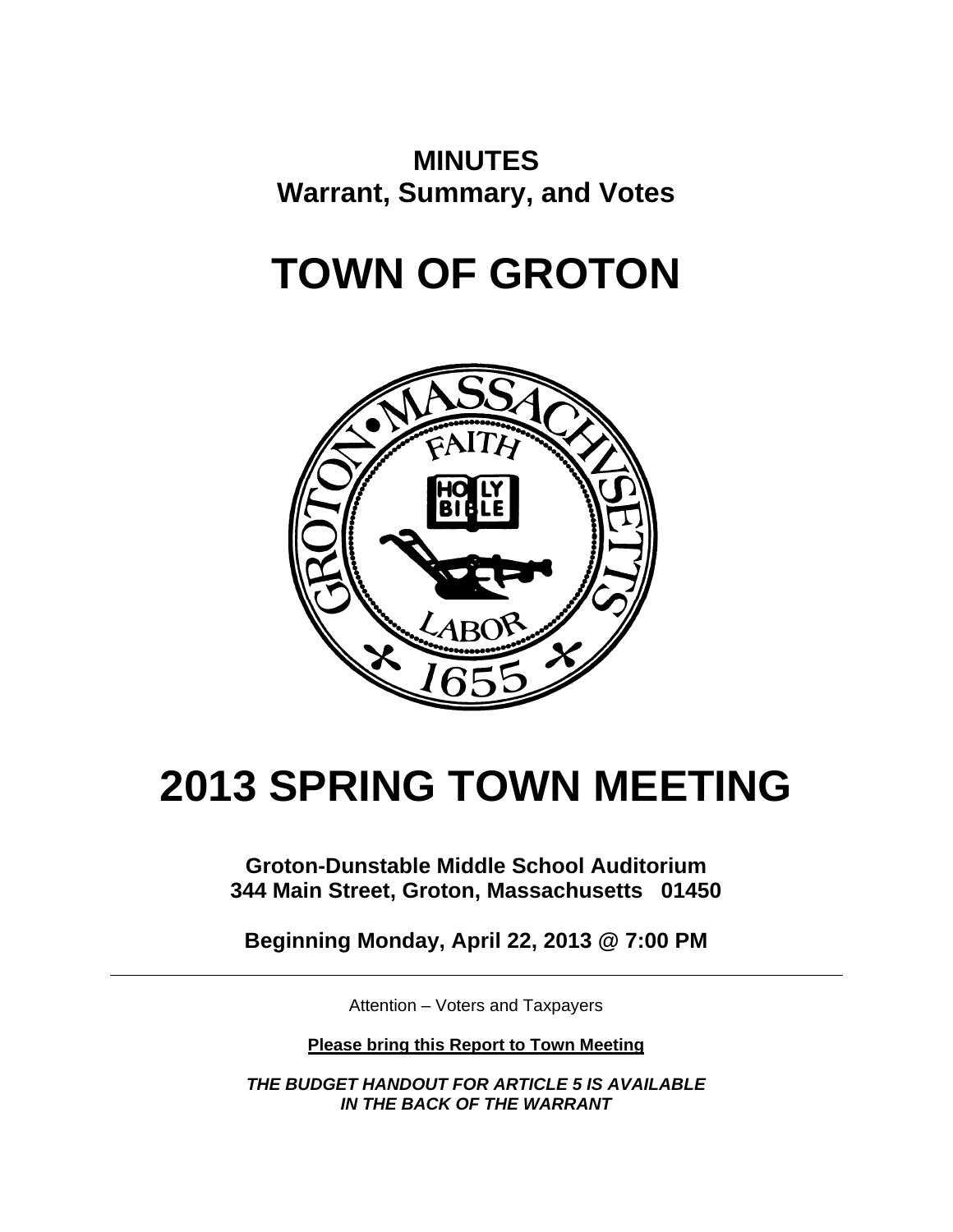**MINUTES**
**Warrant, Summary, and Votes**

# TOWN OF GROTON

# 2013 SPRING TOWN MEETING

**Groton-Dunstable Middle School Auditorium**
**344 Main Street, Groton, Massachusetts 01450**

**Beginning Monday, April 22, 2013 @ 7:00 PM**

---

Attention – Voters and Taxpayers

**Please bring this Report to Town Meeting**

***THE BUDGET HANDOUT FOR ARTICLE 5 IS AVAILABLE IN THE BACK OF THE WARRANT***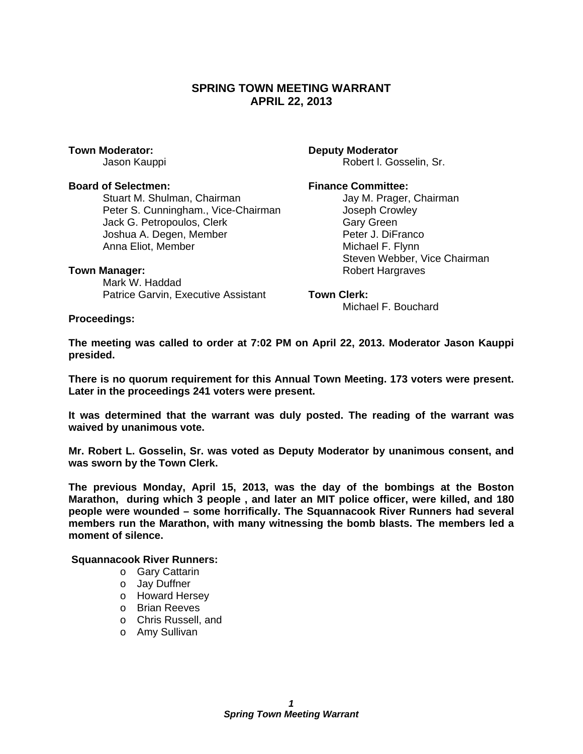# SPRING TOWN MEETING WARRANT
## APRIL 22, 2013

**Town Moderator:**
Jason Kauppi

**Deputy Moderator**
Robert l. Gosselin, Sr.

**Board of Selectmen:**
Stuart M. Shulman, Chairman
Peter S. Cunningham., Vice-Chairman
Jack G. Petropoulos, Clerk
Joshua A. Degen, Member
Anna Eliot, Member

**Finance Committee:**
Jay M. Prager, Chairman
Joseph Crowley
Gary Green
Peter J. DiFranco
Michael F. Flynn
Steven Webber, Vice Chairman
Robert Hargraves

**Town Manager:**
Mark W. Haddad
Patrice Garvin, Executive Assistant

**Town Clerk:**
Michael F. Bouchard

**Proceedings:**

**The meeting was called to order at 7:02 PM on April 22, 2013. Moderator Jason Kauppi presided.**

**There is no quorum requirement for this Annual Town Meeting. 173 voters were present. Later in the proceedings 241 voters were present.**

**It was determined that the warrant was duly posted. The reading of the warrant was waived by unanimous vote.**

**Mr. Robert L. Gosselin, Sr. was voted as Deputy Moderator by unanimous consent, and was sworn by the Town Clerk.**

**The previous Monday, April 15, 2013, was the day of the bombings at the Boston Marathon, during which 3 people , and later an MIT police officer, were killed, and 180 people were wounded – some horrifically. The Squannacook River Runners had several members run the Marathon, with many witnessing the bomb blasts. The members led a moment of silence.**

**Squannacook River Runners:**

- Gary Cattarin
- Jay Duffner
- Howard Hersey
- Brian Reeves
- Chris Russell, and
- Amy Sullivan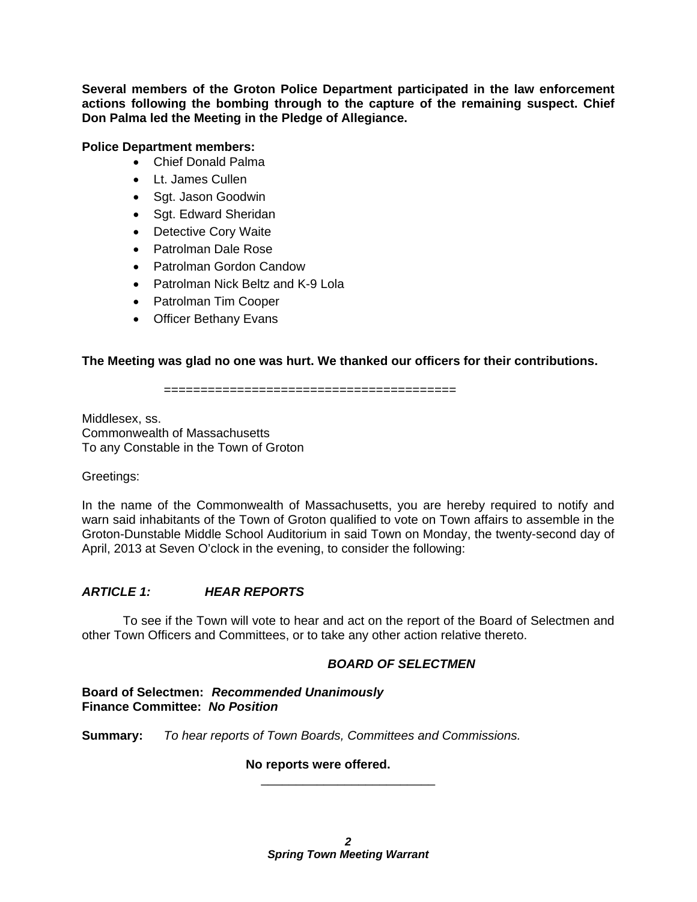**Several members of the Groton Police Department participated in the law enforcement actions following the bombing through to the capture of the remaining suspect. Chief Don Palma led the Meeting in the Pledge of Allegiance.**

**Police Department members:**

- Chief Donald Palma
- Lt. James Cullen
- Sgt. Jason Goodwin
- Sgt. Edward Sheridan
- Detective Cory Waite
- Patrolman Dale Rose
- Patrolman Gordon Candow
- Patrolman Nick Beltz and K-9 Lola
- Patrolman Tim Cooper
- Officer Bethany Evans

**The Meeting was glad no one was hurt. We thanked our officers for their contributions.**

========================================

Middlesex, ss.
Commonwealth of Massachusetts
To any Constable in the Town of Groton

Greetings:

In the name of the Commonwealth of Massachusetts, you are hereby required to notify and warn said inhabitants of the Town of Groton qualified to vote on Town affairs to assemble in the Groton-Dunstable Middle School Auditorium in said Town on Monday, the twenty-second day of April, 2013 at Seven O'clock in the evening, to consider the following:

***ARTICLE 1: HEAR REPORTS***

To see if the Town will vote to hear and act on the report of the Board of Selectmen and other Town Officers and Committees, or to take any other action relative thereto.

***BOARD OF SELECTMEN***

**Board of Selectmen:** ***Recommended Unanimously***
**Finance Committee:** ***No Position***

**Summary:** *To hear reports of Town Boards, Committees and Commissions.*

**No reports were offered.**

---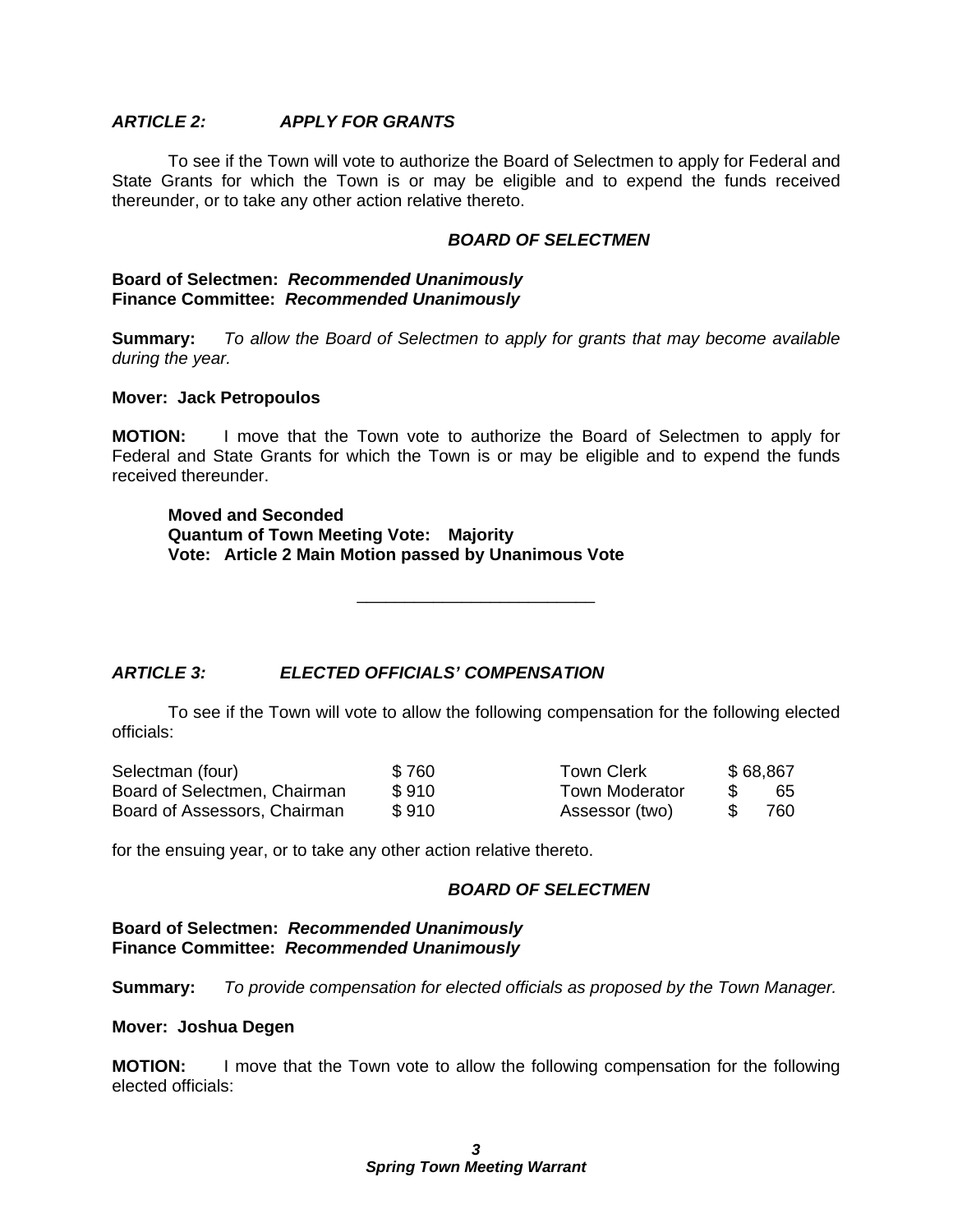### *ARTICLE 2: APPLY FOR GRANTS*

To see if the Town will vote to authorize the Board of Selectmen to apply for Federal and State Grants for which the Town is or may be eligible and to expend the funds received thereunder, or to take any other action relative thereto.

***BOARD OF SELECTMEN***

**Board of Selectmen: *Recommended Unanimously***
**Finance Committee: *Recommended Unanimously***

**Summary:** *To allow the Board of Selectmen to apply for grants that may become available during the year.*

**Mover: Jack Petropoulos**

**MOTION:** I move that the Town vote to authorize the Board of Selectmen to apply for Federal and State Grants for which the Town is or may be eligible and to expend the funds received thereunder.

> **Moved and Seconded**
> **Quantum of Town Meeting Vote: Majority**
> **Vote: Article 2 Main Motion passed by Unanimous Vote**

---

### *ARTICLE 3: ELECTED OFFICIALS' COMPENSATION*

To see if the Town will vote to allow the following compensation for the following elected officials:

| | | | |
|---|---|---|---|
| Selectman (four) | $ 760 | Town Clerk | $ 68,867 |
| Board of Selectmen, Chairman | $ 910 | Town Moderator | $ 65 |
| Board of Assessors, Chairman | $ 910 | Assessor (two) | $ 760 |

for the ensuing year, or to take any other action relative thereto.

***BOARD OF SELECTMEN***

**Board of Selectmen: *Recommended Unanimously***
**Finance Committee: *Recommended Unanimously***

**Summary:** *To provide compensation for elected officials as proposed by the Town Manager.*

**Mover: Joshua Degen**

**MOTION:** I move that the Town vote to allow the following compensation for the following elected officials: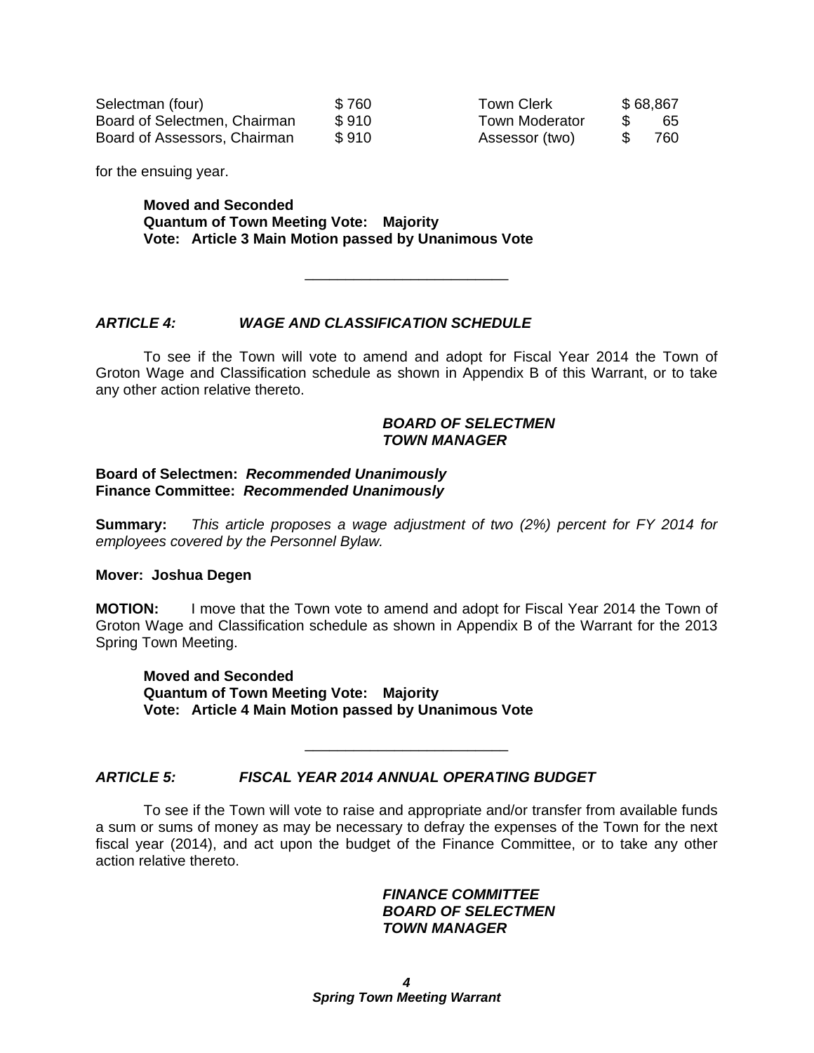| | | | |
|---|---|---|---|
| Selectman (four) | $ 760 | Town Clerk | $ 68,867 |
| Board of Selectmen, Chairman | $ 910 | Town Moderator | $ 65 |
| Board of Assessors, Chairman | $ 910 | Assessor (two) | $ 760 |

for the ensuing year.

> **Moved and Seconded**
> **Quantum of Town Meeting Vote: Majority**
> **Vote: Article 3 Main Motion passed by Unanimous Vote**

---

### *ARTICLE 4: WAGE AND CLASSIFICATION SCHEDULE*

To see if the Town will vote to amend and adopt for Fiscal Year 2014 the Town of Groton Wage and Classification schedule as shown in Appendix B of this Warrant, or to take any other action relative thereto.

> ***BOARD OF SELECTMEN***
> ***TOWN MANAGER***

**Board of Selectmen:** ***Recommended Unanimously***
**Finance Committee:** ***Recommended Unanimously***

**Summary:** *This article proposes a wage adjustment of two (2%) percent for FY 2014 for employees covered by the Personnel Bylaw.*

**Mover: Joshua Degen**

**MOTION:** I move that the Town vote to amend and adopt for Fiscal Year 2014 the Town of Groton Wage and Classification schedule as shown in Appendix B of the Warrant for the 2013 Spring Town Meeting.

> **Moved and Seconded**
> **Quantum of Town Meeting Vote: Majority**
> **Vote: Article 4 Main Motion passed by Unanimous Vote**

---

### *ARTICLE 5: FISCAL YEAR 2014 ANNUAL OPERATING BUDGET*

To see if the Town will vote to raise and appropriate and/or transfer from available funds a sum or sums of money as may be necessary to defray the expenses of the Town for the next fiscal year (2014), and act upon the budget of the Finance Committee, or to take any other action relative thereto.

> ***FINANCE COMMITTEE***
> ***BOARD OF SELECTMEN***
> ***TOWN MANAGER***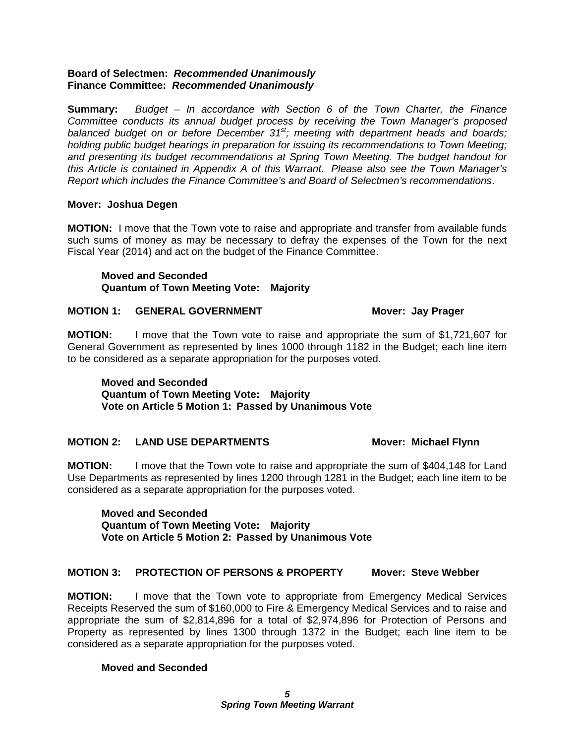**Board of Selectmen:** ***Recommended Unanimously***
**Finance Committee:** ***Recommended Unanimously***

**Summary:** *Budget – In accordance with Section 6 of the Town Charter, the Finance Committee conducts its annual budget process by receiving the Town Manager's proposed balanced budget on or before December 31st; meeting with department heads and boards; holding public budget hearings in preparation for issuing its recommendations to Town Meeting; and presenting its budget recommendations at Spring Town Meeting. The budget handout for this Article is contained in Appendix A of this Warrant. Please also see the Town Manager's Report which includes the Finance Committee's and Board of Selectmen's recommendations*.

**Mover: Joshua Degen**

**MOTION:** I move that the Town vote to raise and appropriate and transfer from available funds such sums of money as may be necessary to defray the expenses of the Town for the next Fiscal Year (2014) and act on the budget of the Finance Committee.

> **Moved and Seconded**
> **Quantum of Town Meeting Vote: Majority**

**MOTION 1: GENERAL GOVERNMENT** **Mover: Jay Prager**

**MOTION:** I move that the Town vote to raise and appropriate the sum of $1,721,607 for General Government as represented by lines 1000 through 1182 in the Budget; each line item to be considered as a separate appropriation for the purposes voted.

> **Moved and Seconded**
> **Quantum of Town Meeting Vote: Majority**
> **Vote on Article 5 Motion 1: Passed by Unanimous Vote**

**MOTION 2: LAND USE DEPARTMENTS** **Mover: Michael Flynn**

**MOTION:** I move that the Town vote to raise and appropriate the sum of $404,148 for Land Use Departments as represented by lines 1200 through 1281 in the Budget; each line item to be considered as a separate appropriation for the purposes voted.

> **Moved and Seconded**
> **Quantum of Town Meeting Vote: Majority**
> **Vote on Article 5 Motion 2: Passed by Unanimous Vote**

**MOTION 3: PROTECTION OF PERSONS & PROPERTY** **Mover: Steve Webber**

**MOTION:** I move that the Town vote to appropriate from Emergency Medical Services Receipts Reserved the sum of $160,000 to Fire & Emergency Medical Services and to raise and appropriate the sum of $2,814,896 for a total of $2,974,896 for Protection of Persons and Property as represented by lines 1300 through 1372 in the Budget; each line item to be considered as a separate appropriation for the purposes voted.

> **Moved and Seconded**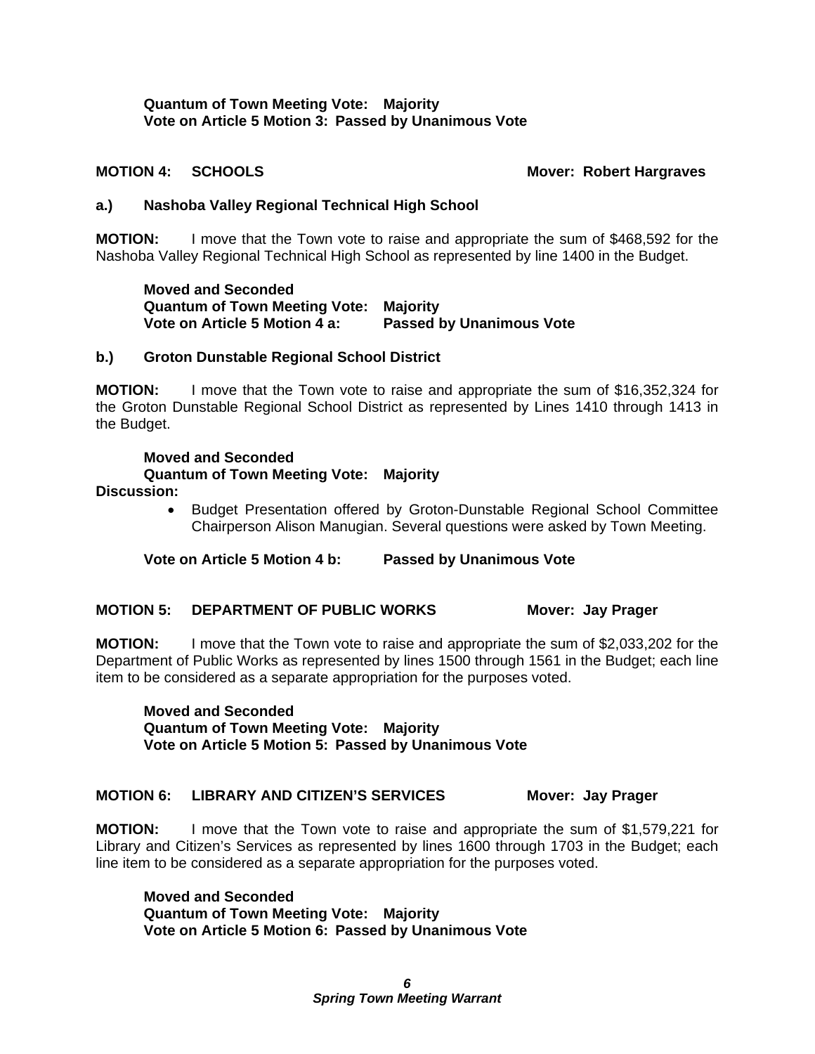**Quantum of Town Meeting Vote: Majority**
**Vote on Article 5 Motion 3: Passed by Unanimous Vote**

**MOTION 4: SCHOOLS** **Mover: Robert Hargraves**

**a.) Nashoba Valley Regional Technical High School**

**MOTION:** I move that the Town vote to raise and appropriate the sum of $468,592 for the Nashoba Valley Regional Technical High School as represented by line 1400 in the Budget.

**Moved and Seconded**
**Quantum of Town Meeting Vote: Majority**
**Vote on Article 5 Motion 4 a: Passed by Unanimous Vote**

**b.) Groton Dunstable Regional School District**

**MOTION:** I move that the Town vote to raise and appropriate the sum of $16,352,324 for the Groton Dunstable Regional School District as represented by Lines 1410 through 1413 in the Budget.

**Moved and Seconded**
**Quantum of Town Meeting Vote: Majority**

**Discussion:**

- Budget Presentation offered by Groton-Dunstable Regional School Committee Chairperson Alison Manugian. Several questions were asked by Town Meeting.

**Vote on Article 5 Motion 4 b: Passed by Unanimous Vote**

**MOTION 5: DEPARTMENT OF PUBLIC WORKS** **Mover: Jay Prager**

**MOTION:** I move that the Town vote to raise and appropriate the sum of $2,033,202 for the Department of Public Works as represented by lines 1500 through 1561 in the Budget; each line item to be considered as a separate appropriation for the purposes voted.

**Moved and Seconded**
**Quantum of Town Meeting Vote: Majority**
**Vote on Article 5 Motion 5: Passed by Unanimous Vote**

**MOTION 6: LIBRARY AND CITIZEN'S SERVICES** **Mover: Jay Prager**

**MOTION:** I move that the Town vote to raise and appropriate the sum of $1,579,221 for Library and Citizen's Services as represented by lines 1600 through 1703 in the Budget; each line item to be considered as a separate appropriation for the purposes voted.

**Moved and Seconded**
**Quantum of Town Meeting Vote: Majority**
**Vote on Article 5 Motion 6: Passed by Unanimous Vote**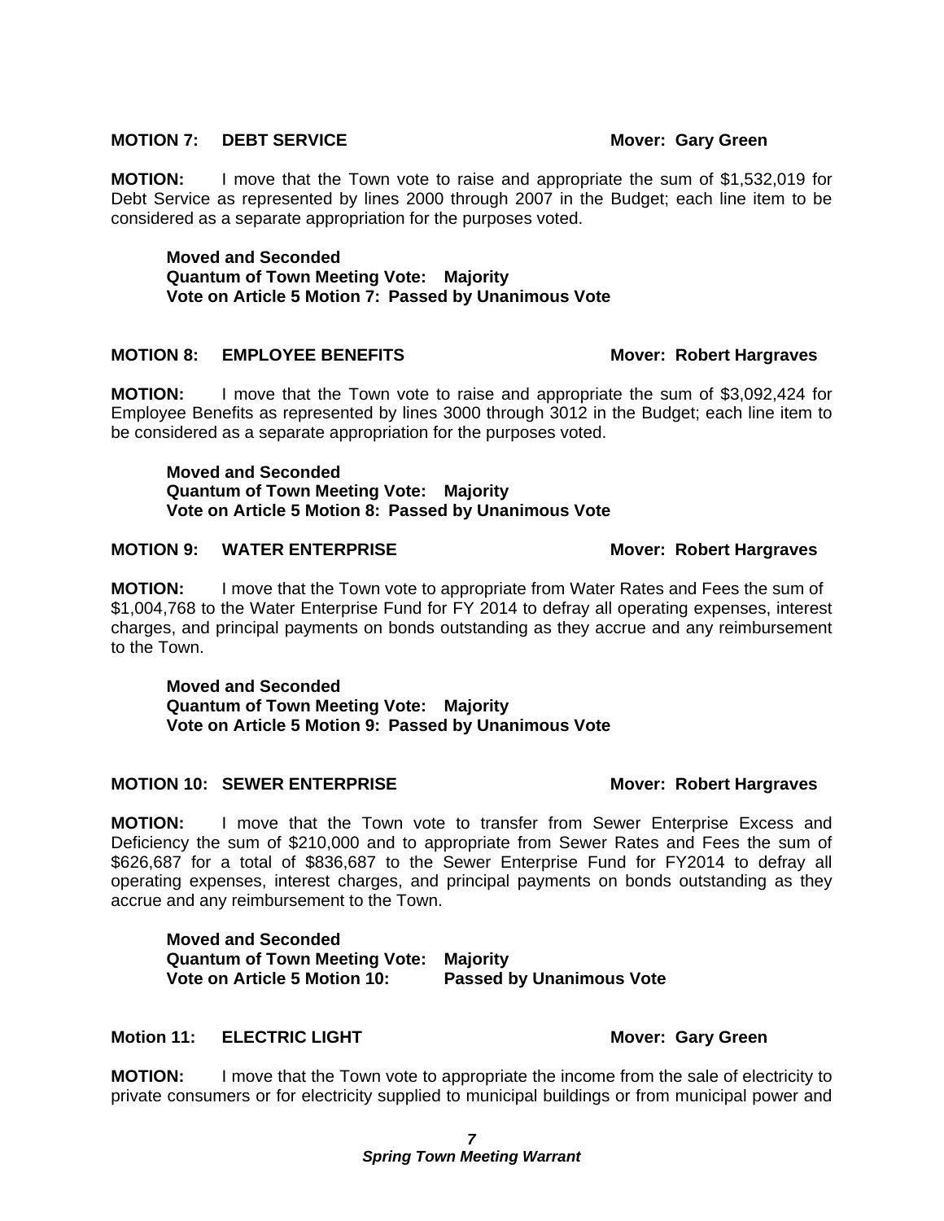**MOTION 7: DEBT SERVICE** **Mover: Gary Green**

**MOTION:** I move that the Town vote to raise and appropriate the sum of $1,532,019 for Debt Service as represented by lines 2000 through 2007 in the Budget; each line item to be considered as a separate appropriation for the purposes voted.

**Moved and Seconded**
**Quantum of Town Meeting Vote: Majority**
**Vote on Article 5 Motion 7: Passed by Unanimous Vote**

**MOTION 8: EMPLOYEE BENEFITS** **Mover: Robert Hargraves**

**MOTION:** I move that the Town vote to raise and appropriate the sum of $3,092,424 for Employee Benefits as represented by lines 3000 through 3012 in the Budget; each line item to be considered as a separate appropriation for the purposes voted.

**Moved and Seconded**
**Quantum of Town Meeting Vote: Majority**
**Vote on Article 5 Motion 8: Passed by Unanimous Vote**

**MOTION 9: WATER ENTERPRISE** **Mover: Robert Hargraves**

**MOTION:** I move that the Town vote to appropriate from Water Rates and Fees the sum of $1,004,768 to the Water Enterprise Fund for FY 2014 to defray all operating expenses, interest charges, and principal payments on bonds outstanding as they accrue and any reimbursement to the Town.

**Moved and Seconded**
**Quantum of Town Meeting Vote: Majority**
**Vote on Article 5 Motion 9: Passed by Unanimous Vote**

**MOTION 10: SEWER ENTERPRISE** **Mover: Robert Hargraves**

**MOTION:** I move that the Town vote to transfer from Sewer Enterprise Excess and Deficiency the sum of $210,000 and to appropriate from Sewer Rates and Fees the sum of $626,687 for a total of $836,687 to the Sewer Enterprise Fund for FY2014 to defray all operating expenses, interest charges, and principal payments on bonds outstanding as they accrue and any reimbursement to the Town.

**Moved and Seconded**
**Quantum of Town Meeting Vote: Majority**
**Vote on Article 5 Motion 10: Passed by Unanimous Vote**

**Motion 11: ELECTRIC LIGHT** **Mover: Gary Green**

**MOTION:** I move that the Town vote to appropriate the income from the sale of electricity to private consumers or for electricity supplied to municipal buildings or from municipal power and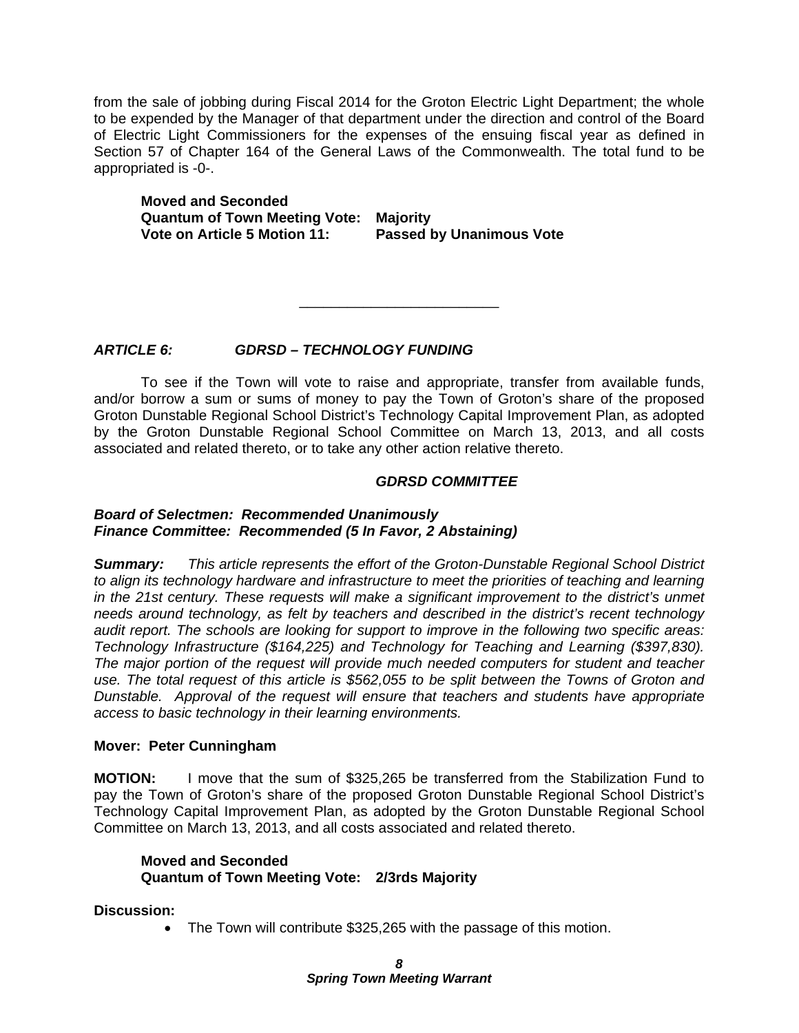from the sale of jobbing during Fiscal 2014 for the Groton Electric Light Department; the whole to be expended by the Manager of that department under the direction and control of the Board of Electric Light Commissioners for the expenses of the ensuing fiscal year as defined in Section 57 of Chapter 164 of the General Laws of the Commonwealth. The total fund to be appropriated is -0-.

**Moved and Seconded**
**Quantum of Town Meeting Vote: Majority**
**Vote on Article 5 Motion 11: Passed by Unanimous Vote**

---

### *ARTICLE 6: GDRSD – TECHNOLOGY FUNDING*

To see if the Town will vote to raise and appropriate, transfer from available funds, and/or borrow a sum or sums of money to pay the Town of Groton's share of the proposed Groton Dunstable Regional School District's Technology Capital Improvement Plan, as adopted by the Groton Dunstable Regional School Committee on March 13, 2013, and all costs associated and related thereto, or to take any other action relative thereto.

***GDRSD COMMITTEE***

***Board of Selectmen: Recommended Unanimously***
***Finance Committee: Recommended (5 In Favor, 2 Abstaining)***

***Summary:*** *This article represents the effort of the Groton-Dunstable Regional School District to align its technology hardware and infrastructure to meet the priorities of teaching and learning in the 21st century. These requests will make a significant improvement to the district's unmet needs around technology, as felt by teachers and described in the district's recent technology audit report. The schools are looking for support to improve in the following two specific areas: Technology Infrastructure ($164,225) and Technology for Teaching and Learning ($397,830). The major portion of the request will provide much needed computers for student and teacher use. The total request of this article is $562,055 to be split between the Towns of Groton and Dunstable. Approval of the request will ensure that teachers and students have appropriate access to basic technology in their learning environments.*

**Mover: Peter Cunningham**

**MOTION:** I move that the sum of $325,265 be transferred from the Stabilization Fund to pay the Town of Groton's share of the proposed Groton Dunstable Regional School District's Technology Capital Improvement Plan, as adopted by the Groton Dunstable Regional School Committee on March 13, 2013, and all costs associated and related thereto.

**Moved and Seconded**
**Quantum of Town Meeting Vote: 2/3rds Majority**

**Discussion:**

- The Town will contribute $325,265 with the passage of this motion.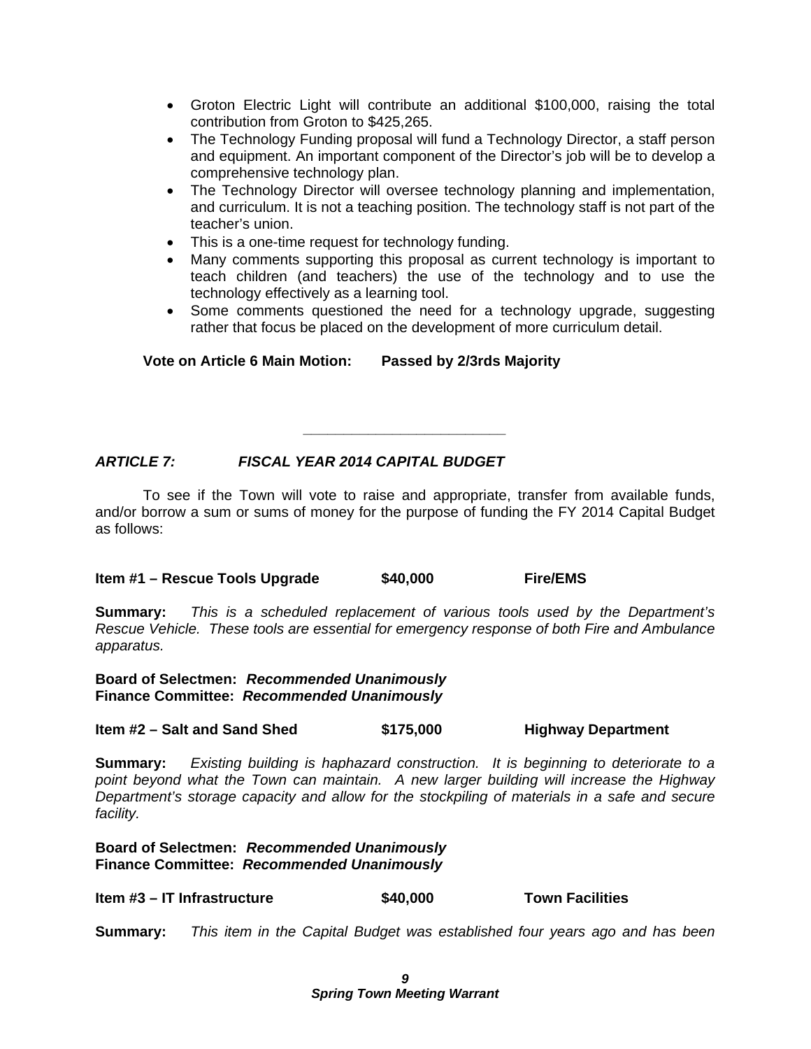- Groton Electric Light will contribute an additional $100,000, raising the total contribution from Groton to $425,265.
- The Technology Funding proposal will fund a Technology Director, a staff person and equipment. An important component of the Director's job will be to develop a comprehensive technology plan.
- The Technology Director will oversee technology planning and implementation, and curriculum. It is not a teaching position. The technology staff is not part of the teacher's union.
- This is a one-time request for technology funding.
- Many comments supporting this proposal as current technology is important to teach children (and teachers) the use of the technology and to use the technology effectively as a learning tool.
- Some comments questioned the need for a technology upgrade, suggesting rather that focus be placed on the development of more curriculum detail.

**Vote on Article 6 Main Motion: Passed by 2/3rds Majority**

---

## *ARTICLE 7: FISCAL YEAR 2014 CAPITAL BUDGET*

To see if the Town will vote to raise and appropriate, transfer from available funds, and/or borrow a sum or sums of money for the purpose of funding the FY 2014 Capital Budget as follows:

**Item #1 – Rescue Tools Upgrade $40,000 Fire/EMS**

**Summary:** *This is a scheduled replacement of various tools used by the Department's Rescue Vehicle. These tools are essential for emergency response of both Fire and Ambulance apparatus.*

**Board of Selectmen: *Recommended Unanimously***
**Finance Committee: *Recommended Unanimously***

**Item #2 – Salt and Sand Shed $175,000 Highway Department**

**Summary:** *Existing building is haphazard construction. It is beginning to deteriorate to a point beyond what the Town can maintain. A new larger building will increase the Highway Department's storage capacity and allow for the stockpiling of materials in a safe and secure facility.*

**Board of Selectmen: *Recommended Unanimously***
**Finance Committee: *Recommended Unanimously***

**Item #3 – IT Infrastructure $40,000 Town Facilities**

**Summary:** *This item in the Capital Budget was established four years ago and has been*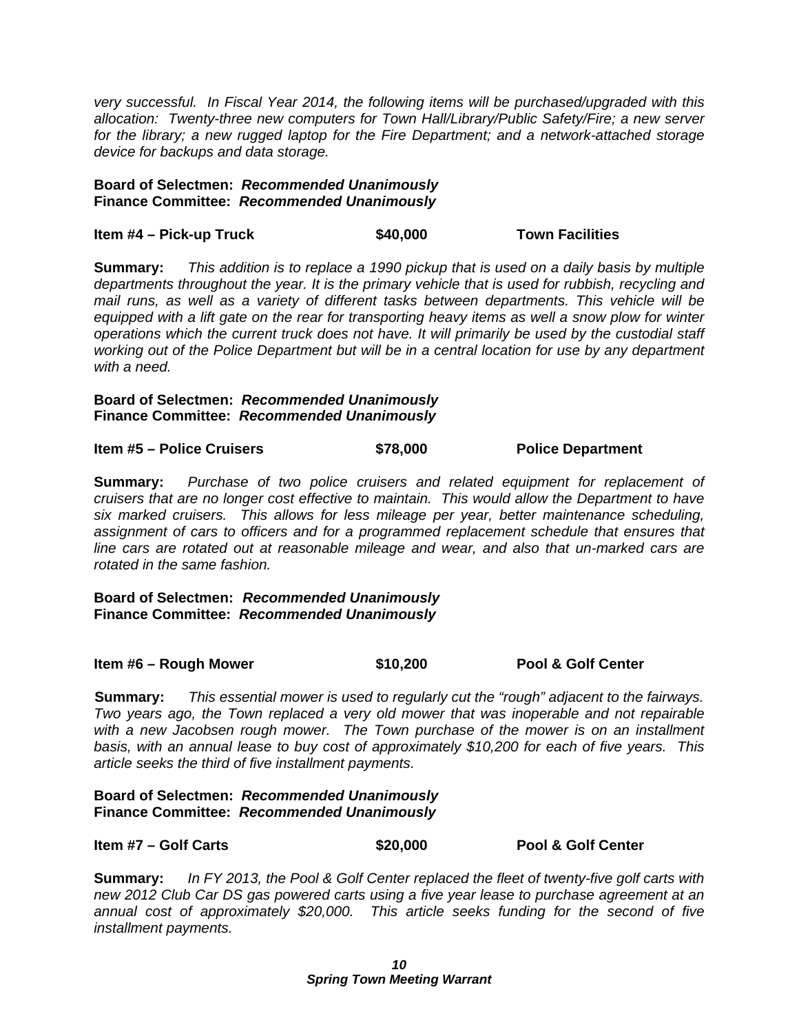*very successful. In Fiscal Year 2014, the following items will be purchased/upgraded with this allocation: Twenty-three new computers for Town Hall/Library/Public Safety/Fire; a new server for the library; a new rugged laptop for the Fire Department; and a network-attached storage device for backups and data storage.*

**Board of Selectmen: *Recommended Unanimously***
**Finance Committee: *Recommended Unanimously***

**Item #4 – Pick-up Truck $40,000 Town Facilities**

**Summary:** *This addition is to replace a 1990 pickup that is used on a daily basis by multiple departments throughout the year. It is the primary vehicle that is used for rubbish, recycling and mail runs, as well as a variety of different tasks between departments. This vehicle will be equipped with a lift gate on the rear for transporting heavy items as well a snow plow for winter operations which the current truck does not have. It will primarily be used by the custodial staff working out of the Police Department but will be in a central location for use by any department with a need.*

**Board of Selectmen: *Recommended Unanimously***
**Finance Committee: *Recommended Unanimously***

**Item #5 – Police Cruisers $78,000 Police Department**

**Summary:** *Purchase of two police cruisers and related equipment for replacement of cruisers that are no longer cost effective to maintain. This would allow the Department to have six marked cruisers. This allows for less mileage per year, better maintenance scheduling, assignment of cars to officers and for a programmed replacement schedule that ensures that line cars are rotated out at reasonable mileage and wear, and also that un-marked cars are rotated in the same fashion.*

**Board of Selectmen: *Recommended Unanimously***
**Finance Committee: *Recommended Unanimously***

**Item #6 – Rough Mower $10,200 Pool & Golf Center**

**Summary:** *This essential mower is used to regularly cut the "rough" adjacent to the fairways. Two years ago, the Town replaced a very old mower that was inoperable and not repairable with a new Jacobsen rough mower. The Town purchase of the mower is on an installment basis, with an annual lease to buy cost of approximately $10,200 for each of five years. This article seeks the third of five installment payments.*

**Board of Selectmen: *Recommended Unanimously***
**Finance Committee: *Recommended Unanimously***

**Item #7 – Golf Carts $20,000 Pool & Golf Center**

**Summary:** *In FY 2013, the Pool & Golf Center replaced the fleet of twenty-five golf carts with new 2012 Club Car DS gas powered carts using a five year lease to purchase agreement at an annual cost of approximately $20,000. This article seeks funding for the second of five installment payments.*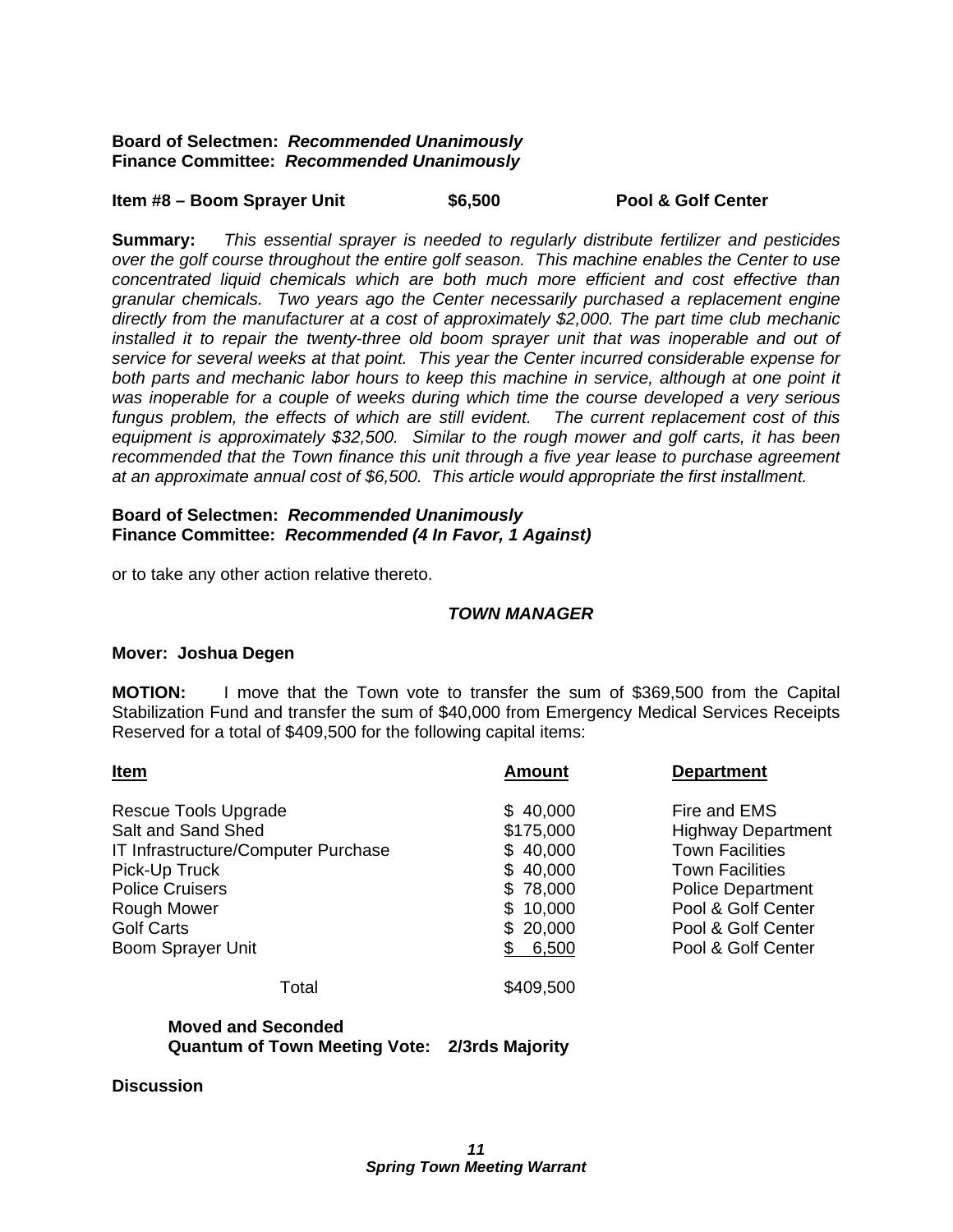**Board of Selectmen:** ***Recommended Unanimously***
**Finance Committee:** ***Recommended Unanimously***

**Item #8 – Boom Sprayer Unit $6,500 Pool & Golf Center**

**Summary:** *This essential sprayer is needed to regularly distribute fertilizer and pesticides over the golf course throughout the entire golf season. This machine enables the Center to use concentrated liquid chemicals which are both much more efficient and cost effective than granular chemicals. Two years ago the Center necessarily purchased a replacement engine directly from the manufacturer at a cost of approximately $2,000. The part time club mechanic installed it to repair the twenty-three old boom sprayer unit that was inoperable and out of service for several weeks at that point. This year the Center incurred considerable expense for both parts and mechanic labor hours to keep this machine in service, although at one point it was inoperable for a couple of weeks during which time the course developed a very serious fungus problem, the effects of which are still evident. The current replacement cost of this equipment is approximately $32,500. Similar to the rough mower and golf carts, it has been recommended that the Town finance this unit through a five year lease to purchase agreement at an approximate annual cost of $6,500. This article would appropriate the first installment.*

**Board of Selectmen:** ***Recommended Unanimously***
**Finance Committee:** ***Recommended (4 In Favor, 1 Against)***

or to take any other action relative thereto.

***TOWN MANAGER***

**Mover: Joshua Degen**

**MOTION:** I move that the Town vote to transfer the sum of $369,500 from the Capital Stabilization Fund and transfer the sum of $40,000 from Emergency Medical Services Receipts Reserved for a total of $409,500 for the following capital items:

| Item | Amount | Department |
|---|---|---|
| Rescue Tools Upgrade | $ 40,000 | Fire and EMS |
| Salt and Sand Shed | $175,000 | Highway Department |
| IT Infrastructure/Computer Purchase | $ 40,000 | Town Facilities |
| Pick-Up Truck | $ 40,000 | Town Facilities |
| Police Cruisers | $ 78,000 | Police Department |
| Rough Mower | $ 10,000 | Pool & Golf Center |
| Golf Carts | $ 20,000 | Pool & Golf Center |
| Boom Sprayer Unit | $ 6,500 | Pool & Golf Center |
| Total | $409,500 | |

**Moved and Seconded**
**Quantum of Town Meeting Vote: 2/3rds Majority**

**Discussion**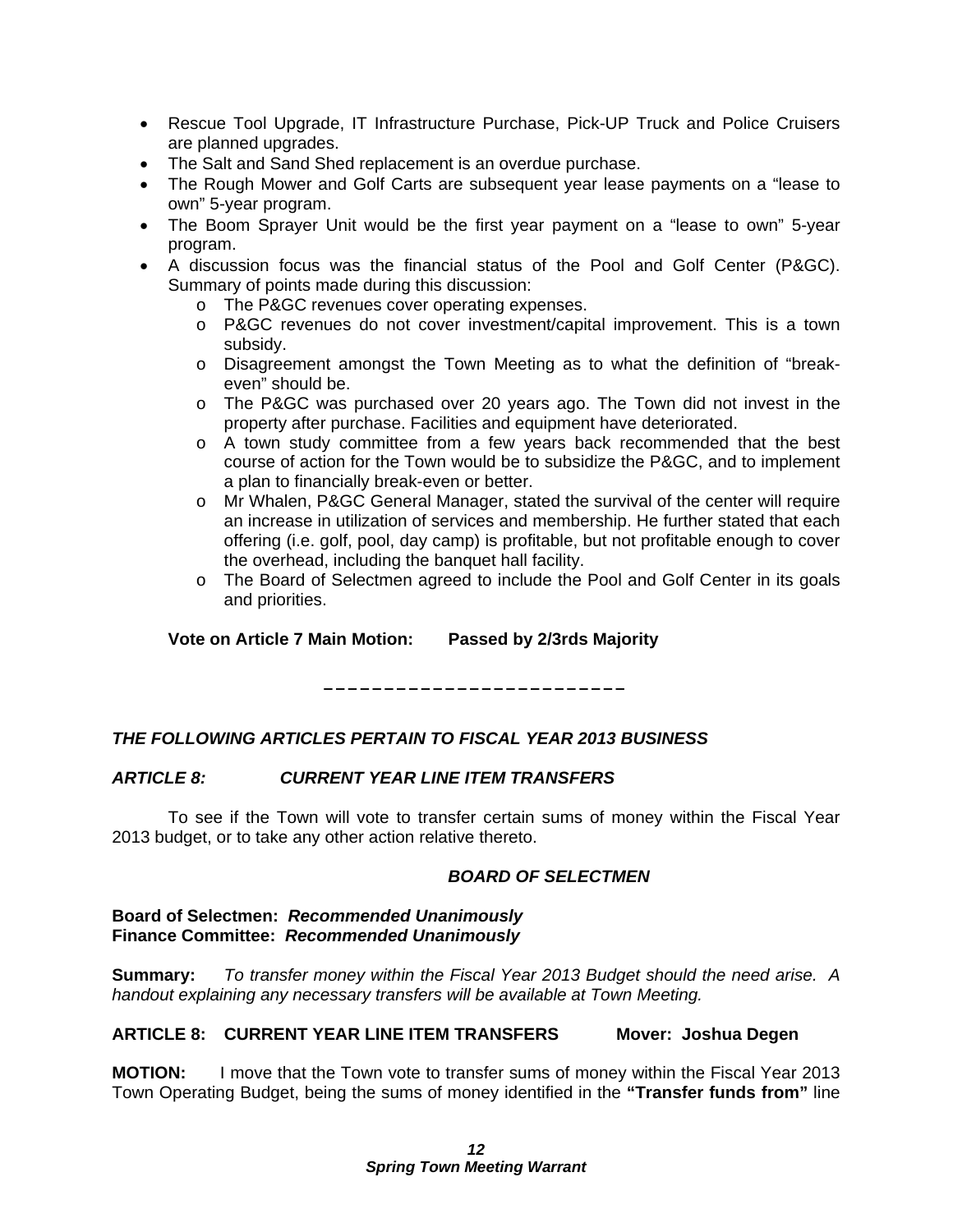- Rescue Tool Upgrade, IT Infrastructure Purchase, Pick-UP Truck and Police Cruisers are planned upgrades.
- The Salt and Sand Shed replacement is an overdue purchase.
- The Rough Mower and Golf Carts are subsequent year lease payments on a "lease to own" 5-year program.
- The Boom Sprayer Unit would be the first year payment on a "lease to own" 5-year program.
- A discussion focus was the financial status of the Pool and Golf Center (P&GC). Summary of points made during this discussion:
  - The P&GC revenues cover operating expenses.
  - P&GC revenues do not cover investment/capital improvement. This is a town subsidy.
  - Disagreement amongst the Town Meeting as to what the definition of "break-even" should be.
  - The P&GC was purchased over 20 years ago. The Town did not invest in the property after purchase. Facilities and equipment have deteriorated.
  - A town study committee from a few years back recommended that the best course of action for the Town would be to subsidize the P&GC, and to implement a plan to financially break-even or better.
  - Mr Whalen, P&GC General Manager, stated the survival of the center will require an increase in utilization of services and membership. He further stated that each offering (i.e. golf, pool, day camp) is profitable, but not profitable enough to cover the overhead, including the banquet hall facility.
  - The Board of Selectmen agreed to include the Pool and Golf Center in its goals and priorities.

**Vote on Article 7 Main Motion: Passed by 2/3rds Majority**

---

***THE FOLLOWING ARTICLES PERTAIN TO FISCAL YEAR 2013 BUSINESS***

***ARTICLE 8: CURRENT YEAR LINE ITEM TRANSFERS***

To see if the Town will vote to transfer certain sums of money within the Fiscal Year 2013 budget, or to take any other action relative thereto.

***BOARD OF SELECTMEN***

**Board of Selectmen:** ***Recommended Unanimously***
**Finance Committee:** ***Recommended Unanimously***

**Summary:** *To transfer money within the Fiscal Year 2013 Budget should the need arise. A handout explaining any necessary transfers will be available at Town Meeting.*

**ARTICLE 8: CURRENT YEAR LINE ITEM TRANSFERS Mover: Joshua Degen**

**MOTION:** I move that the Town vote to transfer sums of money within the Fiscal Year 2013 Town Operating Budget, being the sums of money identified in the **"Transfer funds from"** line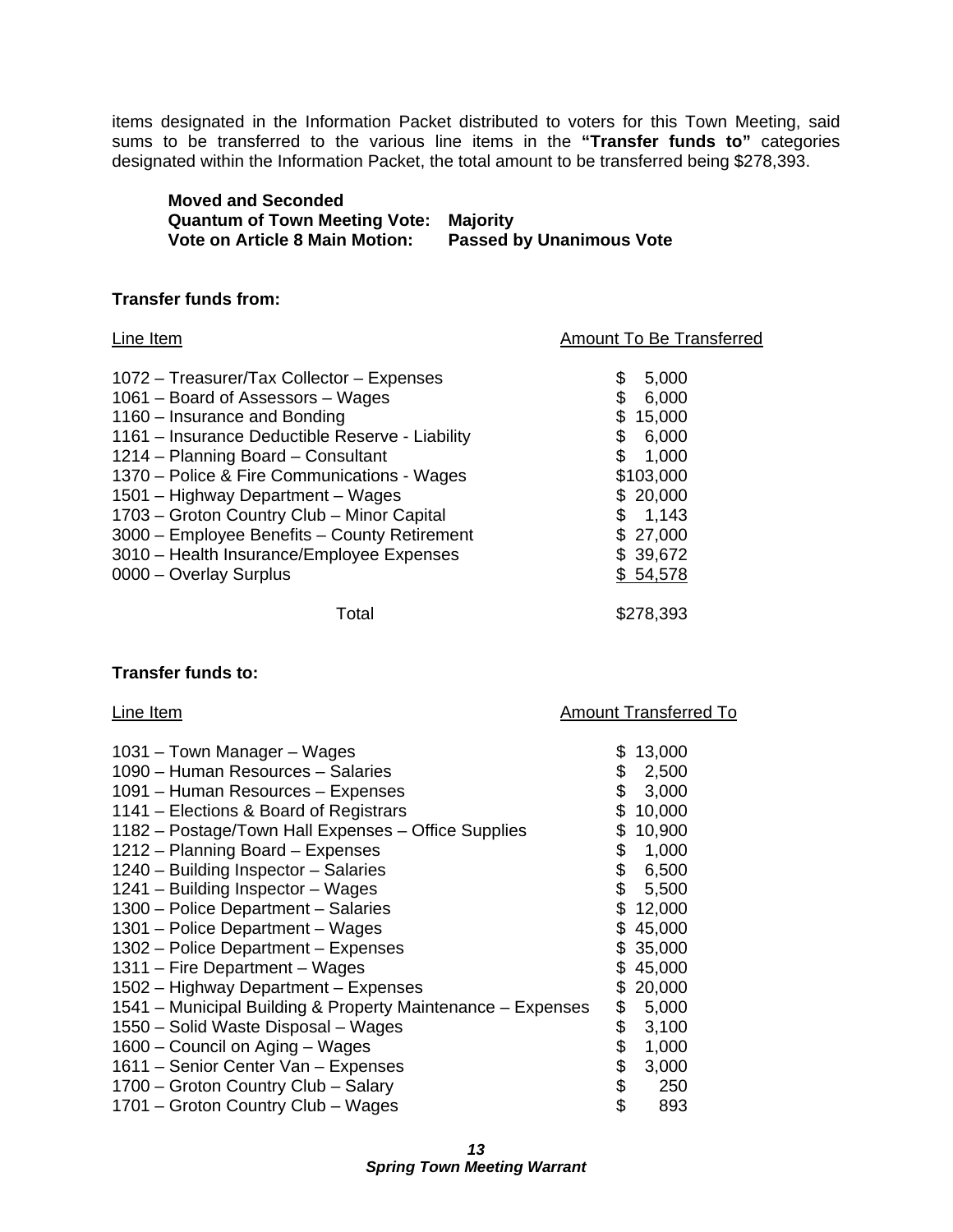items designated in the Information Packet distributed to voters for this Town Meeting, said sums to be transferred to the various line items in the **"Transfer funds to"** categories designated within the Information Packet, the total amount to be transferred being $278,393.

**Moved and Seconded**
**Quantum of Town Meeting Vote: Majority**
**Vote on Article 8 Main Motion: Passed by Unanimous Vote**

**Transfer funds from:**

| Line Item | Amount To Be Transferred |
|---|---|
| 1072 – Treasurer/Tax Collector – Expenses | $ 5,000 |
| 1061 – Board of Assessors – Wages | $ 6,000 |
| 1160 – Insurance and Bonding | $ 15,000 |
| 1161 – Insurance Deductible Reserve - Liability | $ 6,000 |
| 1214 – Planning Board – Consultant | $ 1,000 |
| 1370 – Police & Fire Communications - Wages | $103,000 |
| 1501 – Highway Department – Wages | $ 20,000 |
| 1703 – Groton Country Club – Minor Capital | $ 1,143 |
| 3000 – Employee Benefits – County Retirement | $ 27,000 |
| 3010 – Health Insurance/Employee Expenses | $ 39,672 |
| 0000 – Overlay Surplus | $ 54,578 |
| Total | $278,393 |

**Transfer funds to:**

| Line Item | Amount Transferred To |
|---|---|
| 1031 – Town Manager – Wages | $ 13,000 |
| 1090 – Human Resources – Salaries | $ 2,500 |
| 1091 – Human Resources – Expenses | $ 3,000 |
| 1141 – Elections & Board of Registrars | $ 10,000 |
| 1182 – Postage/Town Hall Expenses – Office Supplies | $ 10,900 |
| 1212 – Planning Board – Expenses | $ 1,000 |
| 1240 – Building Inspector – Salaries | $ 6,500 |
| 1241 – Building Inspector – Wages | $ 5,500 |
| 1300 – Police Department – Salaries | $ 12,000 |
| 1301 – Police Department – Wages | $ 45,000 |
| 1302 – Police Department – Expenses | $ 35,000 |
| 1311 – Fire Department – Wages | $ 45,000 |
| 1502 – Highway Department – Expenses | $ 20,000 |
| 1541 – Municipal Building & Property Maintenance – Expenses | $ 5,000 |
| 1550 – Solid Waste Disposal – Wages | $ 3,100 |
| 1600 – Council on Aging – Wages | $ 1,000 |
| 1611 – Senior Center Van – Expenses | $ 3,000 |
| 1700 – Groton Country Club – Salary | $ 250 |
| 1701 – Groton Country Club – Wages | $ 893 |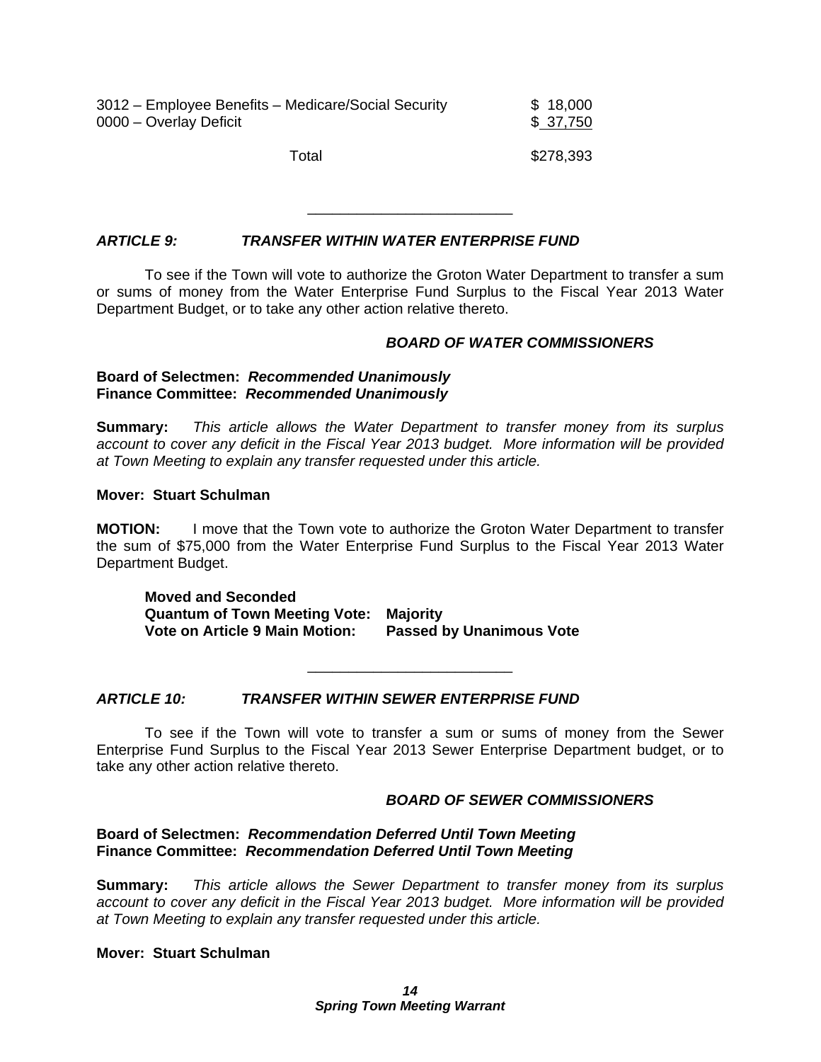| | |
|---|---|
| 3012 – Employee Benefits – Medicare/Social Security | $ 18,000 |
| 0000 – Overlay Deficit | $ 37,750 |
| Total | $278,393 |

---

### *ARTICLE 9: TRANSFER WITHIN WATER ENTERPRISE FUND*

To see if the Town will vote to authorize the Groton Water Department to transfer a sum or sums of money from the Water Enterprise Fund Surplus to the Fiscal Year 2013 Water Department Budget, or to take any other action relative thereto.

***BOARD OF WATER COMMISSIONERS***

**Board of Selectmen: *Recommended Unanimously***
**Finance Committee: *Recommended Unanimously***

**Summary:** *This article allows the Water Department to transfer money from its surplus account to cover any deficit in the Fiscal Year 2013 budget. More information will be provided at Town Meeting to explain any transfer requested under this article.*

**Mover: Stuart Schulman**

**MOTION:** I move that the Town vote to authorize the Groton Water Department to transfer the sum of $75,000 from the Water Enterprise Fund Surplus to the Fiscal Year 2013 Water Department Budget.

**Moved and Seconded**
**Quantum of Town Meeting Vote: Majority**
**Vote on Article 9 Main Motion: Passed by Unanimous Vote**

---

### *ARTICLE 10: TRANSFER WITHIN SEWER ENTERPRISE FUND*

To see if the Town will vote to transfer a sum or sums of money from the Sewer Enterprise Fund Surplus to the Fiscal Year 2013 Sewer Enterprise Department budget, or to take any other action relative thereto.

***BOARD OF SEWER COMMISSIONERS***

**Board of Selectmen: *Recommendation Deferred Until Town Meeting***
**Finance Committee: *Recommendation Deferred Until Town Meeting***

**Summary:** *This article allows the Sewer Department to transfer money from its surplus account to cover any deficit in the Fiscal Year 2013 budget. More information will be provided at Town Meeting to explain any transfer requested under this article.*

**Mover: Stuart Schulman**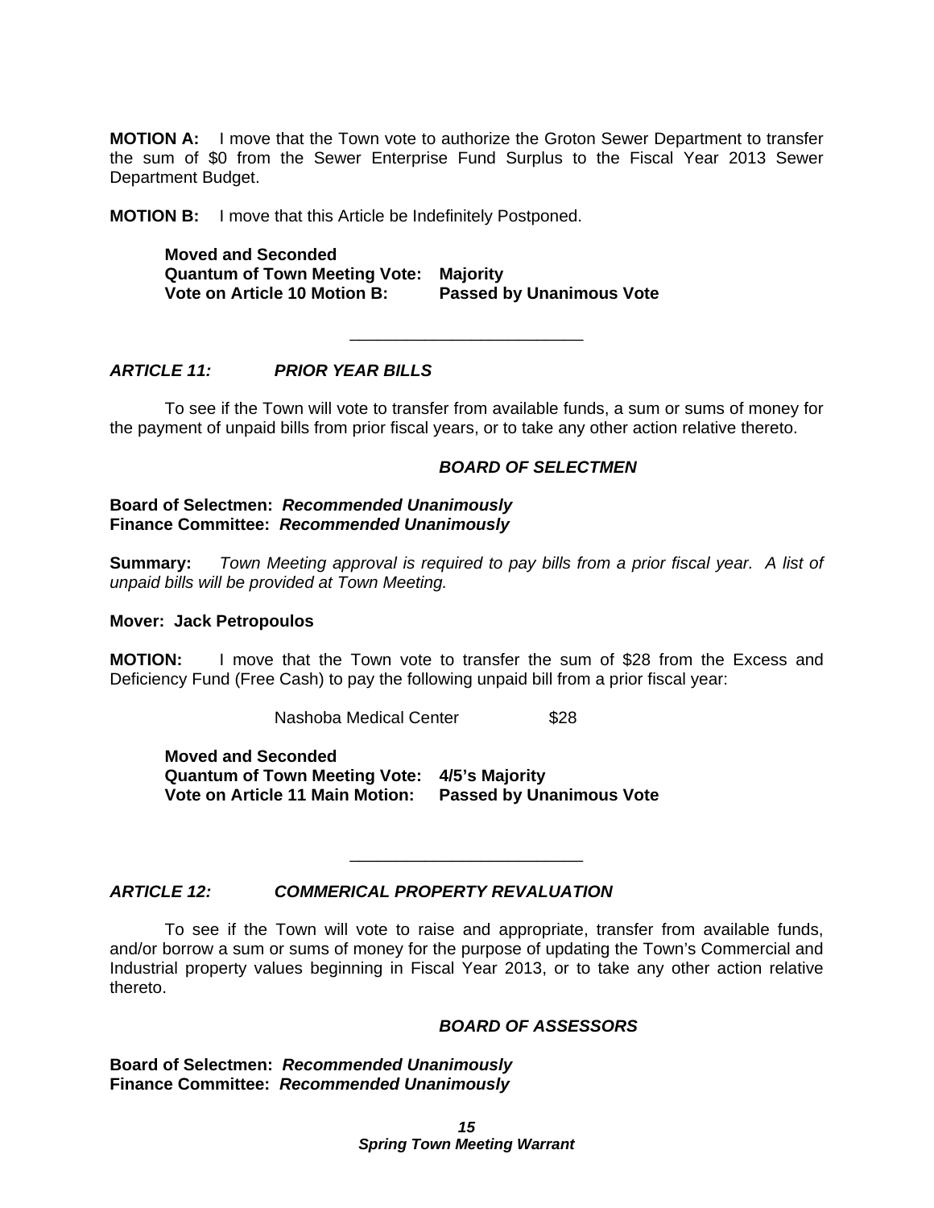**MOTION A:** I move that the Town vote to authorize the Groton Sewer Department to transfer the sum of $0 from the Sewer Enterprise Fund Surplus to the Fiscal Year 2013 Sewer Department Budget.

**MOTION B:** I move that this Article be Indefinitely Postponed.

**Moved and Seconded**
**Quantum of Town Meeting Vote: Majority**
**Vote on Article 10 Motion B: Passed by Unanimous Vote**

---

### *ARTICLE 11: PRIOR YEAR BILLS*

To see if the Town will vote to transfer from available funds, a sum or sums of money for the payment of unpaid bills from prior fiscal years, or to take any other action relative thereto.

***BOARD OF SELECTMEN***

**Board of Selectmen: *Recommended Unanimously***
**Finance Committee: *Recommended Unanimously***

**Summary:** *Town Meeting approval is required to pay bills from a prior fiscal year. A list of unpaid bills will be provided at Town Meeting.*

**Mover: Jack Petropoulos**

**MOTION:** I move that the Town vote to transfer the sum of $28 from the Excess and Deficiency Fund (Free Cash) to pay the following unpaid bill from a prior fiscal year:

Nashoba Medical Center $28

**Moved and Seconded**
**Quantum of Town Meeting Vote: 4/5's Majority**
**Vote on Article 11 Main Motion: Passed by Unanimous Vote**

---

### *ARTICLE 12: COMMERICAL PROPERTY REVALUATION*

To see if the Town will vote to raise and appropriate, transfer from available funds, and/or borrow a sum or sums of money for the purpose of updating the Town's Commercial and Industrial property values beginning in Fiscal Year 2013, or to take any other action relative thereto.

***BOARD OF ASSESSORS***

**Board of Selectmen: *Recommended Unanimously***
**Finance Committee: *Recommended Unanimously***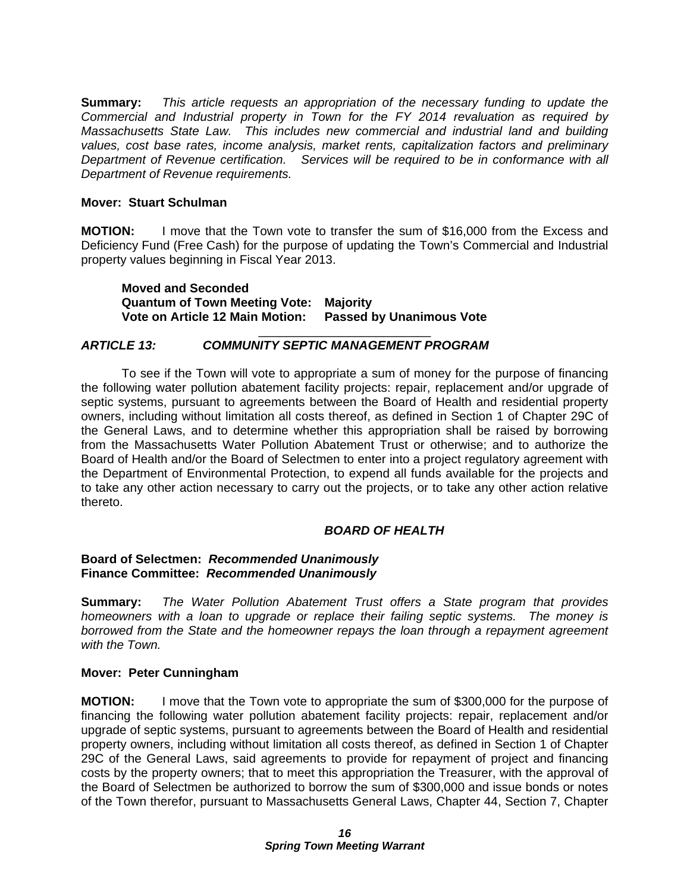**Summary:** *This article requests an appropriation of the necessary funding to update the Commercial and Industrial property in Town for the FY 2014 revaluation as required by Massachusetts State Law. This includes new commercial and industrial land and building values, cost base rates, income analysis, market rents, capitalization factors and preliminary Department of Revenue certification. Services will be required to be in conformance with all Department of Revenue requirements.*

**Mover: Stuart Schulman**

**MOTION:** I move that the Town vote to transfer the sum of $16,000 from the Excess and Deficiency Fund (Free Cash) for the purpose of updating the Town's Commercial and Industrial property values beginning in Fiscal Year 2013.

**Moved and Seconded**
**Quantum of Town Meeting Vote: Majority**
**Vote on Article 12 Main Motion: Passed by Unanimous Vote**

---

### *ARTICLE 13: COMMUNITY SEPTIC MANAGEMENT PROGRAM*

To see if the Town will vote to appropriate a sum of money for the purpose of financing the following water pollution abatement facility projects: repair, replacement and/or upgrade of septic systems, pursuant to agreements between the Board of Health and residential property owners, including without limitation all costs thereof, as defined in Section 1 of Chapter 29C of the General Laws, and to determine whether this appropriation shall be raised by borrowing from the Massachusetts Water Pollution Abatement Trust or otherwise; and to authorize the Board of Health and/or the Board of Selectmen to enter into a project regulatory agreement with the Department of Environmental Protection, to expend all funds available for the projects and to take any other action necessary to carry out the projects, or to take any other action relative thereto.

***BOARD OF HEALTH***

**Board of Selectmen: *Recommended Unanimously***
**Finance Committee: *Recommended Unanimously***

**Summary:** *The Water Pollution Abatement Trust offers a State program that provides homeowners with a loan to upgrade or replace their failing septic systems. The money is borrowed from the State and the homeowner repays the loan through a repayment agreement with the Town.*

**Mover: Peter Cunningham**

**MOTION:** I move that the Town vote to appropriate the sum of $300,000 for the purpose of financing the following water pollution abatement facility projects: repair, replacement and/or upgrade of septic systems, pursuant to agreements between the Board of Health and residential property owners, including without limitation all costs thereof, as defined in Section 1 of Chapter 29C of the General Laws, said agreements to provide for repayment of project and financing costs by the property owners; that to meet this appropriation the Treasurer, with the approval of the Board of Selectmen be authorized to borrow the sum of $300,000 and issue bonds or notes of the Town therefor, pursuant to Massachusetts General Laws, Chapter 44, Section 7, Chapter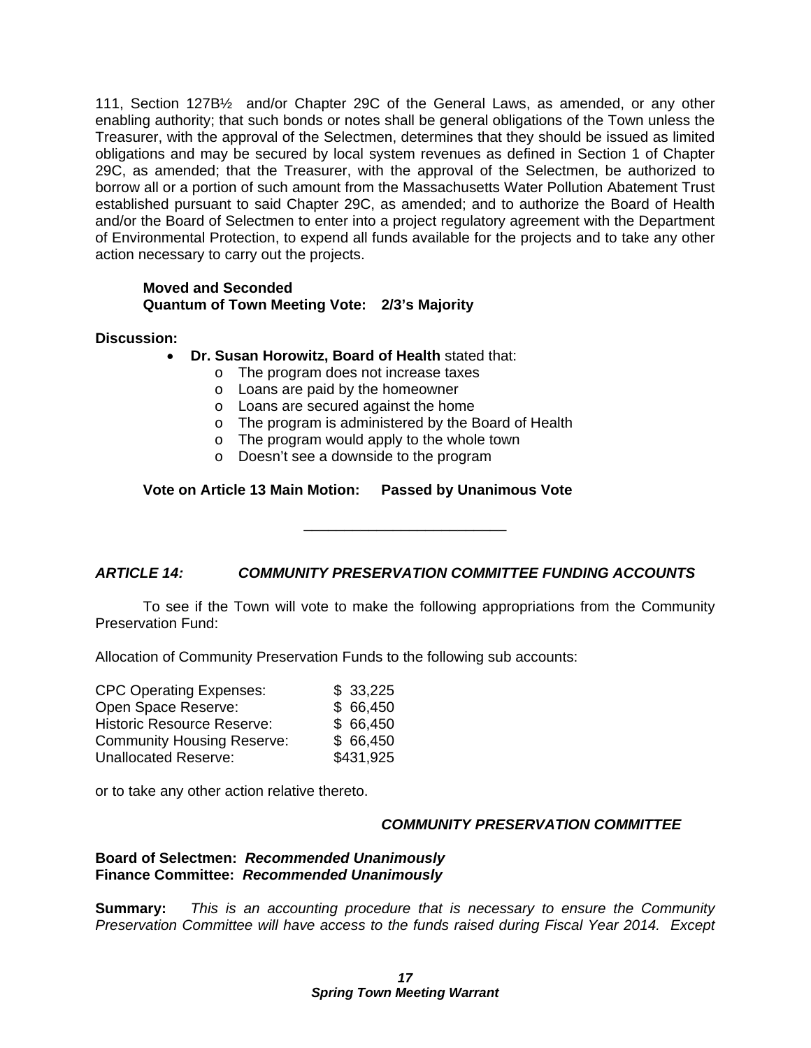111, Section 127B½ and/or Chapter 29C of the General Laws, as amended, or any other enabling authority; that such bonds or notes shall be general obligations of the Town unless the Treasurer, with the approval of the Selectmen, determines that they should be issued as limited obligations and may be secured by local system revenues as defined in Section 1 of Chapter 29C, as amended; that the Treasurer, with the approval of the Selectmen, be authorized to borrow all or a portion of such amount from the Massachusetts Water Pollution Abatement Trust established pursuant to said Chapter 29C, as amended; and to authorize the Board of Health and/or the Board of Selectmen to enter into a project regulatory agreement with the Department of Environmental Protection, to expend all funds available for the projects and to take any other action necessary to carry out the projects.

**Moved and Seconded**
**Quantum of Town Meeting Vote: 2/3's Majority**

**Discussion:**

- **Dr. Susan Horowitz, Board of Health** stated that:
  - The program does not increase taxes
  - Loans are paid by the homeowner
  - Loans are secured against the home
  - The program is administered by the Board of Health
  - The program would apply to the whole town
  - Doesn't see a downside to the program

**Vote on Article 13 Main Motion: Passed by Unanimous Vote**

---

***ARTICLE 14: COMMUNITY PRESERVATION COMMITTEE FUNDING ACCOUNTS***

To see if the Town will vote to make the following appropriations from the Community Preservation Fund:

Allocation of Community Preservation Funds to the following sub accounts:

| | |
|---|---|
| CPC Operating Expenses: | $ 33,225 |
| Open Space Reserve: | $ 66,450 |
| Historic Resource Reserve: | $ 66,450 |
| Community Housing Reserve: | $ 66,450 |
| Unallocated Reserve: | $431,925 |

or to take any other action relative thereto.

***COMMUNITY PRESERVATION COMMITTEE***

**Board of Selectmen:** ***Recommended Unanimously***
**Finance Committee:** ***Recommended Unanimously***

**Summary:** *This is an accounting procedure that is necessary to ensure the Community Preservation Committee will have access to the funds raised during Fiscal Year 2014. Except*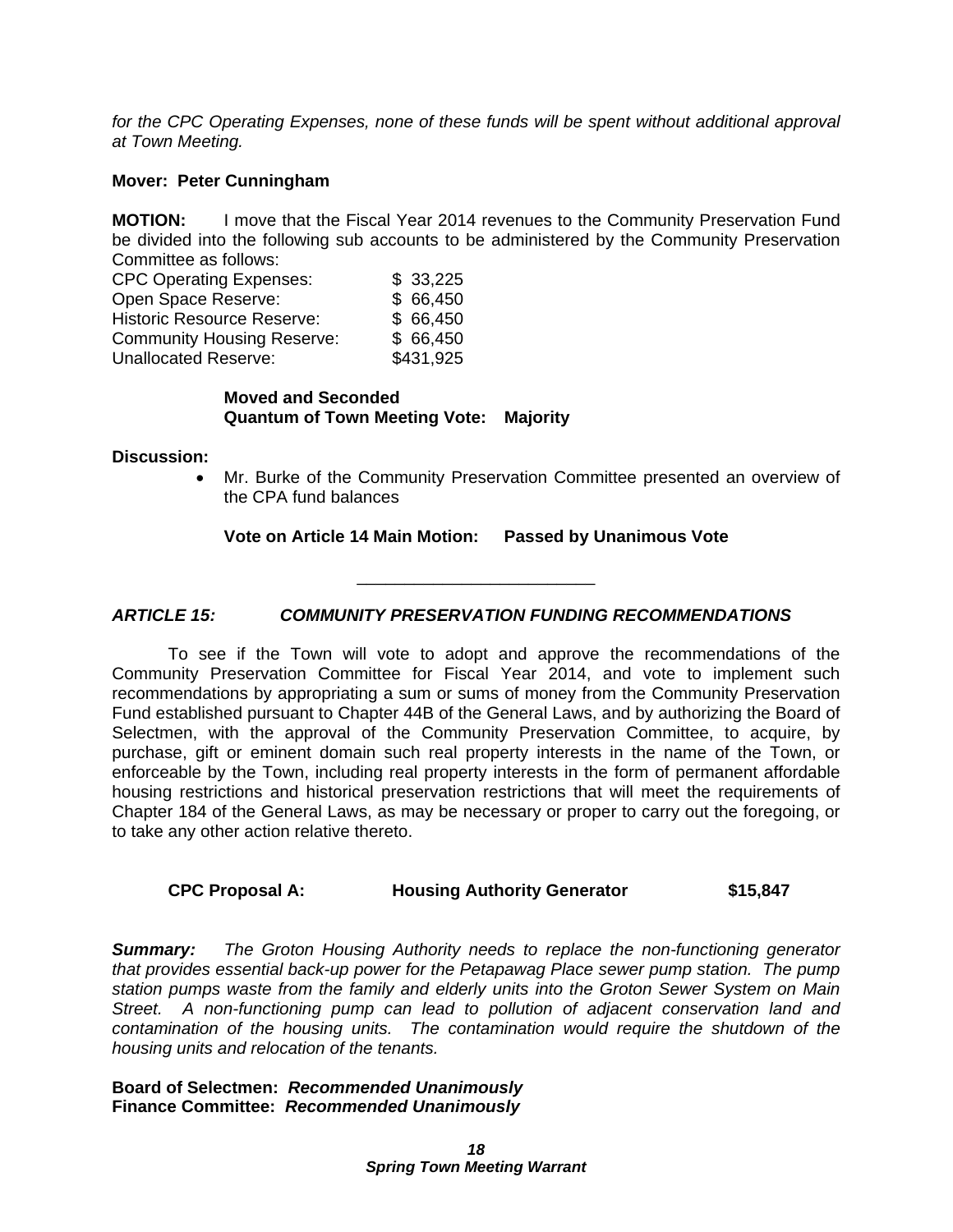*for the CPC Operating Expenses, none of these funds will be spent without additional approval at Town Meeting.*

**Mover: Peter Cunningham**

**MOTION:** I move that the Fiscal Year 2014 revenues to the Community Preservation Fund be divided into the following sub accounts to be administered by the Community Preservation Committee as follows:

| | |
|---|---|
| CPC Operating Expenses: | $ 33,225 |
| Open Space Reserve: | $ 66,450 |
| Historic Resource Reserve: | $ 66,450 |
| Community Housing Reserve: | $ 66,450 |
| Unallocated Reserve: | $431,925 |

**Moved and Seconded**
**Quantum of Town Meeting Vote: Majority**

**Discussion:**

- Mr. Burke of the Community Preservation Committee presented an overview of the CPA fund balances

**Vote on Article 14 Main Motion: Passed by Unanimous Vote**

---

## *ARTICLE 15: COMMUNITY PRESERVATION FUNDING RECOMMENDATIONS*

To see if the Town will vote to adopt and approve the recommendations of the Community Preservation Committee for Fiscal Year 2014, and vote to implement such recommendations by appropriating a sum or sums of money from the Community Preservation Fund established pursuant to Chapter 44B of the General Laws, and by authorizing the Board of Selectmen, with the approval of the Community Preservation Committee, to acquire, by purchase, gift or eminent domain such real property interests in the name of the Town, or enforceable by the Town, including real property interests in the form of permanent affordable housing restrictions and historical preservation restrictions that will meet the requirements of Chapter 184 of the General Laws, as may be necessary or proper to carry out the foregoing, or to take any other action relative thereto.

**CPC Proposal A: Housing Authority Generator $15,847**

***Summary:*** *The Groton Housing Authority needs to replace the non-functioning generator that provides essential back-up power for the Petapawag Place sewer pump station. The pump station pumps waste from the family and elderly units into the Groton Sewer System on Main Street. A non-functioning pump can lead to pollution of adjacent conservation land and contamination of the housing units. The contamination would require the shutdown of the housing units and relocation of the tenants.*

**Board of Selectmen: *Recommended Unanimously***
**Finance Committee: *Recommended Unanimously***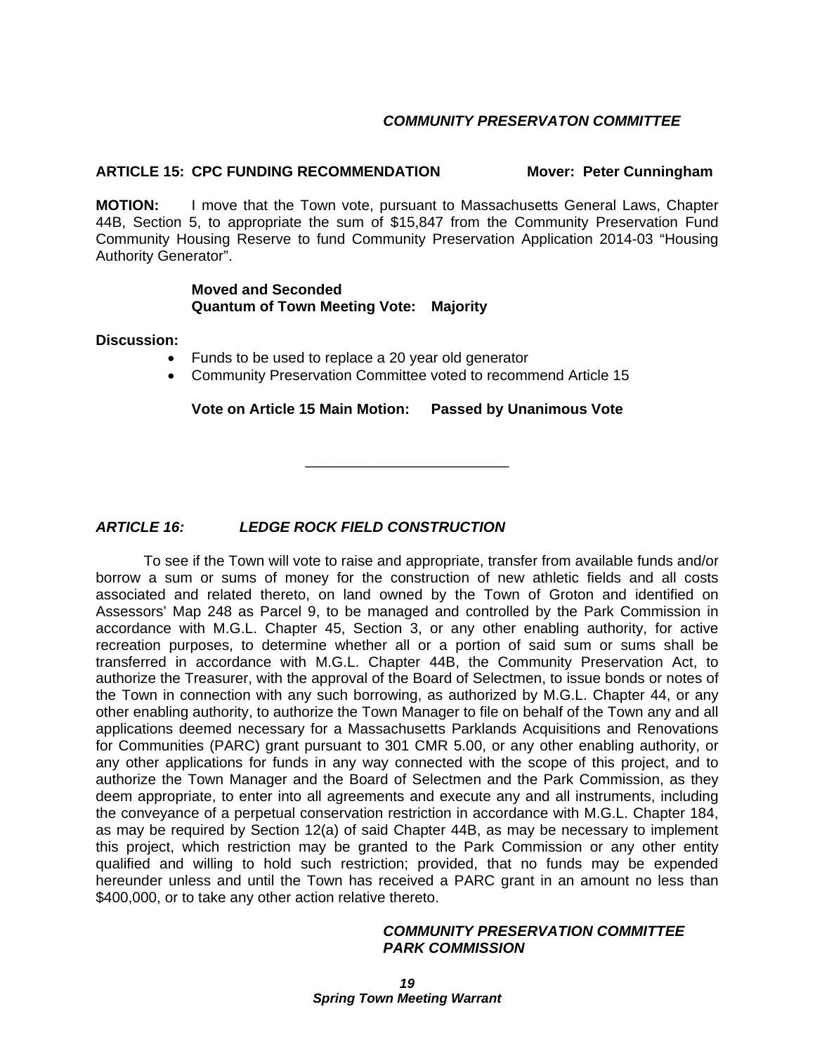*COMMUNITY PRESERVATON COMMITTEE*

**ARTICLE 15: CPC FUNDING RECOMMENDATION Mover: Peter Cunningham**

**MOTION:** I move that the Town vote, pursuant to Massachusetts General Laws, Chapter 44B, Section 5, to appropriate the sum of $15,847 from the Community Preservation Fund Community Housing Reserve to fund Community Preservation Application 2014-03 "Housing Authority Generator".

**Moved and Seconded**
**Quantum of Town Meeting Vote: Majority**

**Discussion:**

- Funds to be used to replace a 20 year old generator
- Community Preservation Committee voted to recommend Article 15

**Vote on Article 15 Main Motion: Passed by Unanimous Vote**

---

***ARTICLE 16: LEDGE ROCK FIELD CONSTRUCTION***

To see if the Town will vote to raise and appropriate, transfer from available funds and/or borrow a sum or sums of money for the construction of new athletic fields and all costs associated and related thereto, on land owned by the Town of Groton and identified on Assessors' Map 248 as Parcel 9, to be managed and controlled by the Park Commission in accordance with M.G.L. Chapter 45, Section 3, or any other enabling authority, for active recreation purposes, to determine whether all or a portion of said sum or sums shall be transferred in accordance with M.G.L. Chapter 44B, the Community Preservation Act, to authorize the Treasurer, with the approval of the Board of Selectmen, to issue bonds or notes of the Town in connection with any such borrowing, as authorized by M.G.L. Chapter 44, or any other enabling authority, to authorize the Town Manager to file on behalf of the Town any and all applications deemed necessary for a Massachusetts Parklands Acquisitions and Renovations for Communities (PARC) grant pursuant to 301 CMR 5.00, or any other enabling authority, or any other applications for funds in any way connected with the scope of this project, and to authorize the Town Manager and the Board of Selectmen and the Park Commission, as they deem appropriate, to enter into all agreements and execute any and all instruments, including the conveyance of a perpetual conservation restriction in accordance with M.G.L. Chapter 184, as may be required by Section 12(a) of said Chapter 44B, as may be necessary to implement this project, which restriction may be granted to the Park Commission or any other entity qualified and willing to hold such restriction; provided, that no funds may be expended hereunder unless and until the Town has received a PARC grant in an amount no less than $400,000, or to take any other action relative thereto.

*COMMUNITY PRESERVATION COMMITTEE*
*PARK COMMISSION*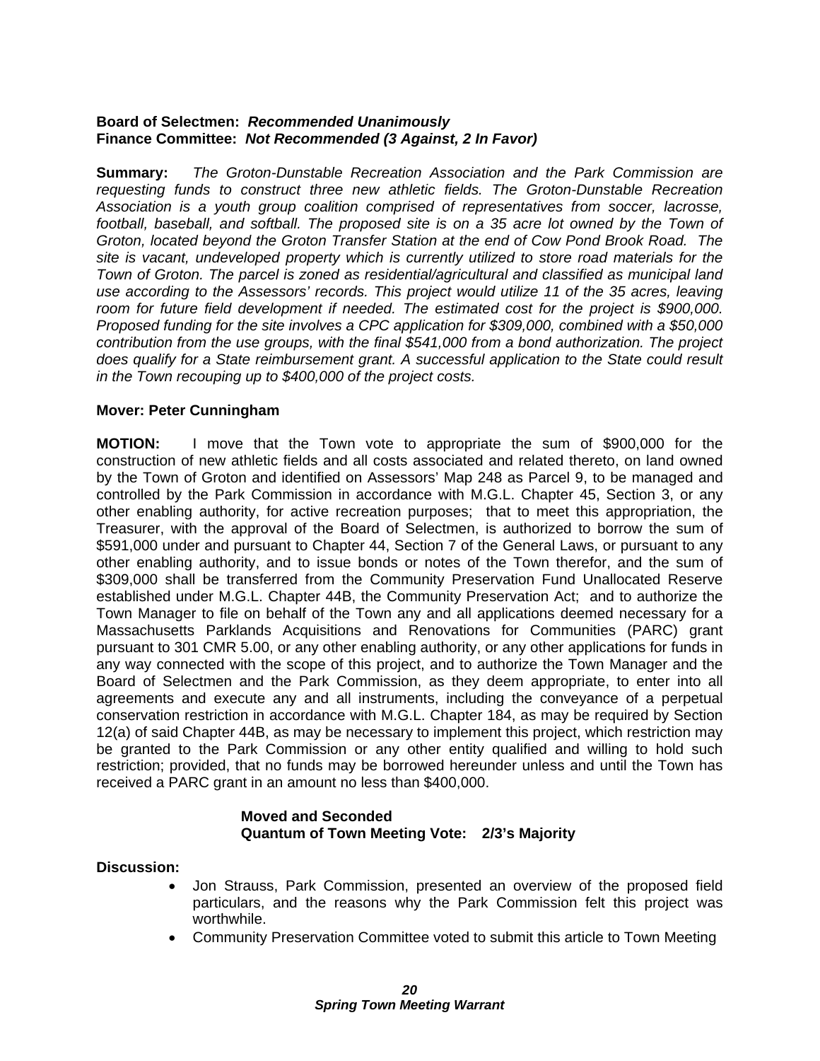**Board of Selectmen:** ***Recommended Unanimously***
**Finance Committee:** ***Not Recommended (3 Against, 2 In Favor)***

**Summary:** *The Groton-Dunstable Recreation Association and the Park Commission are requesting funds to construct three new athletic fields. The Groton-Dunstable Recreation Association is a youth group coalition comprised of representatives from soccer, lacrosse, football, baseball, and softball. The proposed site is on a 35 acre lot owned by the Town of Groton, located beyond the Groton Transfer Station at the end of Cow Pond Brook Road. The site is vacant, undeveloped property which is currently utilized to store road materials for the Town of Groton. The parcel is zoned as residential/agricultural and classified as municipal land use according to the Assessors' records. This project would utilize 11 of the 35 acres, leaving room for future field development if needed. The estimated cost for the project is $900,000. Proposed funding for the site involves a CPC application for $309,000, combined with a $50,000 contribution from the use groups, with the final $541,000 from a bond authorization. The project does qualify for a State reimbursement grant. A successful application to the State could result in the Town recouping up to $400,000 of the project costs.*

**Mover: Peter Cunningham**

**MOTION:** I move that the Town vote to appropriate the sum of $900,000 for the construction of new athletic fields and all costs associated and related thereto, on land owned by the Town of Groton and identified on Assessors' Map 248 as Parcel 9, to be managed and controlled by the Park Commission in accordance with M.G.L. Chapter 45, Section 3, or any other enabling authority, for active recreation purposes; that to meet this appropriation, the Treasurer, with the approval of the Board of Selectmen, is authorized to borrow the sum of $591,000 under and pursuant to Chapter 44, Section 7 of the General Laws, or pursuant to any other enabling authority, and to issue bonds or notes of the Town therefor, and the sum of $309,000 shall be transferred from the Community Preservation Fund Unallocated Reserve established under M.G.L. Chapter 44B, the Community Preservation Act; and to authorize the Town Manager to file on behalf of the Town any and all applications deemed necessary for a Massachusetts Parklands Acquisitions and Renovations for Communities (PARC) grant pursuant to 301 CMR 5.00, or any other enabling authority, or any other applications for funds in any way connected with the scope of this project, and to authorize the Town Manager and the Board of Selectmen and the Park Commission, as they deem appropriate, to enter into all agreements and execute any and all instruments, including the conveyance of a perpetual conservation restriction in accordance with M.G.L. Chapter 184, as may be required by Section 12(a) of said Chapter 44B, as may be necessary to implement this project, which restriction may be granted to the Park Commission or any other entity qualified and willing to hold such restriction; provided, that no funds may be borrowed hereunder unless and until the Town has received a PARC grant in an amount no less than $400,000.

**Moved and Seconded**
**Quantum of Town Meeting Vote: 2/3's Majority**

**Discussion:**

- Jon Strauss, Park Commission, presented an overview of the proposed field particulars, and the reasons why the Park Commission felt this project was worthwhile.
- Community Preservation Committee voted to submit this article to Town Meeting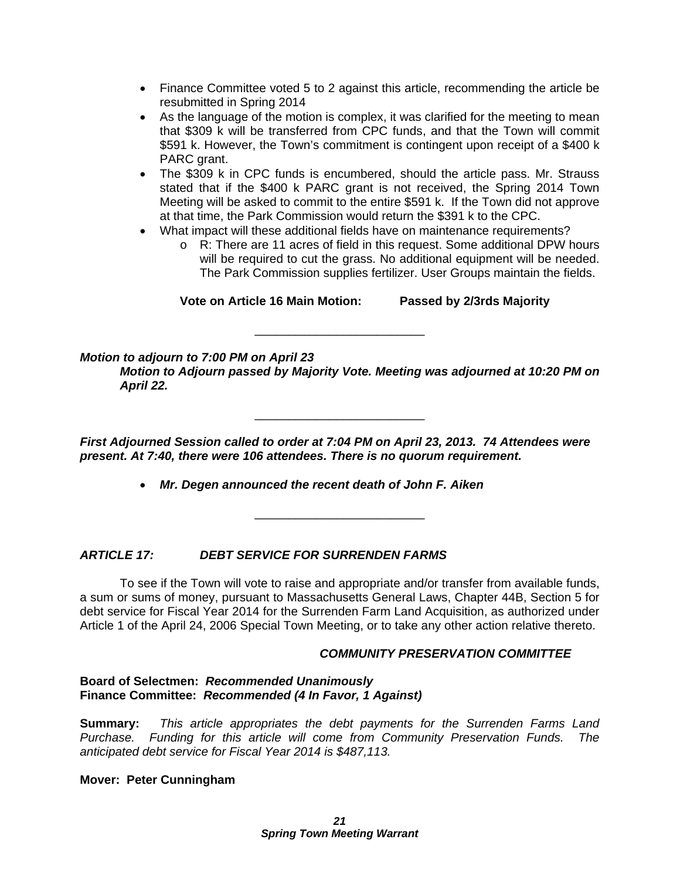- Finance Committee voted 5 to 2 against this article, recommending the article be resubmitted in Spring 2014
- As the language of the motion is complex, it was clarified for the meeting to mean that $309 k will be transferred from CPC funds, and that the Town will commit $591 k. However, the Town's commitment is contingent upon receipt of a $400 k PARC grant.
- The $309 k in CPC funds is encumbered, should the article pass. Mr. Strauss stated that if the $400 k PARC grant is not received, the Spring 2014 Town Meeting will be asked to commit to the entire $591 k. If the Town did not approve at that time, the Park Commission would return the $391 k to the CPC.
- What impact will these additional fields have on maintenance requirements?
  - R: There are 11 acres of field in this request. Some additional DPW hours will be required to cut the grass. No additional equipment will be needed. The Park Commission supplies fertilizer. User Groups maintain the fields.

**Vote on Article 16 Main Motion: Passed by 2/3rds Majority**

---

***Motion to adjourn to 7:00 PM on April 23***

***Motion to Adjourn passed by Majority Vote. Meeting was adjourned at 10:20 PM on April 22.***

---

***First Adjourned Session called to order at 7:04 PM on April 23, 2013. 74 Attendees were present. At 7:40, there were 106 attendees. There is no quorum requirement.***

- ***Mr. Degen announced the recent death of John F. Aiken***

---

### *ARTICLE 17: DEBT SERVICE FOR SURRENDEN FARMS*

To see if the Town will vote to raise and appropriate and/or transfer from available funds, a sum or sums of money, pursuant to Massachusetts General Laws, Chapter 44B, Section 5 for debt service for Fiscal Year 2014 for the Surrenden Farm Land Acquisition, as authorized under Article 1 of the April 24, 2006 Special Town Meeting, or to take any other action relative thereto.

***COMMUNITY PRESERVATION COMMITTEE***

**Board of Selectmen: *Recommended Unanimously***
**Finance Committee: *Recommended (4 In Favor, 1 Against)***

**Summary:** *This article appropriates the debt payments for the Surrenden Farms Land Purchase. Funding for this article will come from Community Preservation Funds. The anticipated debt service for Fiscal Year 2014 is $487,113.*

**Mover: Peter Cunningham**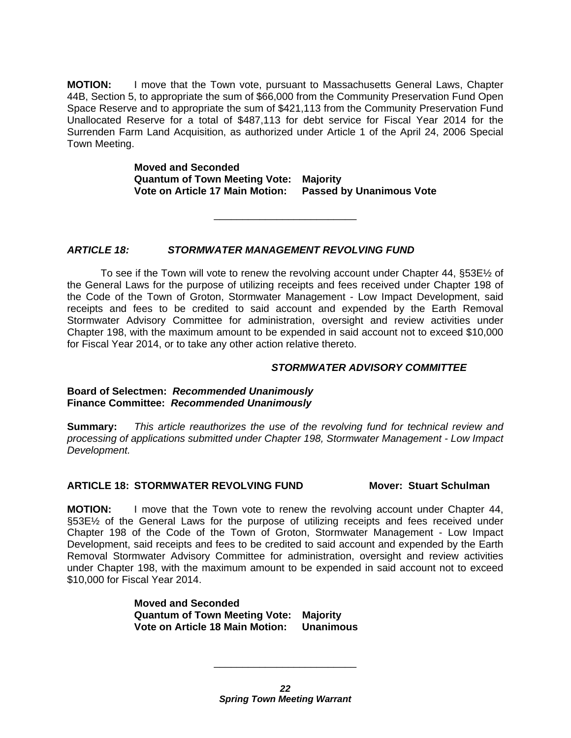**MOTION:** I move that the Town vote, pursuant to Massachusetts General Laws, Chapter 44B, Section 5, to appropriate the sum of $66,000 from the Community Preservation Fund Open Space Reserve and to appropriate the sum of $421,113 from the Community Preservation Fund Unallocated Reserve for a total of $487,113 for debt service for Fiscal Year 2014 for the Surrenden Farm Land Acquisition, as authorized under Article 1 of the April 24, 2006 Special Town Meeting.

**Moved and Seconded**
**Quantum of Town Meeting Vote: Majority**
**Vote on Article 17 Main Motion: Passed by Unanimous Vote**

---

### *ARTICLE 18: STORMWATER MANAGEMENT REVOLVING FUND*

To see if the Town will vote to renew the revolving account under Chapter 44, §53E½ of the General Laws for the purpose of utilizing receipts and fees received under Chapter 198 of the Code of the Town of Groton, Stormwater Management - Low Impact Development, said receipts and fees to be credited to said account and expended by the Earth Removal Stormwater Advisory Committee for administration, oversight and review activities under Chapter 198, with the maximum amount to be expended in said account not to exceed $10,000 for Fiscal Year 2014, or to take any other action relative thereto.

***STORMWATER ADVISORY COMMITTEE***

**Board of Selectmen:** ***Recommended Unanimously***
**Finance Committee:** ***Recommended Unanimously***

**Summary:** *This article reauthorizes the use of the revolving fund for technical review and processing of applications submitted under Chapter 198, Stormwater Management - Low Impact Development.*

**ARTICLE 18: STORMWATER REVOLVING FUND** **Mover: Stuart Schulman**

**MOTION:** I move that the Town vote to renew the revolving account under Chapter 44, §53E½ of the General Laws for the purpose of utilizing receipts and fees received under Chapter 198 of the Code of the Town of Groton, Stormwater Management - Low Impact Development, said receipts and fees to be credited to said account and expended by the Earth Removal Stormwater Advisory Committee for administration, oversight and review activities under Chapter 198, with the maximum amount to be expended in said account not to exceed $10,000 for Fiscal Year 2014.

**Moved and Seconded**
**Quantum of Town Meeting Vote: Majority**
**Vote on Article 18 Main Motion: Unanimous**

---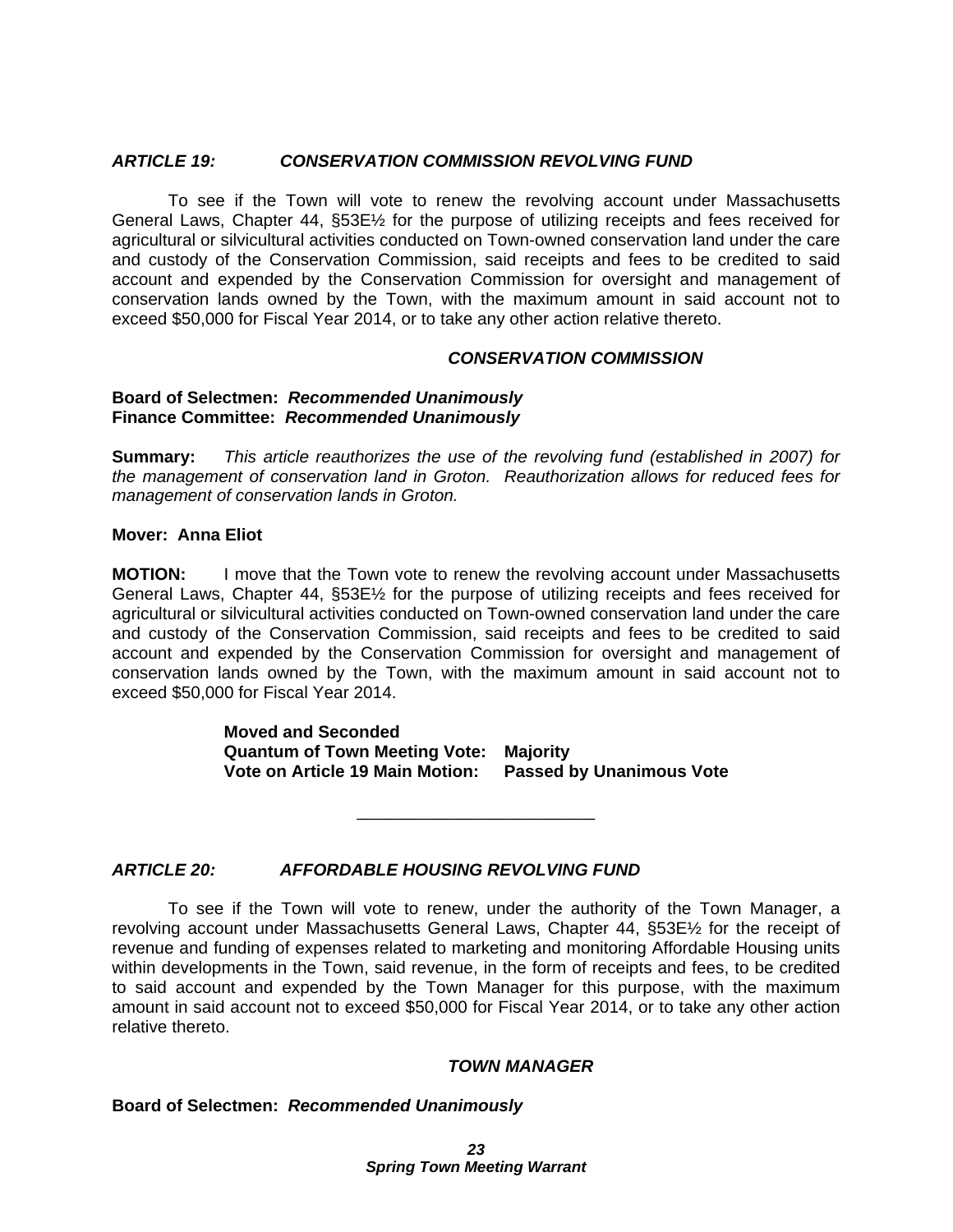### *ARTICLE 19: CONSERVATION COMMISSION REVOLVING FUND*

To see if the Town will vote to renew the revolving account under Massachusetts General Laws, Chapter 44, §53E½ for the purpose of utilizing receipts and fees received for agricultural or silvicultural activities conducted on Town-owned conservation land under the care and custody of the Conservation Commission, said receipts and fees to be credited to said account and expended by the Conservation Commission for oversight and management of conservation lands owned by the Town, with the maximum amount in said account not to exceed $50,000 for Fiscal Year 2014, or to take any other action relative thereto.

***CONSERVATION COMMISSION***

**Board of Selectmen:** ***Recommended Unanimously***
**Finance Committee:** ***Recommended Unanimously***

**Summary:** *This article reauthorizes the use of the revolving fund (established in 2007) for the management of conservation land in Groton. Reauthorization allows for reduced fees for management of conservation lands in Groton.*

**Mover: Anna Eliot**

**MOTION:** I move that the Town vote to renew the revolving account under Massachusetts General Laws, Chapter 44, §53E½ for the purpose of utilizing receipts and fees received for agricultural or silvicultural activities conducted on Town-owned conservation land under the care and custody of the Conservation Commission, said receipts and fees to be credited to said account and expended by the Conservation Commission for oversight and management of conservation lands owned by the Town, with the maximum amount in said account not to exceed $50,000 for Fiscal Year 2014.

**Moved and Seconded**
**Quantum of Town Meeting Vote: Majority**
**Vote on Article 19 Main Motion: Passed by Unanimous Vote**

---

### *ARTICLE 20: AFFORDABLE HOUSING REVOLVING FUND*

To see if the Town will vote to renew, under the authority of the Town Manager, a revolving account under Massachusetts General Laws, Chapter 44, §53E½ for the receipt of revenue and funding of expenses related to marketing and monitoring Affordable Housing units within developments in the Town, said revenue, in the form of receipts and fees, to be credited to said account and expended by the Town Manager for this purpose, with the maximum amount in said account not to exceed $50,000 for Fiscal Year 2014, or to take any other action relative thereto.

***TOWN MANAGER***

**Board of Selectmen:** ***Recommended Unanimously***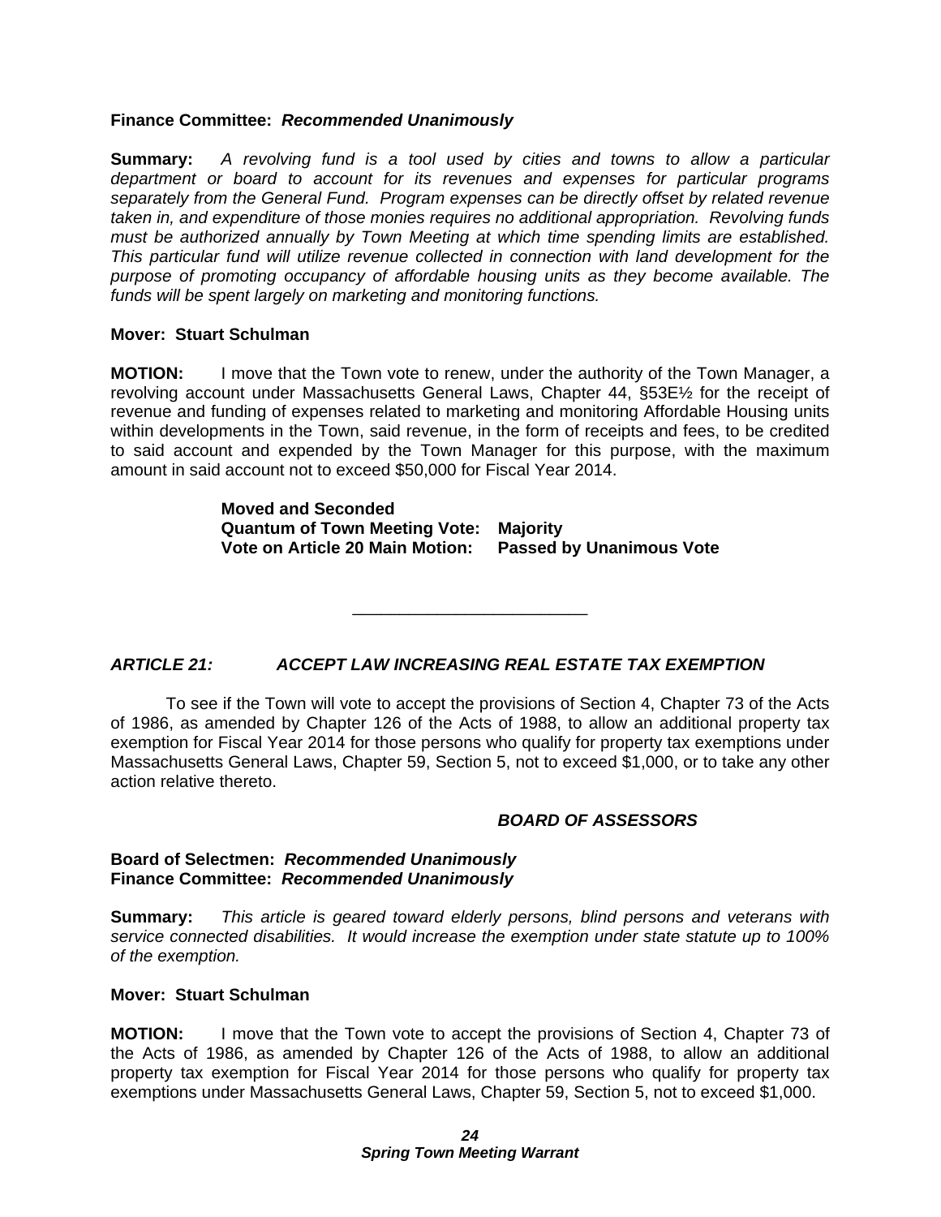**Finance Committee:** ***Recommended Unanimously***

**Summary:** *A revolving fund is a tool used by cities and towns to allow a particular department or board to account for its revenues and expenses for particular programs separately from the General Fund. Program expenses can be directly offset by related revenue taken in, and expenditure of those monies requires no additional appropriation. Revolving funds must be authorized annually by Town Meeting at which time spending limits are established. This particular fund will utilize revenue collected in connection with land development for the purpose of promoting occupancy of affordable housing units as they become available. The funds will be spent largely on marketing and monitoring functions.*

**Mover: Stuart Schulman**

**MOTION:** I move that the Town vote to renew, under the authority of the Town Manager, a revolving account under Massachusetts General Laws, Chapter 44, §53E½ for the receipt of revenue and funding of expenses related to marketing and monitoring Affordable Housing units within developments in the Town, said revenue, in the form of receipts and fees, to be credited to said account and expended by the Town Manager for this purpose, with the maximum amount in said account not to exceed $50,000 for Fiscal Year 2014.

**Moved and Seconded**
**Quantum of Town Meeting Vote: Majority**
**Vote on Article 20 Main Motion: Passed by Unanimous Vote**

---

## *ARTICLE 21: ACCEPT LAW INCREASING REAL ESTATE TAX EXEMPTION*

To see if the Town will vote to accept the provisions of Section 4, Chapter 73 of the Acts of 1986, as amended by Chapter 126 of the Acts of 1988, to allow an additional property tax exemption for Fiscal Year 2014 for those persons who qualify for property tax exemptions under Massachusetts General Laws, Chapter 59, Section 5, not to exceed $1,000, or to take any other action relative thereto.

***BOARD OF ASSESSORS***

**Board of Selectmen:** ***Recommended Unanimously***
**Finance Committee:** ***Recommended Unanimously***

**Summary:** *This article is geared toward elderly persons, blind persons and veterans with service connected disabilities. It would increase the exemption under state statute up to 100% of the exemption.*

**Mover: Stuart Schulman**

**MOTION:** I move that the Town vote to accept the provisions of Section 4, Chapter 73 of the Acts of 1986, as amended by Chapter 126 of the Acts of 1988, to allow an additional property tax exemption for Fiscal Year 2014 for those persons who qualify for property tax exemptions under Massachusetts General Laws, Chapter 59, Section 5, not to exceed $1,000.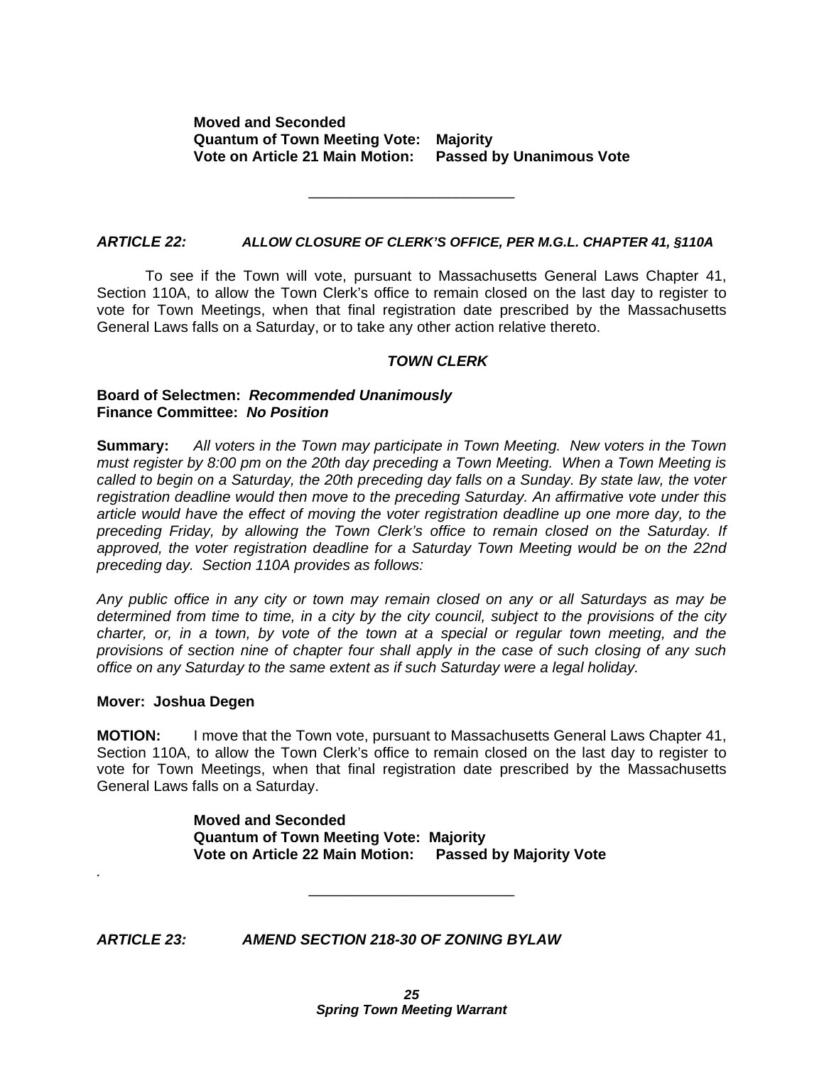**Moved and Seconded**
**Quantum of Town Meeting Vote: Majority**
**Vote on Article 21 Main Motion: Passed by Unanimous Vote**

---

### *ARTICLE 22: ALLOW CLOSURE OF CLERK'S OFFICE, PER M.G.L. CHAPTER 41, §110A*

To see if the Town will vote, pursuant to Massachusetts General Laws Chapter 41, Section 110A, to allow the Town Clerk's office to remain closed on the last day to register to vote for Town Meetings, when that final registration date prescribed by the Massachusetts General Laws falls on a Saturday, or to take any other action relative thereto.

***TOWN CLERK***

**Board of Selectmen:** ***Recommended Unanimously***
**Finance Committee:** ***No Position***

**Summary:** *All voters in the Town may participate in Town Meeting. New voters in the Town must register by 8:00 pm on the 20th day preceding a Town Meeting. When a Town Meeting is called to begin on a Saturday, the 20th preceding day falls on a Sunday. By state law, the voter registration deadline would then move to the preceding Saturday. An affirmative vote under this article would have the effect of moving the voter registration deadline up one more day, to the preceding Friday, by allowing the Town Clerk's office to remain closed on the Saturday. If approved, the voter registration deadline for a Saturday Town Meeting would be on the 22nd preceding day. Section 110A provides as follows:*

*Any public office in any city or town may remain closed on any or all Saturdays as may be determined from time to time, in a city by the city council, subject to the provisions of the city charter, or, in a town, by vote of the town at a special or regular town meeting, and the provisions of section nine of chapter four shall apply in the case of such closing of any such office on any Saturday to the same extent as if such Saturday were a legal holiday.*

**Mover: Joshua Degen**

**MOTION:** I move that the Town vote, pursuant to Massachusetts General Laws Chapter 41, Section 110A, to allow the Town Clerk's office to remain closed on the last day to register to vote for Town Meetings, when that final registration date prescribed by the Massachusetts General Laws falls on a Saturday.

**Moved and Seconded**
**Quantum of Town Meeting Vote: Majority**
**Vote on Article 22 Main Motion: Passed by Majority Vote**

---

### *ARTICLE 23: AMEND SECTION 218-30 OF ZONING BYLAW*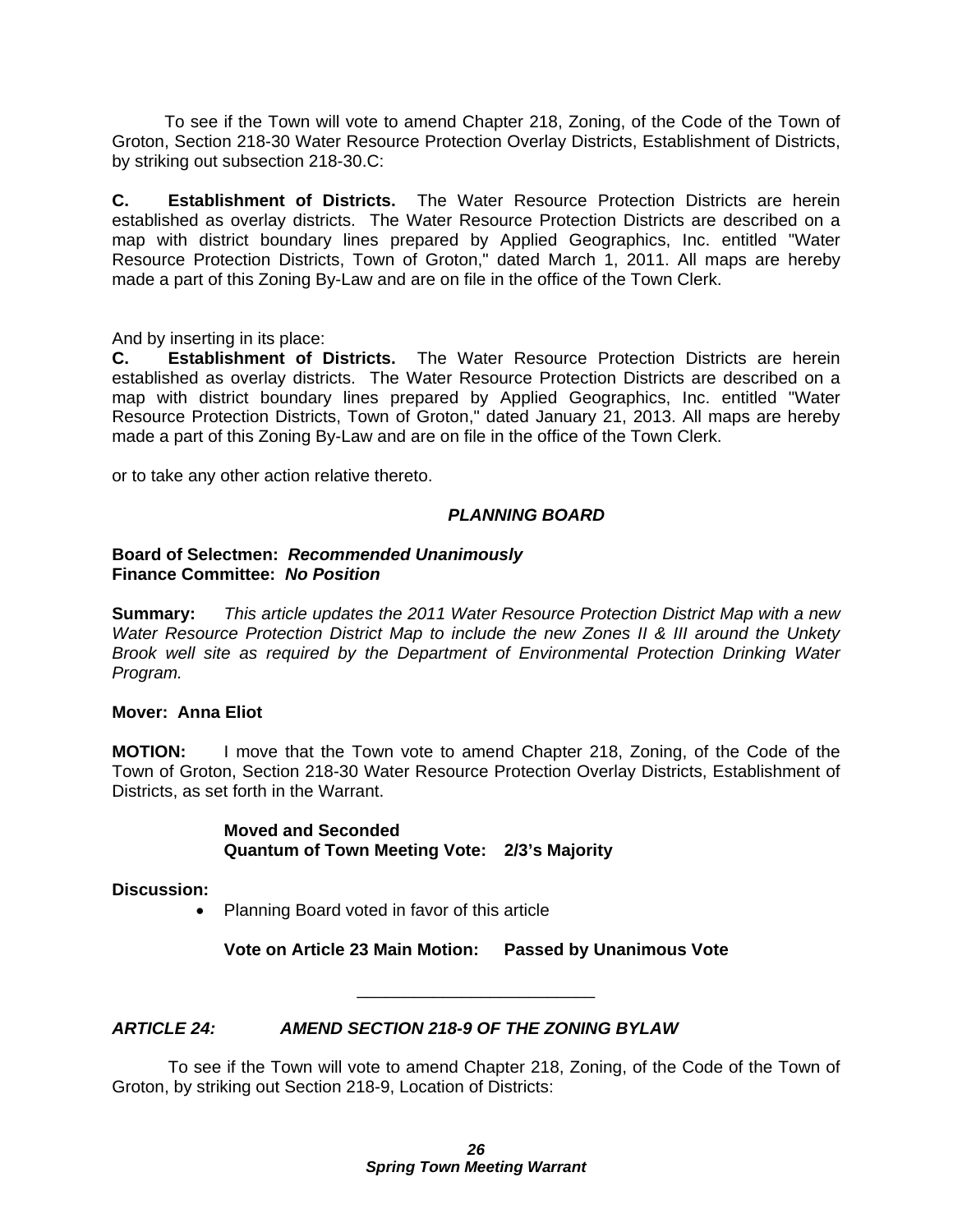To see if the Town will vote to amend Chapter 218, Zoning, of the Code of the Town of Groton, Section 218-30 Water Resource Protection Overlay Districts, Establishment of Districts, by striking out subsection 218-30.C:

**C. Establishment of Districts.** The Water Resource Protection Districts are herein established as overlay districts. The Water Resource Protection Districts are described on a map with district boundary lines prepared by Applied Geographics, Inc. entitled "Water Resource Protection Districts, Town of Groton," dated March 1, 2011. All maps are hereby made a part of this Zoning By-Law and are on file in the office of the Town Clerk.

And by inserting in its place:

**C. Establishment of Districts.** The Water Resource Protection Districts are herein established as overlay districts. The Water Resource Protection Districts are described on a map with district boundary lines prepared by Applied Geographics, Inc. entitled "Water Resource Protection Districts, Town of Groton," dated January 21, 2013. All maps are hereby made a part of this Zoning By-Law and are on file in the office of the Town Clerk.

or to take any other action relative thereto.

***PLANNING BOARD***

**Board of Selectmen: *Recommended Unanimously***
**Finance Committee: *No Position***

**Summary:** *This article updates the 2011 Water Resource Protection District Map with a new Water Resource Protection District Map to include the new Zones II & III around the Unkety Brook well site as required by the Department of Environmental Protection Drinking Water Program.*

**Mover: Anna Eliot**

**MOTION:** I move that the Town vote to amend Chapter 218, Zoning, of the Code of the Town of Groton, Section 218-30 Water Resource Protection Overlay Districts, Establishment of Districts, as set forth in the Warrant.

**Moved and Seconded**
**Quantum of Town Meeting Vote: 2/3's Majority**

**Discussion:**

- Planning Board voted in favor of this article

**Vote on Article 23 Main Motion: Passed by Unanimous Vote**

---

### *ARTICLE 24: AMEND SECTION 218-9 OF THE ZONING BYLAW*

To see if the Town will vote to amend Chapter 218, Zoning, of the Code of the Town of Groton, by striking out Section 218-9, Location of Districts: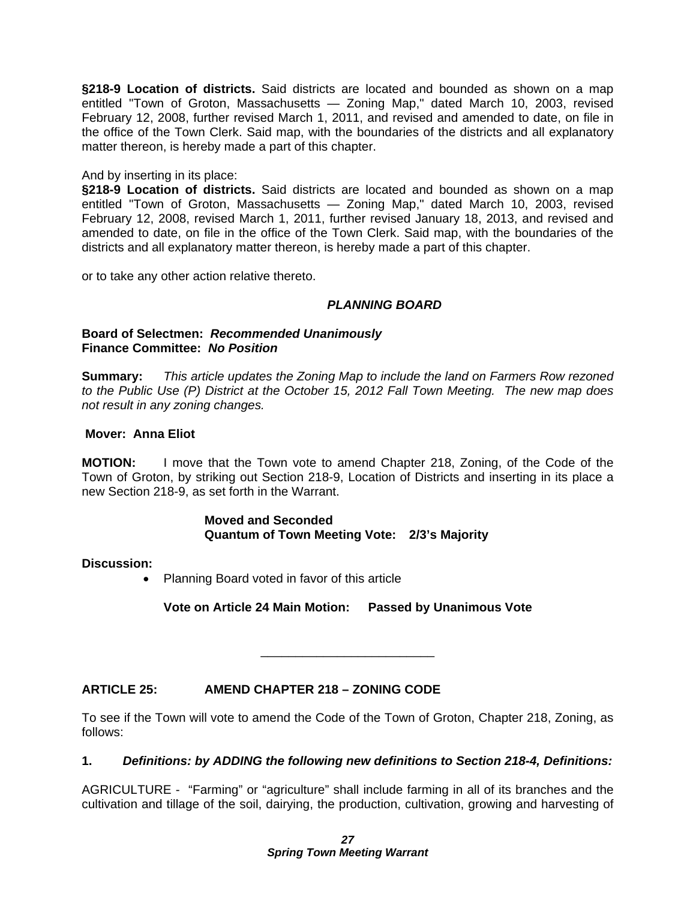**§218-9 Location of districts.** Said districts are located and bounded as shown on a map entitled "Town of Groton, Massachusetts — Zoning Map," dated March 10, 2003, revised February 12, 2008, further revised March 1, 2011, and revised and amended to date, on file in the office of the Town Clerk. Said map, with the boundaries of the districts and all explanatory matter thereon, is hereby made a part of this chapter.

And by inserting in its place:
**§218-9 Location of districts.** Said districts are located and bounded as shown on a map entitled "Town of Groton, Massachusetts — Zoning Map," dated March 10, 2003, revised February 12, 2008, revised March 1, 2011, further revised January 18, 2013, and revised and amended to date, on file in the office of the Town Clerk. Said map, with the boundaries of the districts and all explanatory matter thereon, is hereby made a part of this chapter.

or to take any other action relative thereto.

***PLANNING BOARD***

**Board of Selectmen:** ***Recommended Unanimously***
**Finance Committee:** ***No Position***

**Summary:** *This article updates the Zoning Map to include the land on Farmers Row rezoned to the Public Use (P) District at the October 15, 2012 Fall Town Meeting. The new map does not result in any zoning changes.*

**Mover: Anna Eliot**

**MOTION:** I move that the Town vote to amend Chapter 218, Zoning, of the Code of the Town of Groton, by striking out Section 218-9, Location of Districts and inserting in its place a new Section 218-9, as set forth in the Warrant.

**Moved and Seconded**
**Quantum of Town Meeting Vote: 2/3's Majority**

**Discussion:**

- Planning Board voted in favor of this article

**Vote on Article 24 Main Motion: Passed by Unanimous Vote**

---

## ARTICLE 25: AMEND CHAPTER 218 – ZONING CODE

To see if the Town will vote to amend the Code of the Town of Groton, Chapter 218, Zoning, as follows:

**1. *Definitions: by ADDING the following new definitions to Section 218-4, Definitions:***

AGRICULTURE - "Farming" or "agriculture" shall include farming in all of its branches and the cultivation and tillage of the soil, dairying, the production, cultivation, growing and harvesting of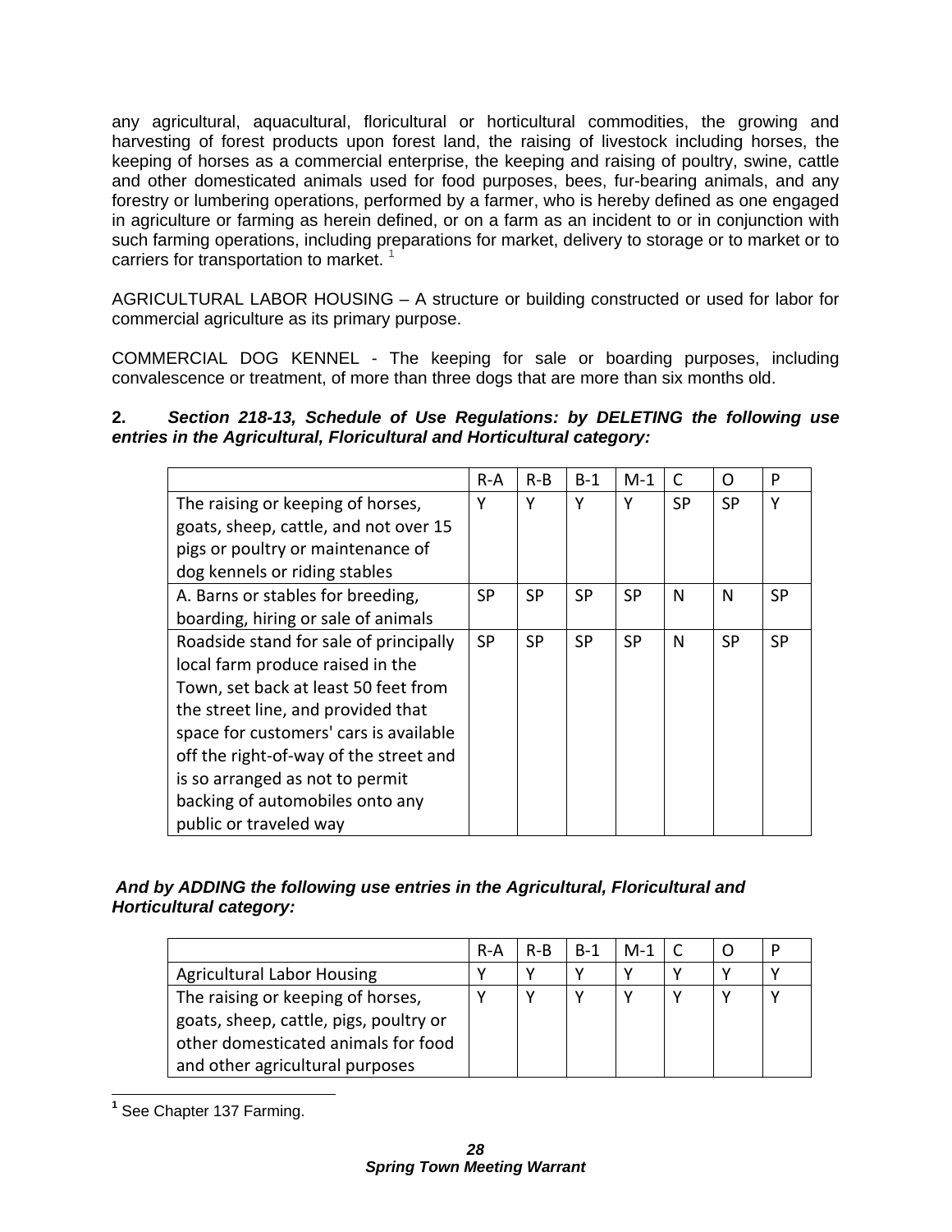any agricultural, aquacultural, floricultural or horticultural commodities, the growing and harvesting of forest products upon forest land, the raising of livestock including horses, the keeping of horses as a commercial enterprise, the keeping and raising of poultry, swine, cattle and other domesticated animals used for food purposes, bees, fur-bearing animals, and any forestry or lumbering operations, performed by a farmer, who is hereby defined as one engaged in agriculture or farming as herein defined, or on a farm as an incident to or in conjunction with such farming operations, including preparations for market, delivery to storage or to market or to carriers for transportation to market. [1]

AGRICULTURAL LABOR HOUSING – A structure or building constructed or used for labor for commercial agriculture as its primary purpose.

COMMERCIAL DOG KENNEL - The keeping for sale or boarding purposes, including convalescence or treatment, of more than three dogs that are more than six months old.

**2. *Section 218-13, Schedule of Use Regulations: by DELETING the following use entries in the Agricultural, Floricultural and Horticultural category:***

| | R-A | R-B | B-1 | M-1 | C | O | P |
|---|---|---|---|---|---|---|---|
| The raising or keeping of horses, goats, sheep, cattle, and not over 15 pigs or poultry or maintenance of dog kennels or riding stables | Y | Y | Y | Y | SP | SP | Y |
| A. Barns or stables for breeding, boarding, hiring or sale of animals | SP | SP | SP | SP | N | N | SP |
| Roadside stand for sale of principally local farm produce raised in the Town, set back at least 50 feet from the street line, and provided that space for customers' cars is available off the right-of-way of the street and is so arranged as not to permit backing of automobiles onto any public or traveled way | SP | SP | SP | SP | N | SP | SP |

***And by ADDING the following use entries in the Agricultural, Floricultural and Horticultural category:***

| | R-A | R-B | B-1 | M-1 | C | O | P |
|---|---|---|---|---|---|---|---|
| Agricultural Labor Housing | Y | Y | Y | Y | Y | Y | Y |
| The raising or keeping of horses, goats, sheep, cattle, pigs, poultry or other domesticated animals for food and other agricultural purposes | Y | Y | Y | Y | Y | Y | Y |

[1] See Chapter 137 Farming.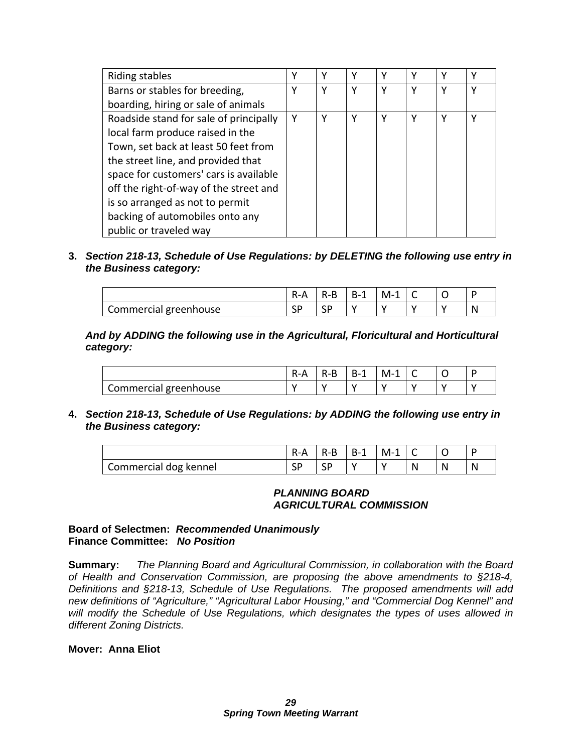| | | | | | | | |
|---|---|---|---|---|---|---|---|
| Riding stables | Y | Y | Y | Y | Y | Y | Y |
| Barns or stables for breeding, boarding, hiring or sale of animals | Y | Y | Y | Y | Y | Y | Y |
| Roadside stand for sale of principally local farm produce raised in the Town, set back at least 50 feet from the street line, and provided that space for customers' cars is available off the right-of-way of the street and is so arranged as not to permit backing of automobiles onto any public or traveled way | Y | Y | Y | Y | Y | Y | Y |

3. ***Section 218-13, Schedule of Use Regulations: by DELETING the following use entry in the Business category:***

| | R-A | R-B | B-1 | M-1 | C | O | P |
|---|---|---|---|---|---|---|---|
| Commercial greenhouse | SP | SP | Y | Y | Y | Y | N |

***And by ADDING the following use in the Agricultural, Floricultural and Horticultural category:***

| | R-A | R-B | B-1 | M-1 | C | O | P |
|---|---|---|---|---|---|---|---|
| Commercial greenhouse | Y | Y | Y | Y | Y | Y | Y |

4. ***Section 218-13, Schedule of Use Regulations: by ADDING the following use entry in the Business category:***

| | R-A | R-B | B-1 | M-1 | C | O | P |
|---|---|---|---|---|---|---|---|
| Commercial dog kennel | SP | SP | Y | Y | N | N | N |

***PLANNING BOARD***
***AGRICULTURAL COMMISSION***

**Board of Selectmen:** ***Recommended Unanimously***
**Finance Committee:** ***No Position***

**Summary:** *The Planning Board and Agricultural Commission, in collaboration with the Board of Health and Conservation Commission, are proposing the above amendments to §218-4, Definitions and §218-13, Schedule of Use Regulations. The proposed amendments will add new definitions of "Agriculture," "Agricultural Labor Housing," and "Commercial Dog Kennel" and will modify the Schedule of Use Regulations, which designates the types of uses allowed in different Zoning Districts.*

**Mover: Anna Eliot**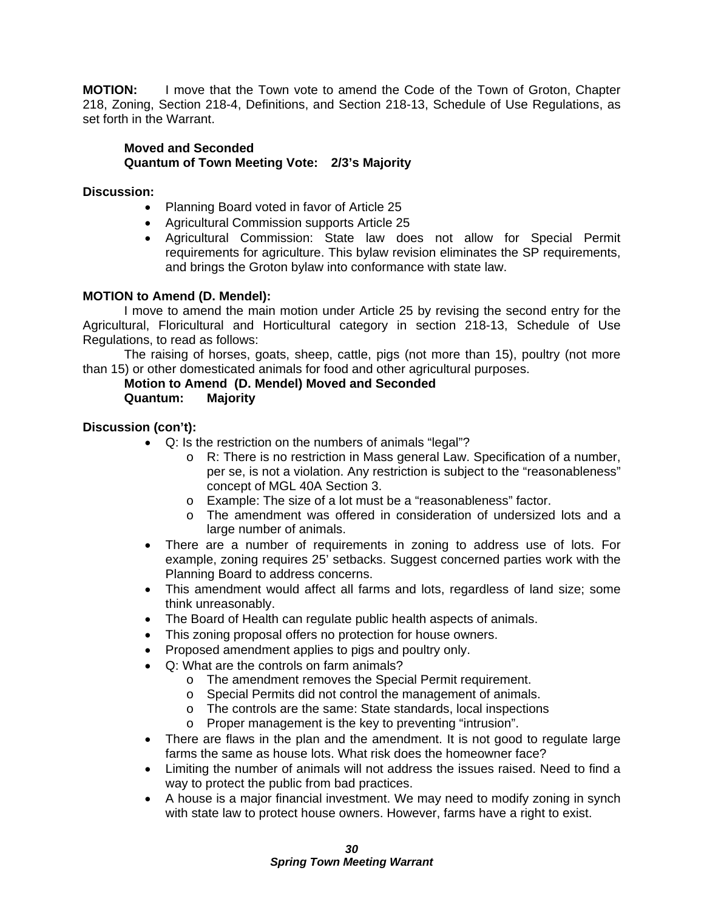**MOTION:** I move that the Town vote to amend the Code of the Town of Groton, Chapter 218, Zoning, Section 218-4, Definitions, and Section 218-13, Schedule of Use Regulations, as set forth in the Warrant.

**Moved and Seconded**
**Quantum of Town Meeting Vote: 2/3's Majority**

**Discussion:**

- Planning Board voted in favor of Article 25
- Agricultural Commission supports Article 25
- Agricultural Commission: State law does not allow for Special Permit requirements for agriculture. This bylaw revision eliminates the SP requirements, and brings the Groton bylaw into conformance with state law.

**MOTION to Amend (D. Mendel):**

I move to amend the main motion under Article 25 by revising the second entry for the Agricultural, Floricultural and Horticultural category in section 218-13, Schedule of Use Regulations, to read as follows:

The raising of horses, goats, sheep, cattle, pigs (not more than 15), poultry (not more than 15) or other domesticated animals for food and other agricultural purposes.

**Motion to Amend (D. Mendel) Moved and Seconded**
**Quantum: Majority**

**Discussion (con't):**

- Q: Is the restriction on the numbers of animals "legal"?
  - R: There is no restriction in Mass general Law. Specification of a number, per se, is not a violation. Any restriction is subject to the "reasonableness" concept of MGL 40A Section 3.
  - Example: The size of a lot must be a "reasonableness" factor.
  - The amendment was offered in consideration of undersized lots and a large number of animals.
- There are a number of requirements in zoning to address use of lots. For example, zoning requires 25' setbacks. Suggest concerned parties work with the Planning Board to address concerns.
- This amendment would affect all farms and lots, regardless of land size; some think unreasonably.
- The Board of Health can regulate public health aspects of animals.
- This zoning proposal offers no protection for house owners.
- Proposed amendment applies to pigs and poultry only.
- Q: What are the controls on farm animals?
  - The amendment removes the Special Permit requirement.
  - Special Permits did not control the management of animals.
  - The controls are the same: State standards, local inspections
  - Proper management is the key to preventing "intrusion".
- There are flaws in the plan and the amendment. It is not good to regulate large farms the same as house lots. What risk does the homeowner face?
- Limiting the number of animals will not address the issues raised. Need to find a way to protect the public from bad practices.
- A house is a major financial investment. We may need to modify zoning in synch with state law to protect house owners. However, farms have a right to exist.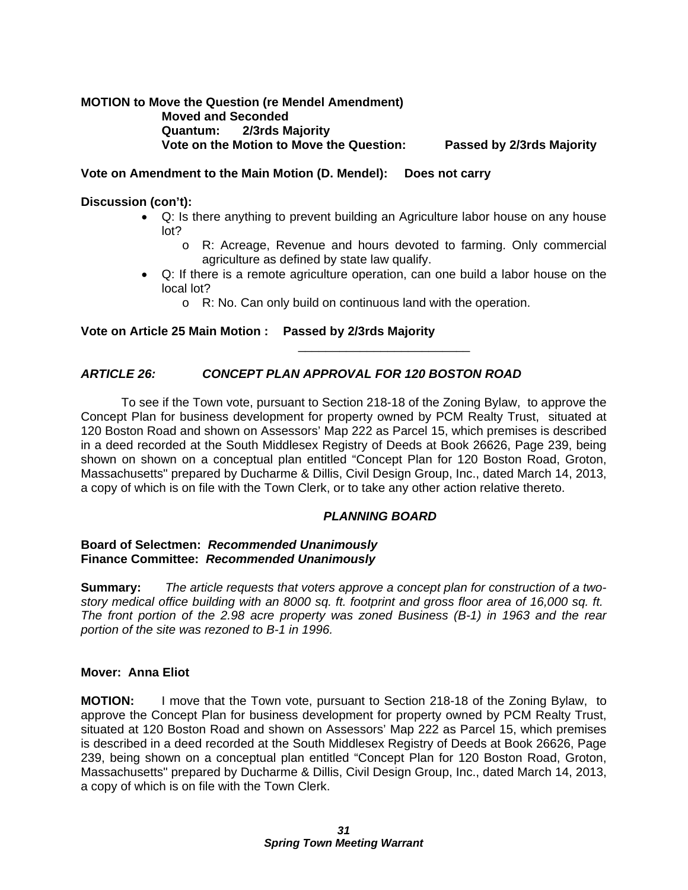**MOTION to Move the Question (re Mendel Amendment)**

**Moved and Seconded**

**Quantum: 2/3rds Majority**

**Vote on the Motion to Move the Question: Passed by 2/3rds Majority**

**Vote on Amendment to the Main Motion (D. Mendel): Does not carry**

**Discussion (con't):**

- Q: Is there anything to prevent building an Agriculture labor house on any house lot?
  - R: Acreage, Revenue and hours devoted to farming. Only commercial agriculture as defined by state law qualify.
- Q: If there is a remote agriculture operation, can one build a labor house on the local lot?
  - R: No. Can only build on continuous land with the operation.

**Vote on Article 25 Main Motion : Passed by 2/3rds Majority**

---

## *ARTICLE 26: CONCEPT PLAN APPROVAL FOR 120 BOSTON ROAD*

To see if the Town vote, pursuant to Section 218-18 of the Zoning Bylaw, to approve the Concept Plan for business development for property owned by PCM Realty Trust, situated at 120 Boston Road and shown on Assessors' Map 222 as Parcel 15, which premises is described in a deed recorded at the South Middlesex Registry of Deeds at Book 26626, Page 239, being shown on shown on a conceptual plan entitled "Concept Plan for 120 Boston Road, Groton, Massachusetts" prepared by Ducharme & Dillis, Civil Design Group, Inc., dated March 14, 2013, a copy of which is on file with the Town Clerk, or to take any other action relative thereto.

***PLANNING BOARD***

**Board of Selectmen:** ***Recommended Unanimously***
**Finance Committee:** ***Recommended Unanimously***

**Summary:** *The article requests that voters approve a concept plan for construction of a two-story medical office building with an 8000 sq. ft. footprint and gross floor area of 16,000 sq. ft. The front portion of the 2.98 acre property was zoned Business (B-1) in 1963 and the rear portion of the site was rezoned to B-1 in 1996.*

**Mover: Anna Eliot**

**MOTION:** I move that the Town vote, pursuant to Section 218-18 of the Zoning Bylaw, to approve the Concept Plan for business development for property owned by PCM Realty Trust, situated at 120 Boston Road and shown on Assessors' Map 222 as Parcel 15, which premises is described in a deed recorded at the South Middlesex Registry of Deeds at Book 26626, Page 239, being shown on a conceptual plan entitled "Concept Plan for 120 Boston Road, Groton, Massachusetts" prepared by Ducharme & Dillis, Civil Design Group, Inc., dated March 14, 2013, a copy of which is on file with the Town Clerk.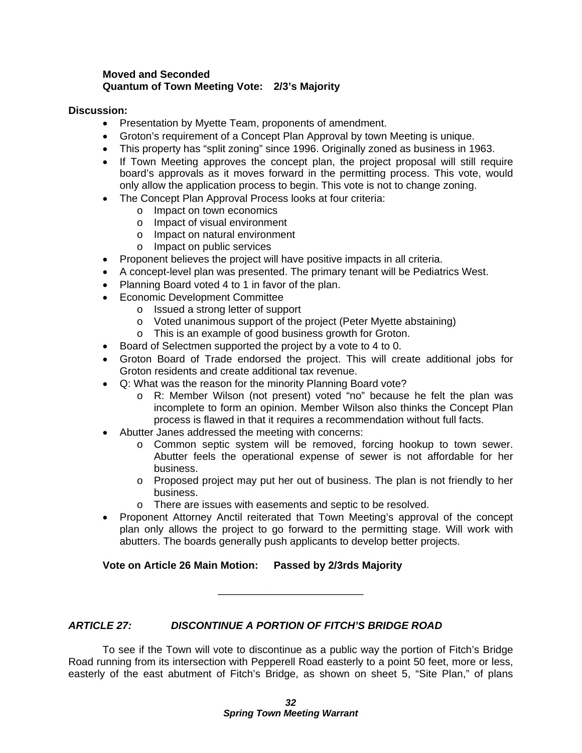**Moved and Seconded**
**Quantum of Town Meeting Vote: 2/3's Majority**

**Discussion:**

- Presentation by Myette Team, proponents of amendment.
- Groton's requirement of a Concept Plan Approval by town Meeting is unique.
- This property has "split zoning" since 1996. Originally zoned as business in 1963.
- If Town Meeting approves the concept plan, the project proposal will still require board's approvals as it moves forward in the permitting process. This vote, would only allow the application process to begin. This vote is not to change zoning.
- The Concept Plan Approval Process looks at four criteria:
  - Impact on town economics
  - Impact of visual environment
  - Impact on natural environment
  - Impact on public services
- Proponent believes the project will have positive impacts in all criteria.
- A concept-level plan was presented. The primary tenant will be Pediatrics West.
- Planning Board voted 4 to 1 in favor of the plan.
- Economic Development Committee
  - Issued a strong letter of support
  - Voted unanimous support of the project (Peter Myette abstaining)
  - This is an example of good business growth for Groton.
- Board of Selectmen supported the project by a vote to 4 to 0.
- Groton Board of Trade endorsed the project. This will create additional jobs for Groton residents and create additional tax revenue.
- Q: What was the reason for the minority Planning Board vote?
  - R: Member Wilson (not present) voted "no" because he felt the plan was incomplete to form an opinion. Member Wilson also thinks the Concept Plan process is flawed in that it requires a recommendation without full facts.
- Abutter Janes addressed the meeting with concerns:
  - Common septic system will be removed, forcing hookup to town sewer. Abutter feels the operational expense of sewer is not affordable for her business.
  - Proposed project may put her out of business. The plan is not friendly to her business.
  - There are issues with easements and septic to be resolved.
- Proponent Attorney Anctil reiterated that Town Meeting's approval of the concept plan only allows the project to go forward to the permitting stage. Will work with abutters. The boards generally push applicants to develop better projects.

**Vote on Article 26 Main Motion: Passed by 2/3rds Majority**

---

***ARTICLE 27: DISCONTINUE A PORTION OF FITCH'S BRIDGE ROAD***

To see if the Town will vote to discontinue as a public way the portion of Fitch's Bridge Road running from its intersection with Pepperell Road easterly to a point 50 feet, more or less, easterly of the east abutment of Fitch's Bridge, as shown on sheet 5, "Site Plan," of plans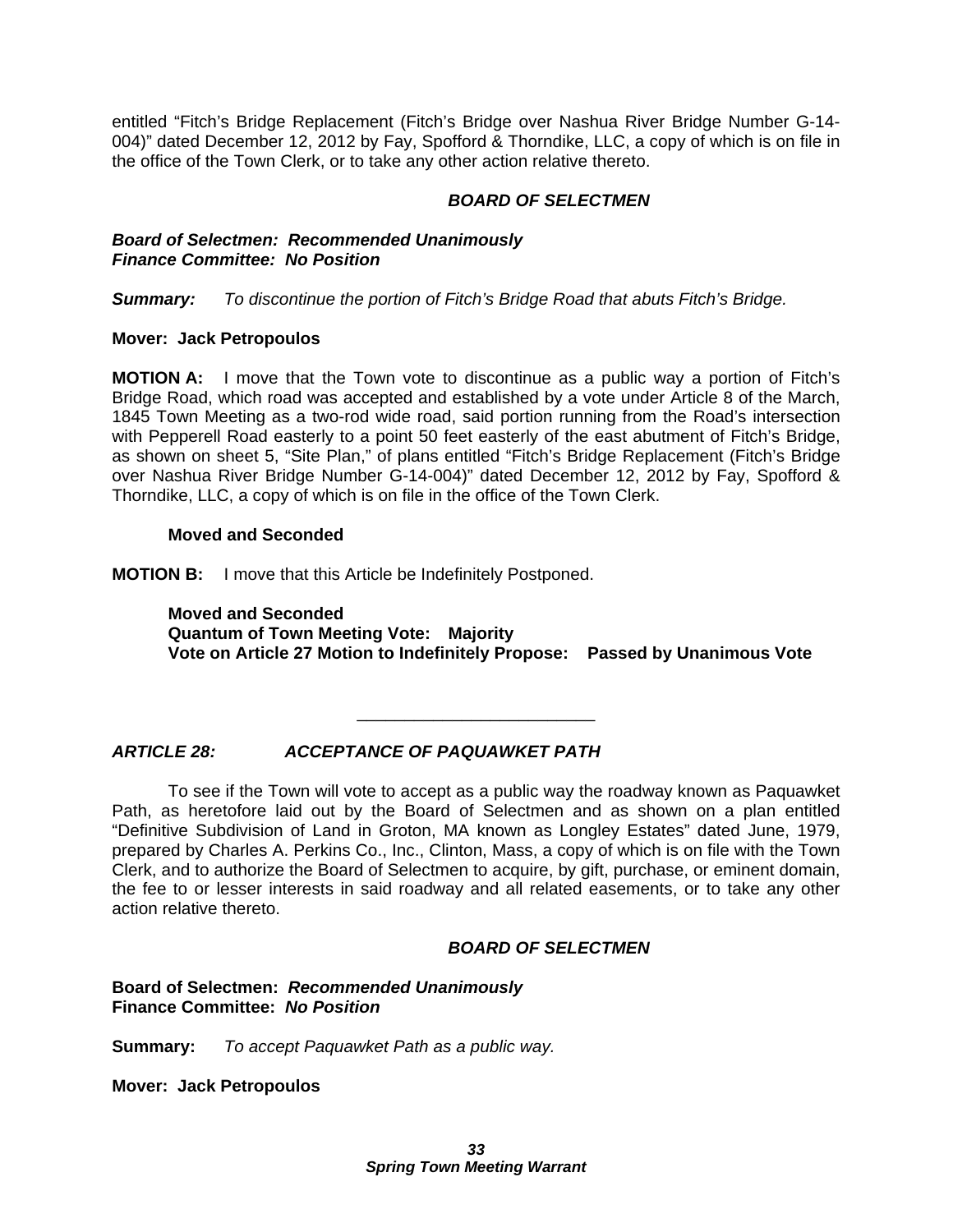entitled "Fitch's Bridge Replacement (Fitch's Bridge over Nashua River Bridge Number G-14-004)" dated December 12, 2012 by Fay, Spofford & Thorndike, LLC, a copy of which is on file in the office of the Town Clerk, or to take any other action relative thereto.

***BOARD OF SELECTMEN***

***Board of Selectmen: Recommended Unanimously***
***Finance Committee: No Position***

***Summary:*** *To discontinue the portion of Fitch's Bridge Road that abuts Fitch's Bridge.*

**Mover: Jack Petropoulos**

**MOTION A:** I move that the Town vote to discontinue as a public way a portion of Fitch's Bridge Road, which road was accepted and established by a vote under Article 8 of the March, 1845 Town Meeting as a two-rod wide road, said portion running from the Road's intersection with Pepperell Road easterly to a point 50 feet easterly of the east abutment of Fitch's Bridge, as shown on sheet 5, "Site Plan," of plans entitled "Fitch's Bridge Replacement (Fitch's Bridge over Nashua River Bridge Number G-14-004)" dated December 12, 2012 by Fay, Spofford & Thorndike, LLC, a copy of which is on file in the office of the Town Clerk.

**Moved and Seconded**

**MOTION B:** I move that this Article be Indefinitely Postponed.

**Moved and Seconded**
**Quantum of Town Meeting Vote: Majority**
**Vote on Article 27 Motion to Indefinitely Propose: Passed by Unanimous Vote**

---

## *ARTICLE 28: ACCEPTANCE OF PAQUAWKET PATH*

To see if the Town will vote to accept as a public way the roadway known as Paquawket Path, as heretofore laid out by the Board of Selectmen and as shown on a plan entitled "Definitive Subdivision of Land in Groton, MA known as Longley Estates" dated June, 1979, prepared by Charles A. Perkins Co., Inc., Clinton, Mass, a copy of which is on file with the Town Clerk, and to authorize the Board of Selectmen to acquire, by gift, purchase, or eminent domain, the fee to or lesser interests in said roadway and all related easements, or to take any other action relative thereto.

***BOARD OF SELECTMEN***

**Board of Selectmen:** ***Recommended Unanimously***
**Finance Committee:** ***No Position***

**Summary:** *To accept Paquawket Path as a public way.*

**Mover: Jack Petropoulos**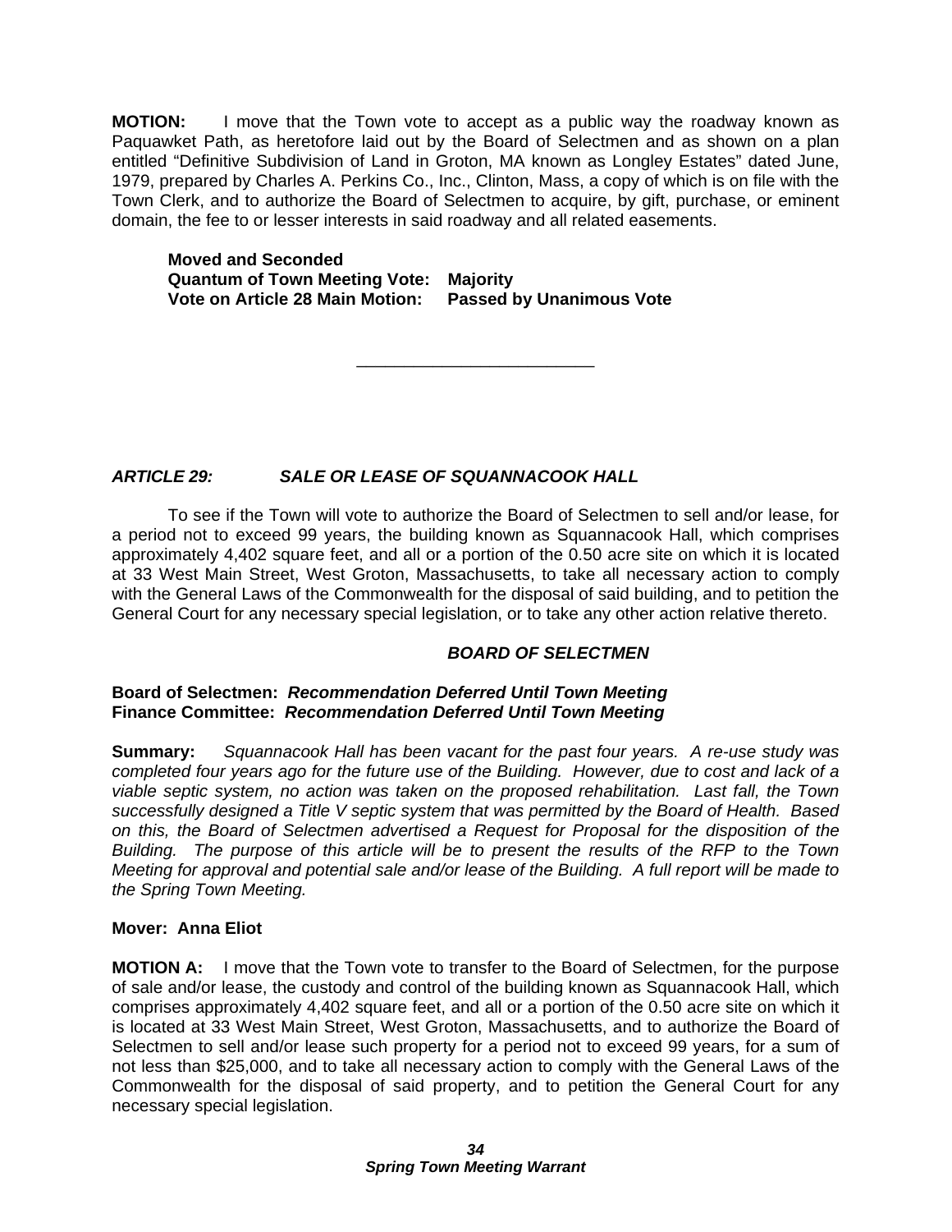**MOTION:** I move that the Town vote to accept as a public way the roadway known as Paquawket Path, as heretofore laid out by the Board of Selectmen and as shown on a plan entitled "Definitive Subdivision of Land in Groton, MA known as Longley Estates" dated June, 1979, prepared by Charles A. Perkins Co., Inc., Clinton, Mass, a copy of which is on file with the Town Clerk, and to authorize the Board of Selectmen to acquire, by gift, purchase, or eminent domain, the fee to or lesser interests in said roadway and all related easements.

**Moved and Seconded**
**Quantum of Town Meeting Vote: Majority**
**Vote on Article 28 Main Motion: Passed by Unanimous Vote**

---

### *ARTICLE 29: SALE OR LEASE OF SQUANNACOOK HALL*

To see if the Town will vote to authorize the Board of Selectmen to sell and/or lease, for a period not to exceed 99 years, the building known as Squannacook Hall, which comprises approximately 4,402 square feet, and all or a portion of the 0.50 acre site on which it is located at 33 West Main Street, West Groton, Massachusetts, to take all necessary action to comply with the General Laws of the Commonwealth for the disposal of said building, and to petition the General Court for any necessary special legislation, or to take any other action relative thereto.

***BOARD OF SELECTMEN***

**Board of Selectmen:** ***Recommendation Deferred Until Town Meeting***
**Finance Committee:** ***Recommendation Deferred Until Town Meeting***

**Summary:** *Squannacook Hall has been vacant for the past four years. A re-use study was completed four years ago for the future use of the Building. However, due to cost and lack of a viable septic system, no action was taken on the proposed rehabilitation. Last fall, the Town successfully designed a Title V septic system that was permitted by the Board of Health. Based on this, the Board of Selectmen advertised a Request for Proposal for the disposition of the Building. The purpose of this article will be to present the results of the RFP to the Town Meeting for approval and potential sale and/or lease of the Building. A full report will be made to the Spring Town Meeting.*

**Mover: Anna Eliot**

**MOTION A:** I move that the Town vote to transfer to the Board of Selectmen, for the purpose of sale and/or lease, the custody and control of the building known as Squannacook Hall, which comprises approximately 4,402 square feet, and all or a portion of the 0.50 acre site on which it is located at 33 West Main Street, West Groton, Massachusetts, and to authorize the Board of Selectmen to sell and/or lease such property for a period not to exceed 99 years, for a sum of not less than $25,000, and to take all necessary action to comply with the General Laws of the Commonwealth for the disposal of said property, and to petition the General Court for any necessary special legislation.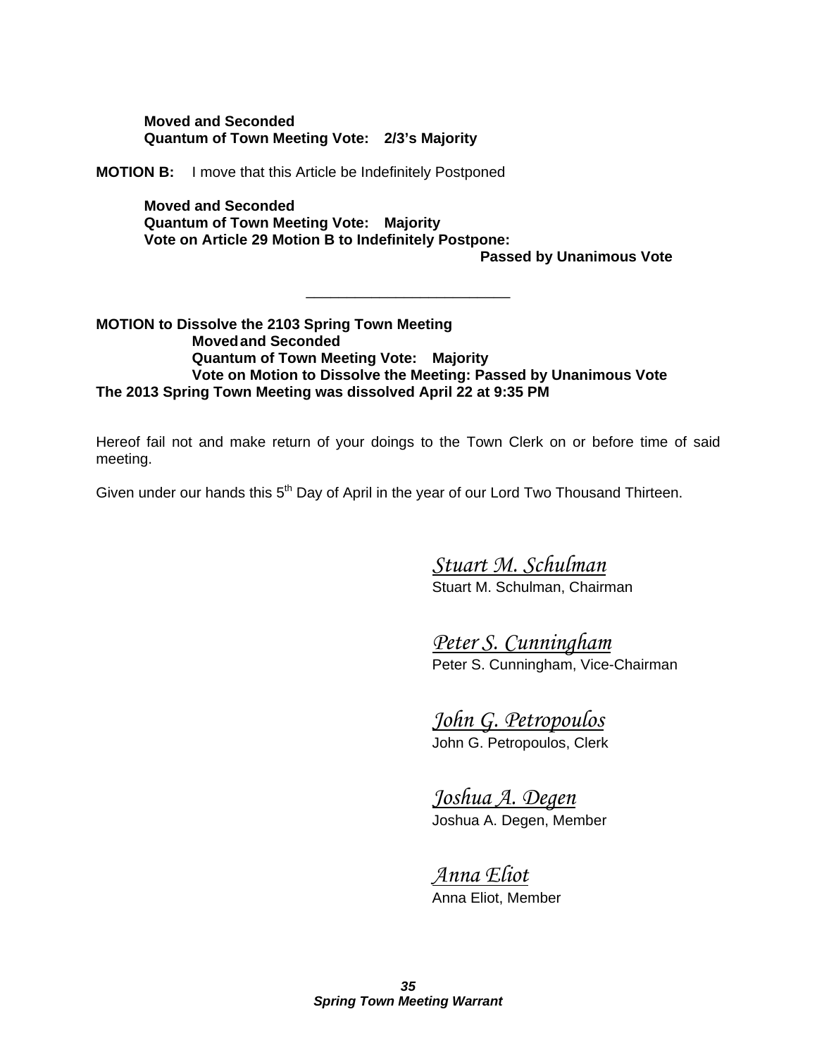**Moved and Seconded**
**Quantum of Town Meeting Vote: 2/3's Majority**

**MOTION B:** I move that this Article be Indefinitely Postponed

**Moved and Seconded**
**Quantum of Town Meeting Vote: Majority**
**Vote on Article 29 Motion B to Indefinitely Postpone:**
**Passed by Unanimous Vote**

---

**MOTION to Dissolve the 2103 Spring Town Meeting**
**Moved and Seconded**
**Quantum of Town Meeting Vote: Majority**
**Vote on Motion to Dissolve the Meeting: Passed by Unanimous Vote**
**The 2013 Spring Town Meeting was dissolved April 22 at 9:35 PM**

Hereof fail not and make return of your doings to the Town Clerk on or before time of said meeting.

Given under our hands this 5th Day of April in the year of our Lord Two Thousand Thirteen.

*Stuart M. Schulman*
Stuart M. Schulman, Chairman

*Peter S. Cunningham*
Peter S. Cunningham, Vice-Chairman

*John G. Petropoulos*
John G. Petropoulos, Clerk

*Joshua A. Degen*
Joshua A. Degen, Member

*Anna Eliot*
Anna Eliot, Member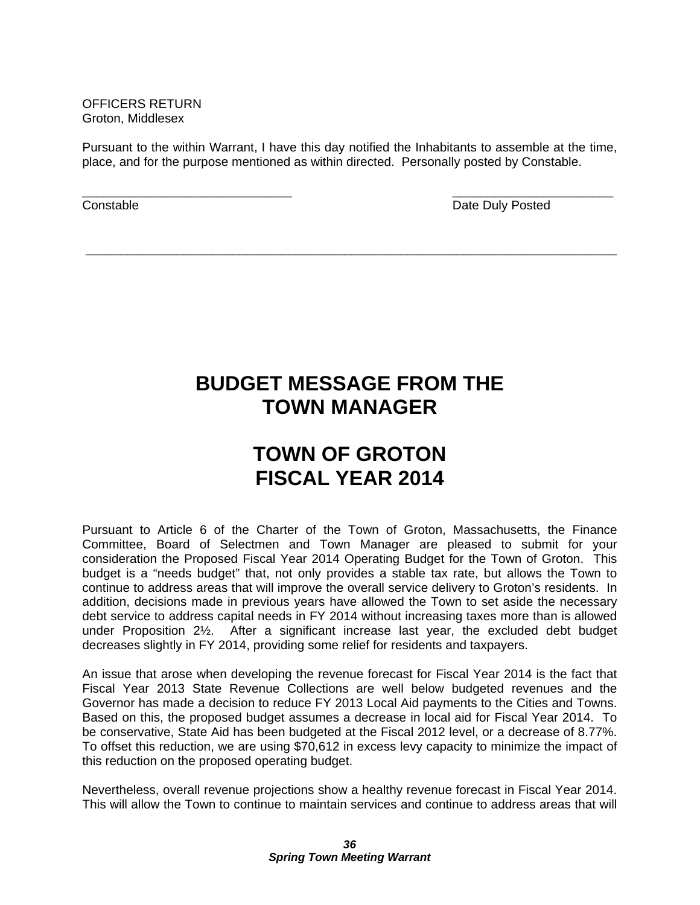OFFICERS RETURN
Groton, Middlesex

Pursuant to the within Warrant, I have this day notified the Inhabitants to assemble at the time, place, and for the purpose mentioned as within directed. Personally posted by Constable.

\_\_\_\_\_\_\_\_\_\_\_\_\_\_\_\_\_\_\_\_\_\_\_\_\_\_\_\_\_\_\_ \_\_\_\_\_\_\_\_\_\_\_\_\_\_\_\_\_\_\_\_\_\_\_\_
Constable Date Duly Posted

---

# BUDGET MESSAGE FROM THE TOWN MANAGER

# TOWN OF GROTON FISCAL YEAR 2014

Pursuant to Article 6 of the Charter of the Town of Groton, Massachusetts, the Finance Committee, Board of Selectmen and Town Manager are pleased to submit for your consideration the Proposed Fiscal Year 2014 Operating Budget for the Town of Groton. This budget is a "needs budget" that, not only provides a stable tax rate, but allows the Town to continue to address areas that will improve the overall service delivery to Groton's residents. In addition, decisions made in previous years have allowed the Town to set aside the necessary debt service to address capital needs in FY 2014 without increasing taxes more than is allowed under Proposition 2½. After a significant increase last year, the excluded debt budget decreases slightly in FY 2014, providing some relief for residents and taxpayers.

An issue that arose when developing the revenue forecast for Fiscal Year 2014 is the fact that Fiscal Year 2013 State Revenue Collections are well below budgeted revenues and the Governor has made a decision to reduce FY 2013 Local Aid payments to the Cities and Towns. Based on this, the proposed budget assumes a decrease in local aid for Fiscal Year 2014. To be conservative, State Aid has been budgeted at the Fiscal 2012 level, or a decrease of 8.77%. To offset this reduction, we are using $70,612 in excess levy capacity to minimize the impact of this reduction on the proposed operating budget.

Nevertheless, overall revenue projections show a healthy revenue forecast in Fiscal Year 2014. This will allow the Town to continue to maintain services and continue to address areas that will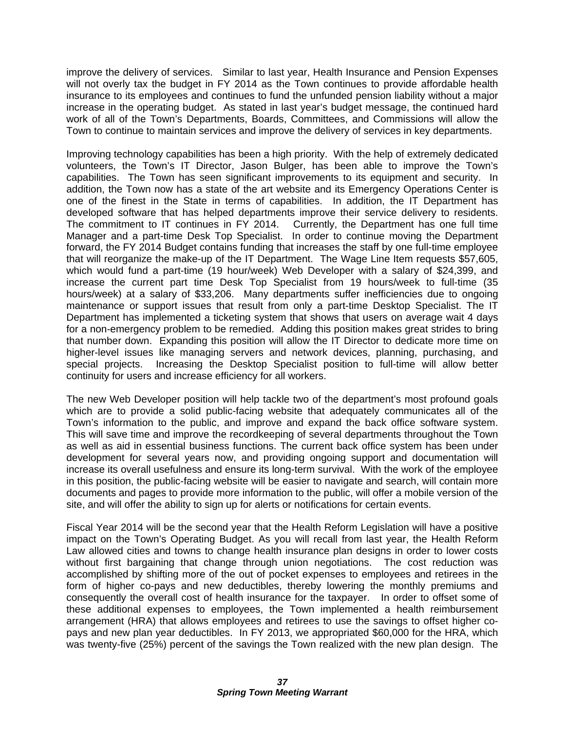improve the delivery of services. Similar to last year, Health Insurance and Pension Expenses will not overly tax the budget in FY 2014 as the Town continues to provide affordable health insurance to its employees and continues to fund the unfunded pension liability without a major increase in the operating budget. As stated in last year's budget message, the continued hard work of all of the Town's Departments, Boards, Committees, and Commissions will allow the Town to continue to maintain services and improve the delivery of services in key departments.

Improving technology capabilities has been a high priority. With the help of extremely dedicated volunteers, the Town's IT Director, Jason Bulger, has been able to improve the Town's capabilities. The Town has seen significant improvements to its equipment and security. In addition, the Town now has a state of the art website and its Emergency Operations Center is one of the finest in the State in terms of capabilities. In addition, the IT Department has developed software that has helped departments improve their service delivery to residents. The commitment to IT continues in FY 2014. Currently, the Department has one full time Manager and a part-time Desk Top Specialist. In order to continue moving the Department forward, the FY 2014 Budget contains funding that increases the staff by one full-time employee that will reorganize the make-up of the IT Department. The Wage Line Item requests $57,605, which would fund a part-time (19 hour/week) Web Developer with a salary of $24,399, and increase the current part time Desk Top Specialist from 19 hours/week to full-time (35 hours/week) at a salary of $33,206. Many departments suffer inefficiencies due to ongoing maintenance or support issues that result from only a part-time Desktop Specialist. The IT Department has implemented a ticketing system that shows that users on average wait 4 days for a non-emergency problem to be remedied. Adding this position makes great strides to bring that number down. Expanding this position will allow the IT Director to dedicate more time on higher-level issues like managing servers and network devices, planning, purchasing, and special projects. Increasing the Desktop Specialist position to full-time will allow better continuity for users and increase efficiency for all workers.

The new Web Developer position will help tackle two of the department's most profound goals which are to provide a solid public-facing website that adequately communicates all of the Town's information to the public, and improve and expand the back office software system. This will save time and improve the recordkeeping of several departments throughout the Town as well as aid in essential business functions. The current back office system has been under development for several years now, and providing ongoing support and documentation will increase its overall usefulness and ensure its long-term survival. With the work of the employee in this position, the public-facing website will be easier to navigate and search, will contain more documents and pages to provide more information to the public, will offer a mobile version of the site, and will offer the ability to sign up for alerts or notifications for certain events.

Fiscal Year 2014 will be the second year that the Health Reform Legislation will have a positive impact on the Town's Operating Budget. As you will recall from last year, the Health Reform Law allowed cities and towns to change health insurance plan designs in order to lower costs without first bargaining that change through union negotiations. The cost reduction was accomplished by shifting more of the out of pocket expenses to employees and retirees in the form of higher co-pays and new deductibles, thereby lowering the monthly premiums and consequently the overall cost of health insurance for the taxpayer. In order to offset some of these additional expenses to employees, the Town implemented a health reimbursement arrangement (HRA) that allows employees and retirees to use the savings to offset higher co-pays and new plan year deductibles. In FY 2013, we appropriated $60,000 for the HRA, which was twenty-five (25%) percent of the savings the Town realized with the new plan design. The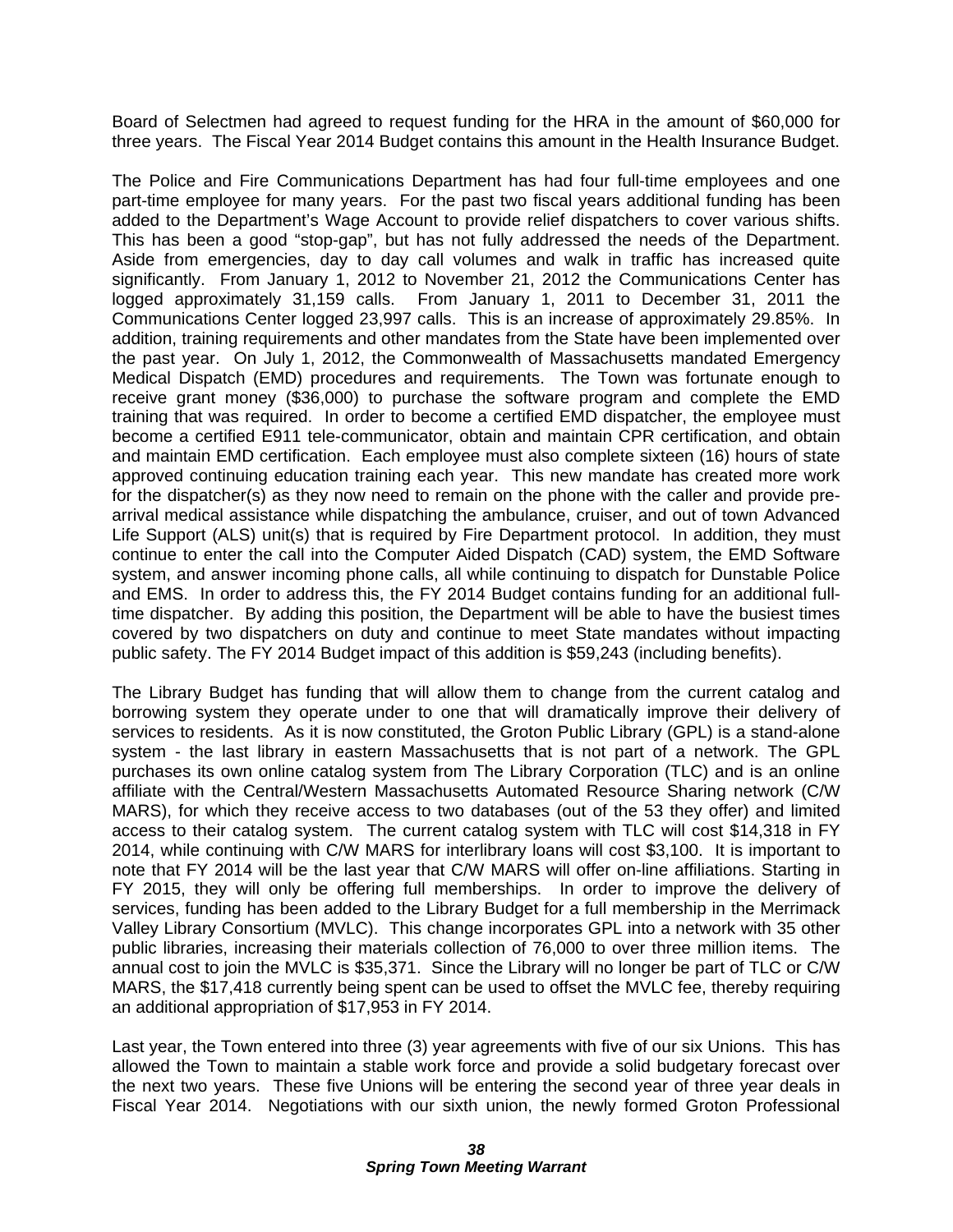Board of Selectmen had agreed to request funding for the HRA in the amount of $60,000 for three years. The Fiscal Year 2014 Budget contains this amount in the Health Insurance Budget.

The Police and Fire Communications Department has had four full-time employees and one part-time employee for many years. For the past two fiscal years additional funding has been added to the Department's Wage Account to provide relief dispatchers to cover various shifts. This has been a good "stop-gap", but has not fully addressed the needs of the Department. Aside from emergencies, day to day call volumes and walk in traffic has increased quite significantly. From January 1, 2012 to November 21, 2012 the Communications Center has logged approximately 31,159 calls. From January 1, 2011 to December 31, 2011 the Communications Center logged 23,997 calls. This is an increase of approximately 29.85%. In addition, training requirements and other mandates from the State have been implemented over the past year. On July 1, 2012, the Commonwealth of Massachusetts mandated Emergency Medical Dispatch (EMD) procedures and requirements. The Town was fortunate enough to receive grant money ($36,000) to purchase the software program and complete the EMD training that was required. In order to become a certified EMD dispatcher, the employee must become a certified E911 tele-communicator, obtain and maintain CPR certification, and obtain and maintain EMD certification. Each employee must also complete sixteen (16) hours of state approved continuing education training each year. This new mandate has created more work for the dispatcher(s) as they now need to remain on the phone with the caller and provide pre-arrival medical assistance while dispatching the ambulance, cruiser, and out of town Advanced Life Support (ALS) unit(s) that is required by Fire Department protocol. In addition, they must continue to enter the call into the Computer Aided Dispatch (CAD) system, the EMD Software system, and answer incoming phone calls, all while continuing to dispatch for Dunstable Police and EMS. In order to address this, the FY 2014 Budget contains funding for an additional full-time dispatcher. By adding this position, the Department will be able to have the busiest times covered by two dispatchers on duty and continue to meet State mandates without impacting public safety. The FY 2014 Budget impact of this addition is $59,243 (including benefits).

The Library Budget has funding that will allow them to change from the current catalog and borrowing system they operate under to one that will dramatically improve their delivery of services to residents. As it is now constituted, the Groton Public Library (GPL) is a stand-alone system - the last library in eastern Massachusetts that is not part of a network. The GPL purchases its own online catalog system from The Library Corporation (TLC) and is an online affiliate with the Central/Western Massachusetts Automated Resource Sharing network (C/W MARS), for which they receive access to two databases (out of the 53 they offer) and limited access to their catalog system. The current catalog system with TLC will cost $14,318 in FY 2014, while continuing with C/W MARS for interlibrary loans will cost $3,100. It is important to note that FY 2014 will be the last year that C/W MARS will offer on-line affiliations. Starting in FY 2015, they will only be offering full memberships. In order to improve the delivery of services, funding has been added to the Library Budget for a full membership in the Merrimack Valley Library Consortium (MVLC). This change incorporates GPL into a network with 35 other public libraries, increasing their materials collection of 76,000 to over three million items. The annual cost to join the MVLC is $35,371. Since the Library will no longer be part of TLC or C/W MARS, the $17,418 currently being spent can be used to offset the MVLC fee, thereby requiring an additional appropriation of $17,953 in FY 2014.

Last year, the Town entered into three (3) year agreements with five of our six Unions. This has allowed the Town to maintain a stable work force and provide a solid budgetary forecast over the next two years. These five Unions will be entering the second year of three year deals in Fiscal Year 2014. Negotiations with our sixth union, the newly formed Groton Professional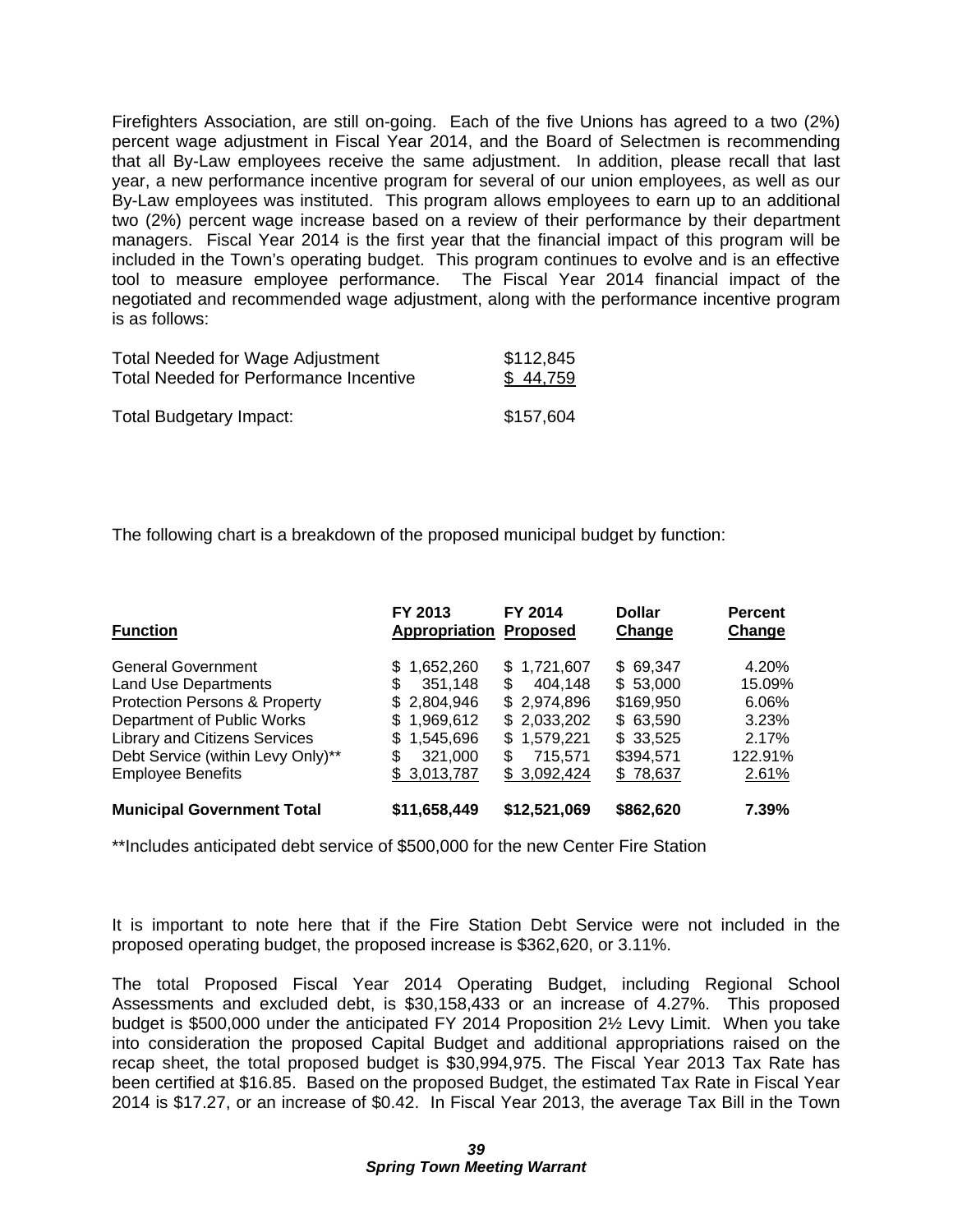Firefighters Association, are still on-going. Each of the five Unions has agreed to a two (2%) percent wage adjustment in Fiscal Year 2014, and the Board of Selectmen is recommending that all By-Law employees receive the same adjustment. In addition, please recall that last year, a new performance incentive program for several of our union employees, as well as our By-Law employees was instituted. This program allows employees to earn up to an additional two (2%) percent wage increase based on a review of their performance by their department managers. Fiscal Year 2014 is the first year that the financial impact of this program will be included in the Town's operating budget. This program continues to evolve and is an effective tool to measure employee performance. The Fiscal Year 2014 financial impact of the negotiated and recommended wage adjustment, along with the performance incentive program is as follows:

| | |
|---|---|
| Total Needed for Wage Adjustment | $112,845 |
| Total Needed for Performance Incentive | $ 44,759 |
| Total Budgetary Impact: | $157,604 |

The following chart is a breakdown of the proposed municipal budget by function:

| Function | FY 2013 Appropriation | FY 2014 Proposed | Dollar Change | Percent Change |
|---|---|---|---|---|
| General Government | $ 1,652,260 | $ 1,721,607 | $ 69,347 | 4.20% |
| Land Use Departments | $ 351,148 | $ 404,148 | $ 53,000 | 15.09% |
| Protection Persons & Property | $ 2,804,946 | $ 2,974,896 | $169,950 | 6.06% |
| Department of Public Works | $ 1,969,612 | $ 2,033,202 | $ 63,590 | 3.23% |
| Library and Citizens Services | $ 1,545,696 | $ 1,579,221 | $ 33,525 | 2.17% |
| Debt Service (within Levy Only)** | $ 321,000 | $ 715,571 | $394,571 | 122.91% |
| Employee Benefits | $ 3,013,787 | $ 3,092,424 | $ 78,637 | 2.61% |
| **Municipal Government Total** | **$11,658,449** | **$12,521,069** | **$862,620** | **7.39%** |

**Includes anticipated debt service of $500,000 for the new Center Fire Station

It is important to note here that if the Fire Station Debt Service were not included in the proposed operating budget, the proposed increase is $362,620, or 3.11%.

The total Proposed Fiscal Year 2014 Operating Budget, including Regional School Assessments and excluded debt, is $30,158,433 or an increase of 4.27%. This proposed budget is $500,000 under the anticipated FY 2014 Proposition 2½ Levy Limit. When you take into consideration the proposed Capital Budget and additional appropriations raised on the recap sheet, the total proposed budget is $30,994,975. The Fiscal Year 2013 Tax Rate has been certified at $16.85. Based on the proposed Budget, the estimated Tax Rate in Fiscal Year 2014 is $17.27, or an increase of $0.42. In Fiscal Year 2013, the average Tax Bill in the Town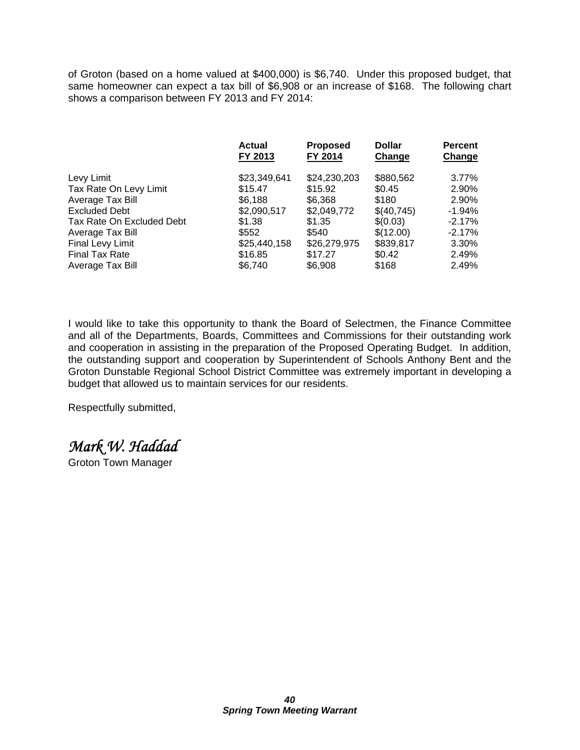of Groton (based on a home valued at $400,000) is $6,740. Under this proposed budget, that same homeowner can expect a tax bill of $6,908 or an increase of $168. The following chart shows a comparison between FY 2013 and FY 2014:

| | Actual FY 2013 | Proposed FY 2014 | Dollar Change | Percent Change |
|---|---|---|---|---|
| Levy Limit | $23,349,641 | $24,230,203 | $880,562 | 3.77% |
| Tax Rate On Levy Limit | $15.47 | $15.92 | $0.45 | 2.90% |
| Average Tax Bill | $6,188 | $6,368 | $180 | 2.90% |
| Excluded Debt | $2,090,517 | $2,049,772 | $(40,745) | -1.94% |
| Tax Rate On Excluded Debt | $1.38 | $1.35 | $(0.03) | -2.17% |
| Average Tax Bill | $552 | $540 | $(12.00) | -2.17% |
| Final Levy Limit | $25,440,158 | $26,279,975 | $839,817 | 3.30% |
| Final Tax Rate | $16.85 | $17.27 | $0.42 | 2.49% |
| Average Tax Bill | $6,740 | $6,908 | $168 | 2.49% |

I would like to take this opportunity to thank the Board of Selectmen, the Finance Committee and all of the Departments, Boards, Committees and Commissions for their outstanding work and cooperation in assisting in the preparation of the Proposed Operating Budget. In addition, the outstanding support and cooperation by Superintendent of Schools Anthony Bent and the Groton Dunstable Regional School District Committee was extremely important in developing a budget that allowed us to maintain services for our residents.

Respectfully submitted,

*Mark W. Haddad*
Groton Town Manager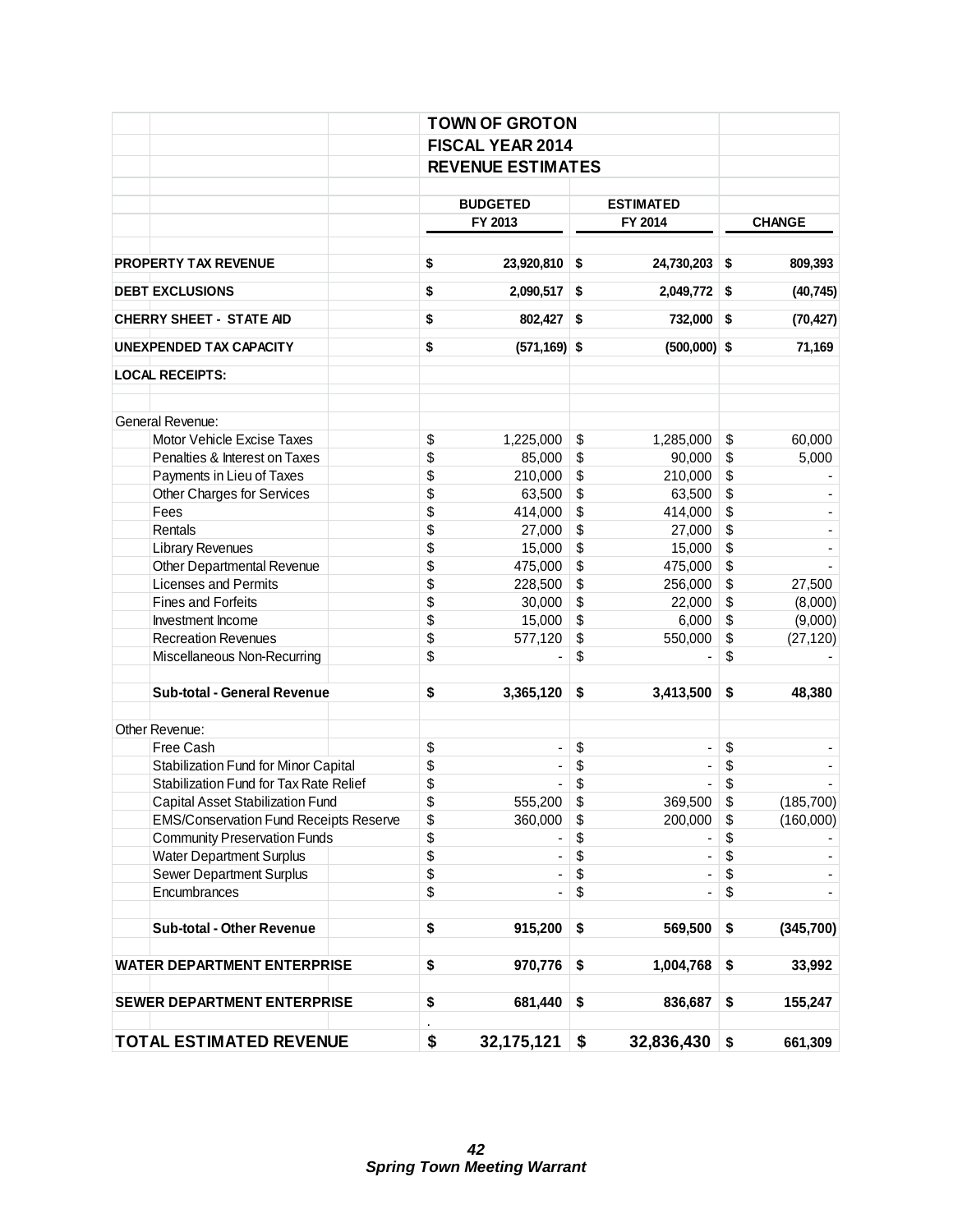# TOWN OF GROTON

## FISCAL YEAR 2014

## REVENUE ESTIMATES

| | BUDGETED FY 2013 | ESTIMATED FY 2014 | CHANGE |
|---|---|---|---|
| **PROPERTY TAX REVENUE** | **$ 23,920,810** | **$ 24,730,203** | **$ 809,393** |
| **DEBT EXCLUSIONS** | **$ 2,090,517** | **$ 2,049,772** | **$ (40,745)** |
| **CHERRY SHEET - STATE AID** | **$ 802,427** | **$ 732,000** | **$ (70,427)** |
| **UNEXPENDED TAX CAPACITY** | **$ (571,169)** | **$ (500,000)** | **$ 71,169** |
| **LOCAL RECEIPTS:** | | | |
| General Revenue: | | | |
| Motor Vehicle Excise Taxes | $ 1,225,000 | $ 1,285,000 | $ 60,000 |
| Penalties & Interest on Taxes | $ 85,000 | $ 90,000 | $ 5,000 |
| Payments in Lieu of Taxes | $ 210,000 | $ 210,000 | $ - |
| Other Charges for Services | $ 63,500 | $ 63,500 | $ - |
| Fees | $ 414,000 | $ 414,000 | $ - |
| Rentals | $ 27,000 | $ 27,000 | $ - |
| Library Revenues | $ 15,000 | $ 15,000 | $ - |
| Other Departmental Revenue | $ 475,000 | $ 475,000 | $ - |
| Licenses and Permits | $ 228,500 | $ 256,000 | $ 27,500 |
| Fines and Forfeits | $ 30,000 | $ 22,000 | $ (8,000) |
| Investment Income | $ 15,000 | $ 6,000 | $ (9,000) |
| Recreation Revenues | $ 577,120 | $ 550,000 | $ (27,120) |
| Miscellaneous Non-Recurring | $ - | $ - | $ - |
| **Sub-total - General Revenue** | **$ 3,365,120** | **$ 3,413,500** | **$ 48,380** |
| Other Revenue: | | | |
| Free Cash | $ - | $ - | $ - |
| Stabilization Fund for Minor Capital | $ - | $ - | $ - |
| Stabilization Fund for Tax Rate Relief | $ - | $ - | $ - |
| Capital Asset Stabilization Fund | $ 555,200 | $ 369,500 | $ (185,700) |
| EMS/Conservation Fund Receipts Reserve | $ 360,000 | $ 200,000 | $ (160,000) |
| Community Preservation Funds | $ - | $ - | $ - |
| Water Department Surplus | $ - | $ - | $ - |
| Sewer Department Surplus | $ - | $ - | $ - |
| Encumbrances | $ - | $ - | $ - |
| **Sub-total - Other Revenue** | **$ 915,200** | **$ 569,500** | **$ (345,700)** |
| **WATER DEPARTMENT ENTERPRISE** | **$ 970,776** | **$ 1,004,768** | **$ 33,992** |
| **SEWER DEPARTMENT ENTERPRISE** | **$ 681,440** | **$ 836,687** | **$ 155,247** |
| **TOTAL ESTIMATED REVENUE** | **$ 32,175,121** | **$ 32,836,430** | **$ 661,309** |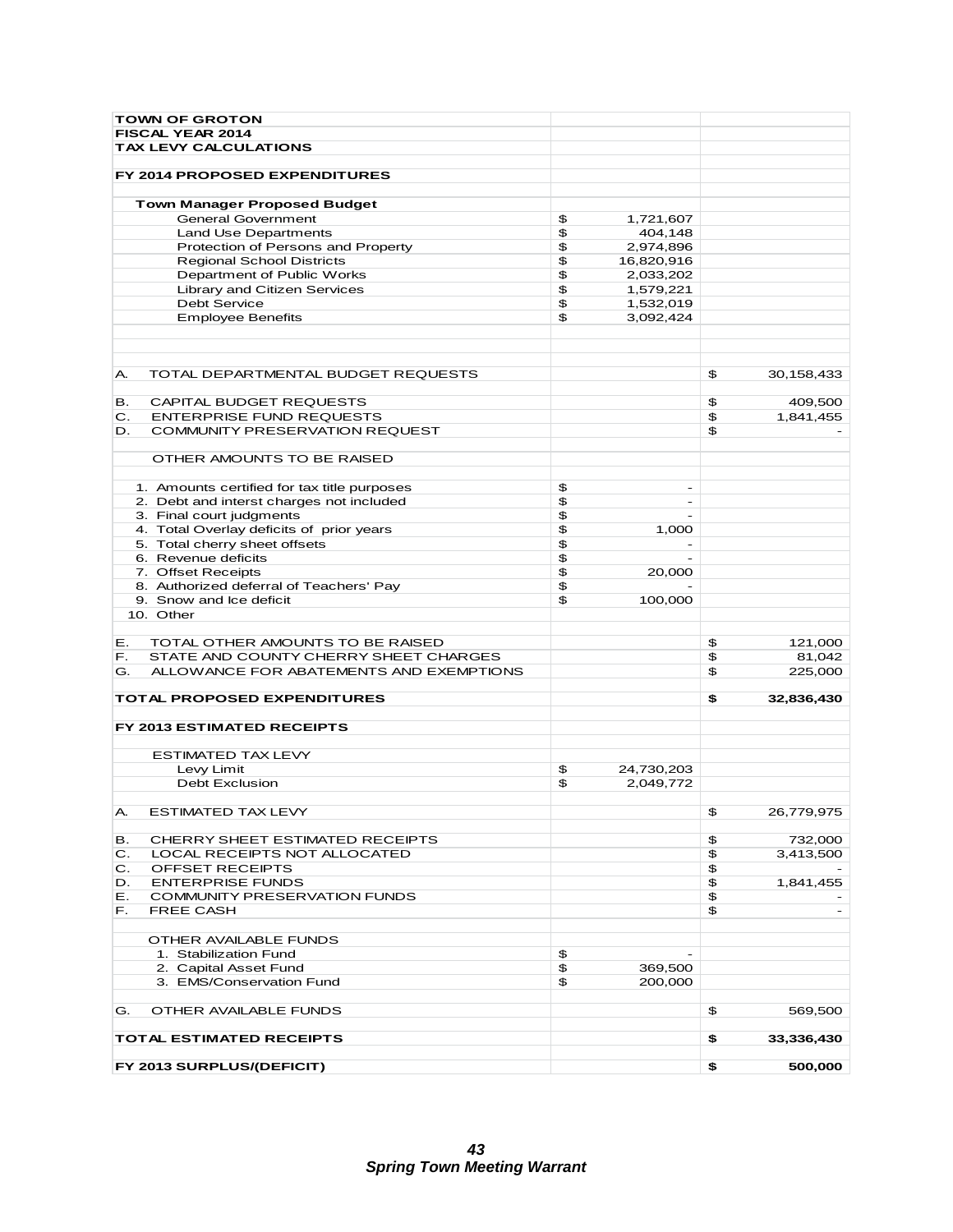| TOWN OF GROTON | | |
|---|---|---|
| **FISCAL YEAR 2014** | | |
| **TAX LEVY CALCULATIONS** | | |
| | | |
| **FY 2014 PROPOSED EXPENDITURES** | | |
| | | |
| **Town Manager Proposed Budget** | | |
| General Government | $ 1,721,607 | |
| Land Use Departments | $ 404,148 | |
| Protection of Persons and Property | $ 2,974,896 | |
| Regional School Districts | $ 16,820,916 | |
| Department of Public Works | $ 2,033,202 | |
| Library and Citizen Services | $ 1,579,221 | |
| Debt Service | $ 1,532,019 | |
| Employee Benefits | $ 3,092,424 | |
| | | |
| A. TOTAL DEPARTMENTAL BUDGET REQUESTS | | $ 30,158,433 |
| | | |
| B. CAPITAL BUDGET REQUESTS | | $ 409,500 |
| C. ENTERPRISE FUND REQUESTS | | $ 1,841,455 |
| D. COMMUNITY PRESERVATION REQUEST | | $ - |
| | | |
| OTHER AMOUNTS TO BE RAISED | | |
| | | |
| 1. Amounts certified for tax title purposes | $ - | |
| 2. Debt and interst charges not included | $ - | |
| 3. Final court judgments | $ - | |
| 4. Total Overlay deficits of prior years | $ 1,000 | |
| 5. Total cherry sheet offsets | $ - | |
| 6. Revenue deficits | $ - | |
| 7. Offset Receipts | $ 20,000 | |
| 8. Authorized deferral of Teachers' Pay | $ - | |
| 9. Snow and Ice deficit | $ 100,000 | |
| 10. Other | | |
| | | |
| E. TOTAL OTHER AMOUNTS TO BE RAISED | | $ 121,000 |
| F. STATE AND COUNTY CHERRY SHEET CHARGES | | $ 81,042 |
| G. ALLOWANCE FOR ABATEMENTS AND EXEMPTIONS | | $ 225,000 |
| | | |
| **TOTAL PROPOSED EXPENDITURES** | | **$ 32,836,430** |
| | | |
| **FY 2013 ESTIMATED RECEIPTS** | | |
| | | |
| ESTIMATED TAX LEVY | | |
| Levy Limit | $ 24,730,203 | |
| Debt Exclusion | $ 2,049,772 | |
| | | |
| A. ESTIMATED TAX LEVY | | $ 26,779,975 |
| | | |
| B. CHERRY SHEET ESTIMATED RECEIPTS | | $ 732,000 |
| C. LOCAL RECEIPTS NOT ALLOCATED | | $ 3,413,500 |
| C. OFFSET RECEIPTS | | $ - |
| D. ENTERPRISE FUNDS | | $ 1,841,455 |
| E. COMMUNITY PRESERVATION FUNDS | | $ - |
| F. FREE CASH | | $ - |
| | | |
| OTHER AVAILABLE FUNDS | | |
| 1. Stabilization Fund | $ - | |
| 2. Capital Asset Fund | $ 369,500 | |
| 3. EMS/Conservation Fund | $ 200,000 | |
| | | |
| G. OTHER AVAILABLE FUNDS | | $ 569,500 |
| | | |
| **TOTAL ESTIMATED RECEIPTS** | | **$ 33,336,430** |
| | | |
| **FY 2013 SURPLUS/(DEFICIT)** | | **$ 500,000** |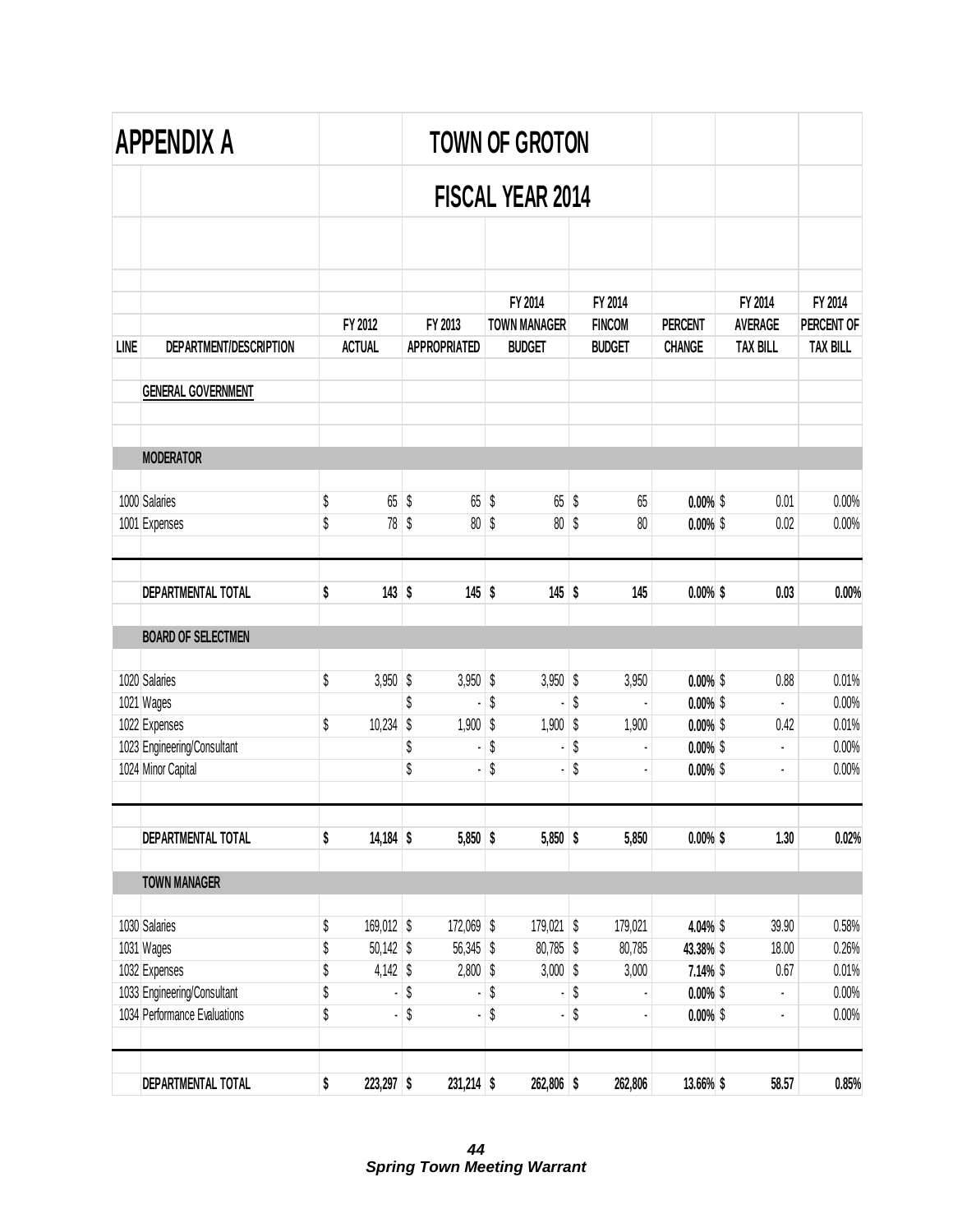# APPENDIX A

## TOWN OF GROTON

## FISCAL YEAR 2014

| LINE | DEPARTMENT/DESCRIPTION | FY 2012 ACTUAL | FY 2013 APPROPRIATED | FY 2014 TOWN MANAGER BUDGET | FY 2014 FINCOM BUDGET | PERCENT CHANGE | FY 2014 AVERAGE TAX BILL | FY 2014 PERCENT OF TAX BILL |
|---|---|---|---|---|---|---|---|---|
| | **GENERAL GOVERNMENT** | | | | | | | |
| | **MODERATOR** | | | | | | | |
| 1000 | Salaries | $ 65 | $ 65 | $ 65 | $ 65 | 0.00% | $ 0.01 | 0.00% |
| 1001 | Expenses | $ 78 | $ 80 | $ 80 | $ 80 | 0.00% | $ 0.02 | 0.00% |
| | **DEPARTMENTAL TOTAL** | **$ 143** | **$ 145** | **$ 145** | **$ 145** | **0.00%** | **$ 0.03** | **0.00%** |
| | **BOARD OF SELECTMEN** | | | | | | | |
| 1020 | Salaries | $ 3,950 | $ 3,950 | $ 3,950 | $ 3,950 | 0.00% | $ 0.88 | 0.01% |
| 1021 | Wages | | $ - | $ - | $ - | 0.00% | $ - | 0.00% |
| 1022 | Expenses | $ 10,234 | $ 1,900 | $ 1,900 | $ 1,900 | 0.00% | $ 0.42 | 0.01% |
| 1023 | Engineering/Consultant | | $ - | $ - | $ - | 0.00% | $ - | 0.00% |
| 1024 | Minor Capital | | $ - | $ - | $ - | 0.00% | $ - | 0.00% |
| | **DEPARTMENTAL TOTAL** | **$ 14,184** | **$ 5,850** | **$ 5,850** | **$ 5,850** | **0.00%** | **$ 1.30** | **0.02%** |
| | **TOWN MANAGER** | | | | | | | |
| 1030 | Salaries | $ 169,012 | $ 172,069 | $ 179,021 | $ 179,021 | 4.04% | $ 39.90 | 0.58% |
| 1031 | Wages | $ 50,142 | $ 56,345 | $ 80,785 | $ 80,785 | 43.38% | $ 18.00 | 0.26% |
| 1032 | Expenses | $ 4,142 | $ 2,800 | $ 3,000 | $ 3,000 | 7.14% | $ 0.67 | 0.01% |
| 1033 | Engineering/Consultant | $ - | $ - | $ - | $ - | 0.00% | $ - | 0.00% |
| 1034 | Performance Evaluations | $ - | $ - | $ - | $ - | 0.00% | $ - | 0.00% |
| | **DEPARTMENTAL TOTAL** | **$ 223,297** | **$ 231,214** | **$ 262,806** | **$ 262,806** | **13.66%** | **$ 58.57** | **0.85%** |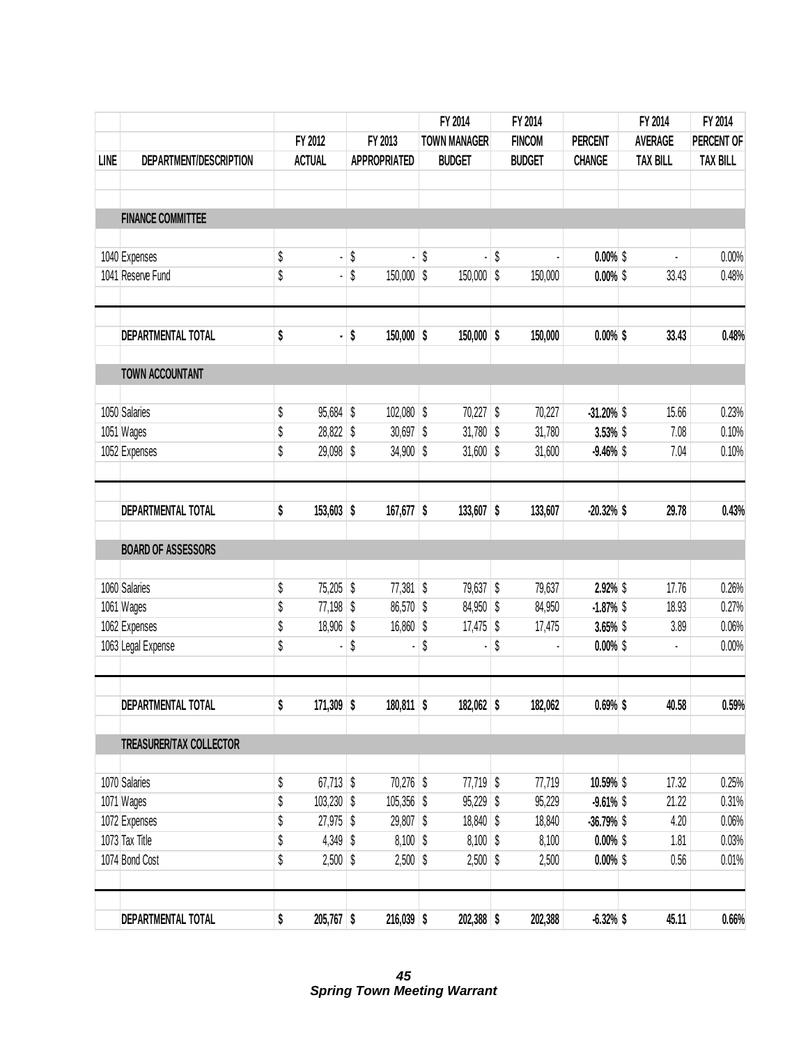| LINE | DEPARTMENT/DESCRIPTION | FY 2012 ACTUAL | FY 2013 APPROPRIATED | FY 2014 TOWN MANAGER BUDGET | FY 2014 FINCOM BUDGET | PERCENT CHANGE | FY 2014 AVERAGE TAX BILL | FY 2014 PERCENT OF TAX BILL |
|---|---|---|---|---|---|---|---|---|
| | **FINANCE COMMITTEE** | | | | | | | |
| 1040 | Expenses | $ - | $ - | $ - | $ - | **0.00%** | $ - | 0.00% |
| 1041 | Reserve Fund | $ - | $ 150,000 | $ 150,000 | $ 150,000 | **0.00%** | $ 33.43 | 0.48% |
| | **DEPARTMENTAL TOTAL** | **$ -** | **$ 150,000** | **$ 150,000** | **$ 150,000** | **0.00%** | **$ 33.43** | **0.48%** |
| | **TOWN ACCOUNTANT** | | | | | | | |
| 1050 | Salaries | $ 95,684 | $ 102,080 | $ 70,227 | $ 70,227 | **-31.20%** | $ 15.66 | 0.23% |
| 1051 | Wages | $ 28,822 | $ 30,697 | $ 31,780 | $ 31,780 | **3.53%** | $ 7.08 | 0.10% |
| 1052 | Expenses | $ 29,098 | $ 34,900 | $ 31,600 | $ 31,600 | **-9.46%** | $ 7.04 | 0.10% |
| | **DEPARTMENTAL TOTAL** | **$ 153,603** | **$ 167,677** | **$ 133,607** | **$ 133,607** | **-20.32%** | **$ 29.78** | **0.43%** |
| | **BOARD OF ASSESSORS** | | | | | | | |
| 1060 | Salaries | $ 75,205 | $ 77,381 | $ 79,637 | $ 79,637 | **2.92%** | $ 17.76 | 0.26% |
| 1061 | Wages | $ 77,198 | $ 86,570 | $ 84,950 | $ 84,950 | **-1.87%** | $ 18.93 | 0.27% |
| 1062 | Expenses | $ 18,906 | $ 16,860 | $ 17,475 | $ 17,475 | **3.65%** | $ 3.89 | 0.06% |
| 1063 | Legal Expense | $ - | $ - | $ - | $ - | **0.00%** | $ - | 0.00% |
| | **DEPARTMENTAL TOTAL** | **$ 171,309** | **$ 180,811** | **$ 182,062** | **$ 182,062** | **0.69%** | **$ 40.58** | **0.59%** |
| | **TREASURER/TAX COLLECTOR** | | | | | | | |
| 1070 | Salaries | $ 67,713 | $ 70,276 | $ 77,719 | $ 77,719 | **10.59%** | $ 17.32 | 0.25% |
| 1071 | Wages | $ 103,230 | $ 105,356 | $ 95,229 | $ 95,229 | **-9.61%** | $ 21.22 | 0.31% |
| 1072 | Expenses | $ 27,975 | $ 29,807 | $ 18,840 | $ 18,840 | **-36.79%** | $ 4.20 | 0.06% |
| 1073 | Tax Title | $ 4,349 | $ 8,100 | $ 8,100 | $ 8,100 | **0.00%** | $ 1.81 | 0.03% |
| 1074 | Bond Cost | $ 2,500 | $ 2,500 | $ 2,500 | $ 2,500 | **0.00%** | $ 0.56 | 0.01% |
| | **DEPARTMENTAL TOTAL** | **$ 205,767** | **$ 216,039** | **$ 202,388** | **$ 202,388** | **-6.32%** | **$ 45.11** | **0.66%** |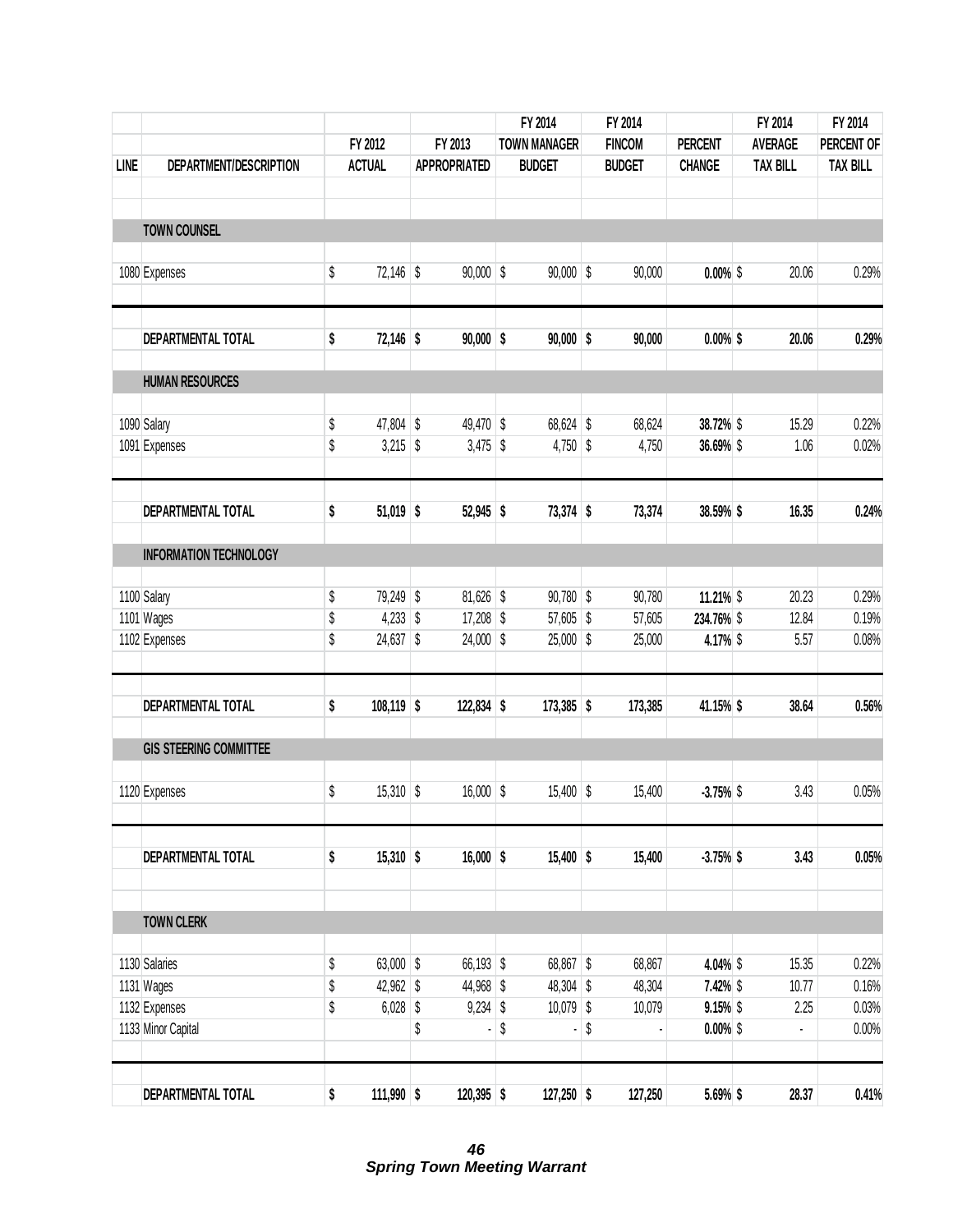| LINE | DEPARTMENT/DESCRIPTION | FY 2012 ACTUAL | FY 2013 APPROPRIATED | FY 2014 TOWN MANAGER BUDGET | FY 2014 FINCOM BUDGET | PERCENT CHANGE | FY 2014 AVERAGE TAX BILL | FY 2014 PERCENT OF TAX BILL |
|---|---|---|---|---|---|---|---|---|
| | **TOWN COUNSEL** | | | | | | | |
| 1080 | Expenses | $ 72,146 | $ 90,000 | $ 90,000 | $ 90,000 | **0.00%** | $ 20.06 | 0.29% |
| | **DEPARTMENTAL TOTAL** | **$ 72,146** | **$ 90,000** | **$ 90,000** | **$ 90,000** | **0.00%** | **$ 20.06** | **0.29%** |
| | **HUMAN RESOURCES** | | | | | | | |
| 1090 | Salary | $ 47,804 | $ 49,470 | $ 68,624 | $ 68,624 | **38.72%** | $ 15.29 | 0.22% |
| 1091 | Expenses | $ 3,215 | $ 3,475 | $ 4,750 | $ 4,750 | **36.69%** | $ 1.06 | 0.02% |
| | **DEPARTMENTAL TOTAL** | **$ 51,019** | **$ 52,945** | **$ 73,374** | **$ 73,374** | **38.59%** | **$ 16.35** | **0.24%** |
| | **INFORMATION TECHNOLOGY** | | | | | | | |
| 1100 | Salary | $ 79,249 | $ 81,626 | $ 90,780 | $ 90,780 | **11.21%** | $ 20.23 | 0.29% |
| 1101 | Wages | $ 4,233 | $ 17,208 | $ 57,605 | $ 57,605 | **234.76%** | $ 12.84 | 0.19% |
| 1102 | Expenses | $ 24,637 | $ 24,000 | $ 25,000 | $ 25,000 | **4.17%** | $ 5.57 | 0.08% |
| | **DEPARTMENTAL TOTAL** | **$ 108,119** | **$ 122,834** | **$ 173,385** | **$ 173,385** | **41.15%** | **$ 38.64** | **0.56%** |
| | **GIS STEERING COMMITTEE** | | | | | | | |
| 1120 | Expenses | $ 15,310 | $ 16,000 | $ 15,400 | $ 15,400 | **-3.75%** | $ 3.43 | 0.05% |
| | **DEPARTMENTAL TOTAL** | **$ 15,310** | **$ 16,000** | **$ 15,400** | **$ 15,400** | **-3.75%** | **$ 3.43** | **0.05%** |
| | **TOWN CLERK** | | | | | | | |
| 1130 | Salaries | $ 63,000 | $ 66,193 | $ 68,867 | $ 68,867 | **4.04%** | $ 15.35 | 0.22% |
| 1131 | Wages | $ 42,962 | $ 44,968 | $ 48,304 | $ 48,304 | **7.42%** | $ 10.77 | 0.16% |
| 1132 | Expenses | $ 6,028 | $ 9,234 | $ 10,079 | $ 10,079 | **9.15%** | $ 2.25 | 0.03% |
| 1133 | Minor Capital | | $ - | $ - | $ - | **0.00%** | $ - | 0.00% |
| | **DEPARTMENTAL TOTAL** | **$ 111,990** | **$ 120,395** | **$ 127,250** | **$ 127,250** | **5.69%** | **$ 28.37** | **0.41%** |

***Spring Town Meeting Warrant***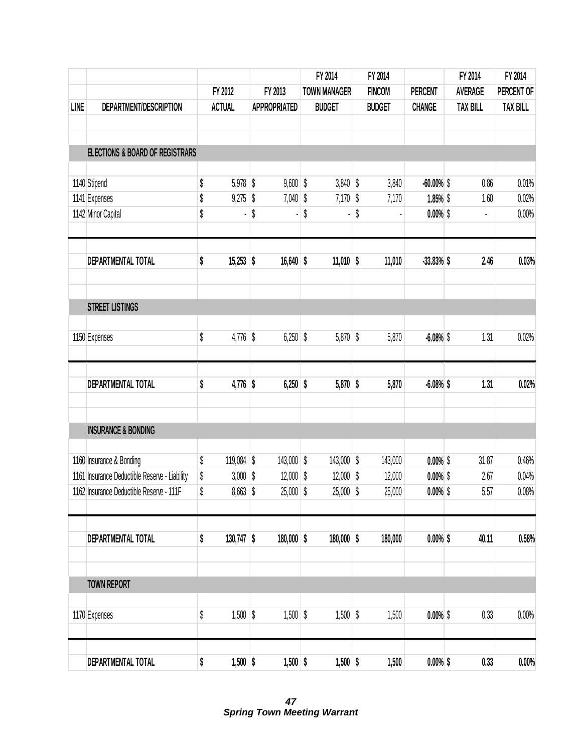| LINE | DEPARTMENT/DESCRIPTION | FY 2012 ACTUAL | FY 2013 APPROPRIATED | FY 2014 TOWN MANAGER BUDGET | FY 2014 FINCOM BUDGET | PERCENT CHANGE | FY 2014 AVERAGE TAX BILL | FY 2014 PERCENT OF TAX BILL |
|---|---|---|---|---|---|---|---|---|
| | **ELECTIONS & BOARD OF REGISTRARS** | | | | | | | |
| 1140 | Stipend | $ 5,978 | $ 9,600 | $ 3,840 | $ 3,840 | **-60.00%** | $ 0.86 | 0.01% |
| 1141 | Expenses | $ 9,275 | $ 7,040 | $ 7,170 | $ 7,170 | **1.85%** | $ 1.60 | 0.02% |
| 1142 | Minor Capital | $ - | $ - | $ - | $ - | **0.00%** | $ - | 0.00% |
| | **DEPARTMENTAL TOTAL** | **$ 15,253** | **$ 16,640** | **$ 11,010** | **$ 11,010** | **-33.83%** | **$ 2.46** | **0.03%** |
| | **STREET LISTINGS** | | | | | | | |
| 1150 | Expenses | $ 4,776 | $ 6,250 | $ 5,870 | $ 5,870 | **-6.08%** | $ 1.31 | 0.02% |
| | **DEPARTMENTAL TOTAL** | **$ 4,776** | **$ 6,250** | **$ 5,870** | **$ 5,870** | **-6.08%** | **$ 1.31** | **0.02%** |
| | **INSURANCE & BONDING** | | | | | | | |
| 1160 | Insurance & Bonding | $ 119,084 | $ 143,000 | $ 143,000 | $ 143,000 | **0.00%** | $ 31.87 | 0.46% |
| 1161 | Insurance Deductible Reserve - Liability | $ 3,000 | $ 12,000 | $ 12,000 | $ 12,000 | **0.00%** | $ 2.67 | 0.04% |
| 1162 | Insurance Deductible Reserve - 111F | $ 8,663 | $ 25,000 | $ 25,000 | $ 25,000 | **0.00%** | $ 5.57 | 0.08% |
| | **DEPARTMENTAL TOTAL** | **$ 130,747** | **$ 180,000** | **$ 180,000** | **$ 180,000** | **0.00%** | **$ 40.11** | **0.58%** |
| | **TOWN REPORT** | | | | | | | |
| 1170 | Expenses | $ 1,500 | $ 1,500 | $ 1,500 | $ 1,500 | **0.00%** | $ 0.33 | 0.00% |
| | **DEPARTMENTAL TOTAL** | **$ 1,500** | **$ 1,500** | **$ 1,500** | **$ 1,500** | **0.00%** | **$ 0.33** | **0.00%** |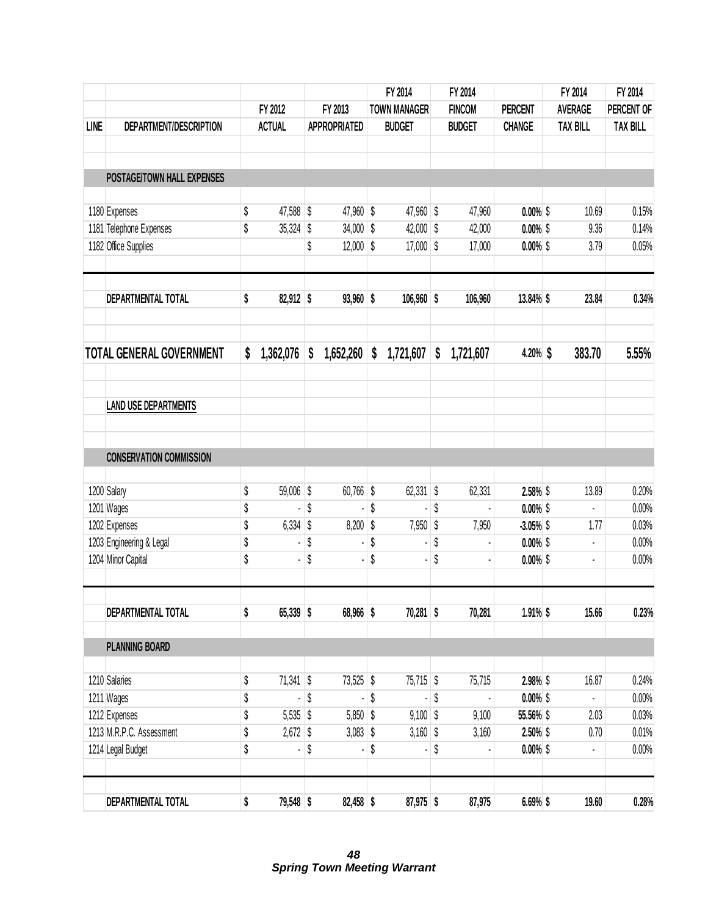| LINE | DEPARTMENT/DESCRIPTION | FY 2012 ACTUAL | FY 2013 APPROPRIATED | FY 2014 TOWN MANAGER BUDGET | FY 2014 FINCOM BUDGET | PERCENT CHANGE | FY 2014 AVERAGE TAX BILL | FY 2014 PERCENT OF TAX BILL |
|---|---|---|---|---|---|---|---|---|
| | **POSTAGE/TOWN HALL EXPENSES** | | | | | | | |
| 1180 | Expenses | $ 47,588 | $ 47,960 | $ 47,960 | $ 47,960 | **0.00%** | $ 10.69 | 0.15% |
| 1181 | Telephone Expenses | $ 35,324 | $ 34,000 | $ 42,000 | $ 42,000 | **0.00%** | $ 9.36 | 0.14% |
| 1182 | Office Supplies | | $ 12,000 | $ 17,000 | $ 17,000 | **0.00%** | $ 3.79 | 0.05% |
| | **DEPARTMENTAL TOTAL** | **$ 82,912** | **$ 93,960** | **$ 106,960** | **$ 106,960** | **13.84%** | **$ 23.84** | **0.34%** |
| | **TOTAL GENERAL GOVERNMENT** | **$ 1,362,076** | **$ 1,652,260** | **$ 1,721,607** | **$ 1,721,607** | **4.20%** | **$ 383.70** | **5.55%** |
| | **LAND USE DEPARTMENTS** | | | | | | | |
| | **CONSERVATION COMMISSION** | | | | | | | |
| 1200 | Salary | $ 59,006 | $ 60,766 | $ 62,331 | $ 62,331 | **2.58%** | $ 13.89 | 0.20% |
| 1201 | Wages | $ - | $ - | $ - | $ - | **0.00%** | $ - | 0.00% |
| 1202 | Expenses | $ 6,334 | $ 8,200 | $ 7,950 | $ 7,950 | **-3.05%** | $ 1.77 | 0.03% |
| 1203 | Engineering & Legal | $ - | $ - | $ - | $ - | **0.00%** | $ - | 0.00% |
| 1204 | Minor Capital | $ - | $ - | $ - | $ - | **0.00%** | $ - | 0.00% |
| | **DEPARTMENTAL TOTAL** | **$ 65,339** | **$ 68,966** | **$ 70,281** | **$ 70,281** | **1.91%** | **$ 15.66** | **0.23%** |
| | **PLANNING BOARD** | | | | | | | |
| 1210 | Salaries | $ 71,341 | $ 73,525 | $ 75,715 | $ 75,715 | **2.98%** | $ 16.87 | 0.24% |
| 1211 | Wages | $ - | $ - | $ - | $ - | **0.00%** | $ - | 0.00% |
| 1212 | Expenses | $ 5,535 | $ 5,850 | $ 9,100 | $ 9,100 | **55.56%** | $ 2.03 | 0.03% |
| 1213 | M.R.P.C. Assessment | $ 2,672 | $ 3,083 | $ 3,160 | $ 3,160 | **2.50%** | $ 0.70 | 0.01% |
| 1214 | Legal Budget | $ - | $ - | $ - | $ - | **0.00%** | $ - | 0.00% |
| | **DEPARTMENTAL TOTAL** | **$ 79,548** | **$ 82,458** | **$ 87,975** | **$ 87,975** | **6.69%** | **$ 19.60** | **0.28%** |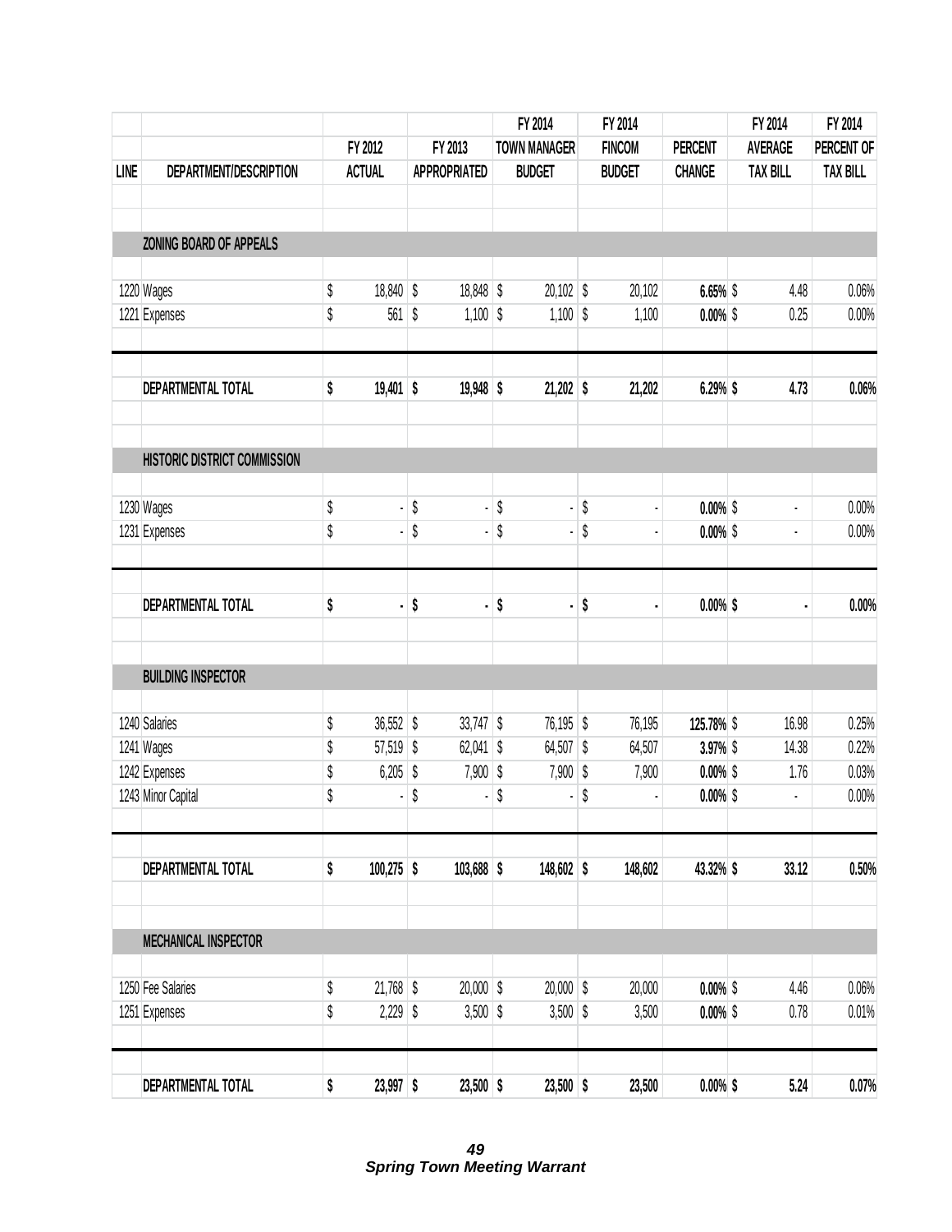| LINE | DEPARTMENT/DESCRIPTION | FY 2012 ACTUAL | FY 2013 APPROPRIATED | FY 2014 TOWN MANAGER BUDGET | FY 2014 FINCOM BUDGET | PERCENT CHANGE | FY 2014 AVERAGE TAX BILL | FY 2014 PERCENT OF TAX BILL |
|---|---|---|---|---|---|---|---|---|
| | **ZONING BOARD OF APPEALS** | | | | | | | |
| 1220 | Wages | $ 18,840 | $ 18,848 | $ 20,102 | $ 20,102 | 6.65% | $ 4.48 | 0.06% |
| 1221 | Expenses | $ 561 | $ 1,100 | $ 1,100 | $ 1,100 | 0.00% | $ 0.25 | 0.00% |
| | **DEPARTMENTAL TOTAL** | **$ 19,401** | **$ 19,948** | **$ 21,202** | **$ 21,202** | **6.29%** | **$ 4.73** | **0.06%** |
| | **HISTORIC DISTRICT COMMISSION** | | | | | | | |
| 1230 | Wages | $ - | $ - | $ - | $ - | 0.00% | $ - | 0.00% |
| 1231 | Expenses | $ - | $ - | $ - | $ - | 0.00% | $ - | 0.00% |
| | **DEPARTMENTAL TOTAL** | **$ -** | **$ -** | **$ -** | **$ -** | **0.00%** | **$ -** | **0.00%** |
| | **BUILDING INSPECTOR** | | | | | | | |
| 1240 | Salaries | $ 36,552 | $ 33,747 | $ 76,195 | $ 76,195 | 125.78% | $ 16.98 | 0.25% |
| 1241 | Wages | $ 57,519 | $ 62,041 | $ 64,507 | $ 64,507 | 3.97% | $ 14.38 | 0.22% |
| 1242 | Expenses | $ 6,205 | $ 7,900 | $ 7,900 | $ 7,900 | 0.00% | $ 1.76 | 0.03% |
| 1243 | Minor Capital | $ - | $ - | $ - | $ - | 0.00% | $ - | 0.00% |
| | **DEPARTMENTAL TOTAL** | **$ 100,275** | **$ 103,688** | **$ 148,602** | **$ 148,602** | **43.32%** | **$ 33.12** | **0.50%** |
| | **MECHANICAL INSPECTOR** | | | | | | | |
| 1250 | Fee Salaries | $ 21,768 | $ 20,000 | $ 20,000 | $ 20,000 | 0.00% | $ 4.46 | 0.06% |
| 1251 | Expenses | $ 2,229 | $ 3,500 | $ 3,500 | $ 3,500 | 0.00% | $ 0.78 | 0.01% |
| | **DEPARTMENTAL TOTAL** | **$ 23,997** | **$ 23,500** | **$ 23,500** | **$ 23,500** | **0.00%** | **$ 5.24** | **0.07%** |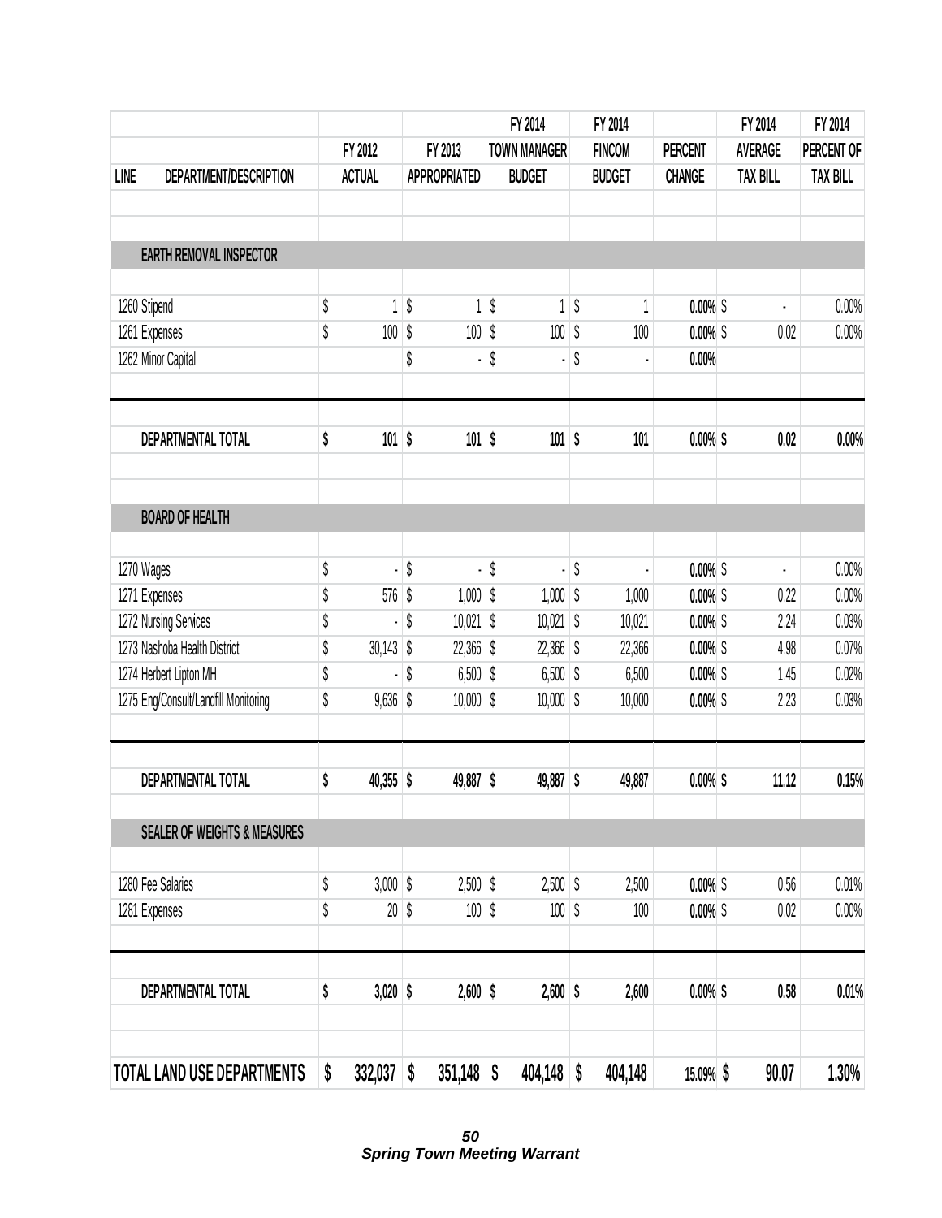| LINE | DEPARTMENT/DESCRIPTION | FY 2012 ACTUAL | FY 2013 APPROPRIATED | FY 2014 TOWN MANAGER BUDGET | FY 2014 FINCOM BUDGET | PERCENT CHANGE | FY 2014 AVERAGE TAX BILL | FY 2014 PERCENT OF TAX BILL |
|---|---|---|---|---|---|---|---|---|
| | **EARTH REMOVAL INSPECTOR** | | | | | | | |
| 1260 | Stipend | $ 1 | $ 1 | $ 1 | $ 1 | **0.00%** | $ - | 0.00% |
| 1261 | Expenses | $ 100 | $ 100 | $ 100 | $ 100 | **0.00%** | $ 0.02 | 0.00% |
| 1262 | Minor Capital | | $ - | $ - | $ - | **0.00%** | | |
| | **DEPARTMENTAL TOTAL** | **$ 101** | **$ 101** | **$ 101** | **$ 101** | **0.00%** | **$ 0.02** | **0.00%** |
| | **BOARD OF HEALTH** | | | | | | | |
| 1270 | Wages | $ - | $ - | $ - | $ - | **0.00%** | $ - | 0.00% |
| 1271 | Expenses | $ 576 | $ 1,000 | $ 1,000 | $ 1,000 | **0.00%** | $ 0.22 | 0.00% |
| 1272 | Nursing Services | $ - | $ 10,021 | $ 10,021 | $ 10,021 | **0.00%** | $ 2.24 | 0.03% |
| 1273 | Nashoba Health District | $ 30,143 | $ 22,366 | $ 22,366 | $ 22,366 | **0.00%** | $ 4.98 | 0.07% |
| 1274 | Herbert Lipton MH | $ - | $ 6,500 | $ 6,500 | $ 6,500 | **0.00%** | $ 1.45 | 0.02% |
| 1275 | Eng/Consult/Landfill Monitoring | $ 9,636 | $ 10,000 | $ 10,000 | $ 10,000 | **0.00%** | $ 2.23 | 0.03% |
| | **DEPARTMENTAL TOTAL** | **$ 40,355** | **$ 49,887** | **$ 49,887** | **$ 49,887** | **0.00%** | **$ 11.12** | **0.15%** |
| | **SEALER OF WEIGHTS & MEASURES** | | | | | | | |
| 1280 | Fee Salaries | $ 3,000 | $ 2,500 | $ 2,500 | $ 2,500 | **0.00%** | $ 0.56 | 0.01% |
| 1281 | Expenses | $ 20 | $ 100 | $ 100 | $ 100 | **0.00%** | $ 0.02 | 0.00% |
| | **DEPARTMENTAL TOTAL** | **$ 3,020** | **$ 2,600** | **$ 2,600** | **$ 2,600** | **0.00%** | **$ 0.58** | **0.01%** |
| | **TOTAL LAND USE DEPARTMENTS** | **$ 332,037** | **$ 351,148** | **$ 404,148** | **$ 404,148** | **15.09%** | **$ 90.07** | **1.30%** |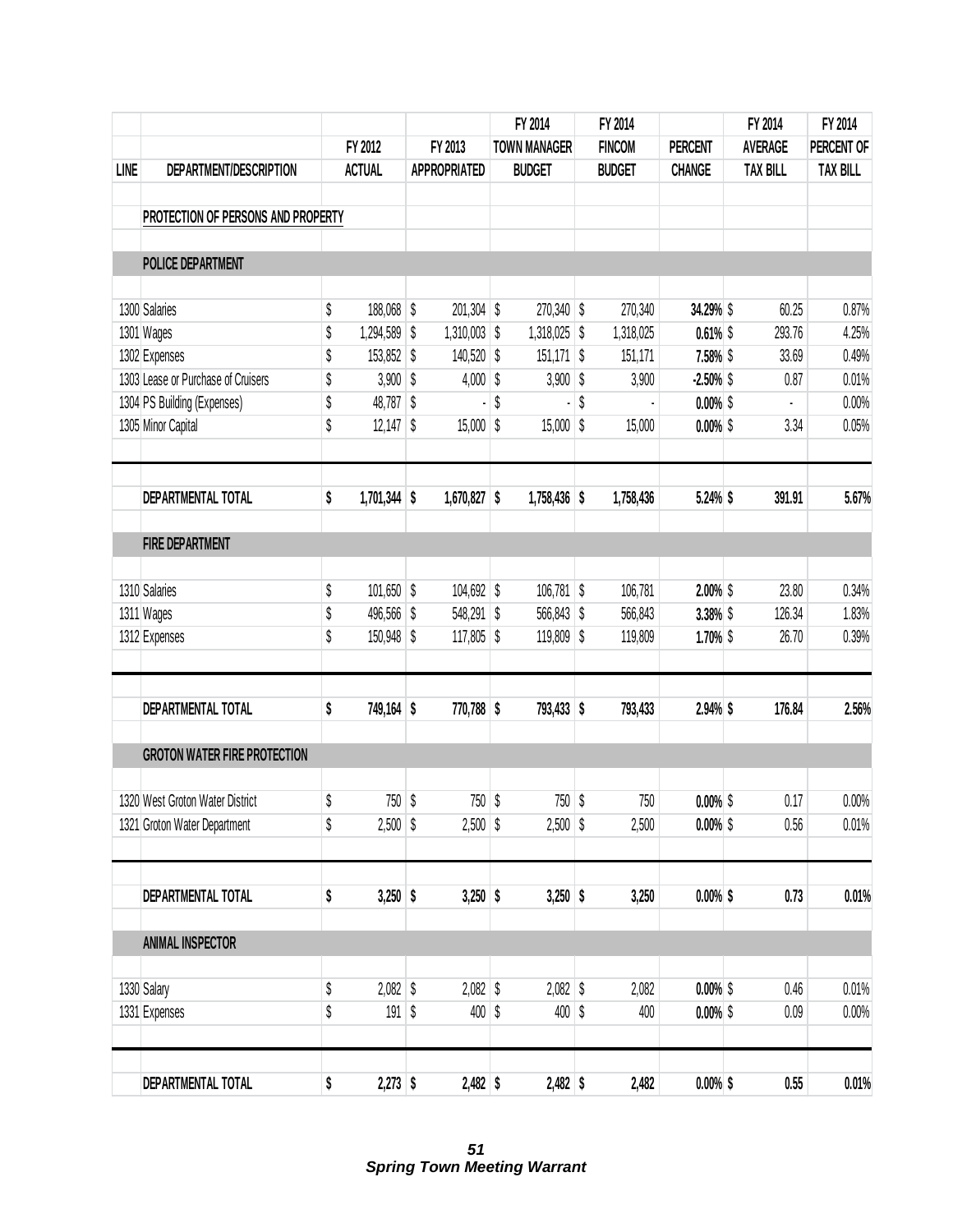| LINE | DEPARTMENT/DESCRIPTION | FY 2012 ACTUAL | FY 2013 APPROPRIATED | FY 2014 TOWN MANAGER BUDGET | FY 2014 FINCOM BUDGET | PERCENT CHANGE | FY 2014 AVERAGE TAX BILL | FY 2014 PERCENT OF TAX BILL |
|---|---|---|---|---|---|---|---|---|
| | **PROTECTION OF PERSONS AND PROPERTY** | | | | | | | |
| | **POLICE DEPARTMENT** | | | | | | | |
| 1300 | Salaries | $ 188,068 | $ 201,304 | $ 270,340 | $ 270,340 | **34.29%** | $ 60.25 | 0.87% |
| 1301 | Wages | $ 1,294,589 | $ 1,310,003 | $ 1,318,025 | $ 1,318,025 | **0.61%** | $ 293.76 | 4.25% |
| 1302 | Expenses | $ 153,852 | $ 140,520 | $ 151,171 | $ 151,171 | **7.58%** | $ 33.69 | 0.49% |
| 1303 | Lease or Purchase of Cruisers | $ 3,900 | $ 4,000 | $ 3,900 | $ 3,900 | **-2.50%** | $ 0.87 | 0.01% |
| 1304 | PS Building (Expenses) | $ 48,787 | $ - | $ - | $ - | **0.00%** | $ - | 0.00% |
| 1305 | Minor Capital | $ 12,147 | $ 15,000 | $ 15,000 | $ 15,000 | **0.00%** | $ 3.34 | 0.05% |
| | **DEPARTMENTAL TOTAL** | **$ 1,701,344** | **$ 1,670,827** | **$ 1,758,436** | **$ 1,758,436** | **5.24%** | **$ 391.91** | **5.67%** |
| | **FIRE DEPARTMENT** | | | | | | | |
| 1310 | Salaries | $ 101,650 | $ 104,692 | $ 106,781 | $ 106,781 | **2.00%** | $ 23.80 | 0.34% |
| 1311 | Wages | $ 496,566 | $ 548,291 | $ 566,843 | $ 566,843 | **3.38%** | $ 126.34 | 1.83% |
| 1312 | Expenses | $ 150,948 | $ 117,805 | $ 119,809 | $ 119,809 | **1.70%** | $ 26.70 | 0.39% |
| | **DEPARTMENTAL TOTAL** | **$ 749,164** | **$ 770,788** | **$ 793,433** | **$ 793,433** | **2.94%** | **$ 176.84** | **2.56%** |
| | **GROTON WATER FIRE PROTECTION** | | | | | | | |
| 1320 | West Groton Water District | $ 750 | $ 750 | $ 750 | $ 750 | **0.00%** | $ 0.17 | 0.00% |
| 1321 | Groton Water Department | $ 2,500 | $ 2,500 | $ 2,500 | $ 2,500 | **0.00%** | $ 0.56 | 0.01% |
| | **DEPARTMENTAL TOTAL** | **$ 3,250** | **$ 3,250** | **$ 3,250** | **$ 3,250** | **0.00%** | **$ 0.73** | **0.01%** |
| | **ANIMAL INSPECTOR** | | | | | | | |
| 1330 | Salary | $ 2,082 | $ 2,082 | $ 2,082 | $ 2,082 | **0.00%** | $ 0.46 | 0.01% |
| 1331 | Expenses | $ 191 | $ 400 | $ 400 | $ 400 | **0.00%** | $ 0.09 | 0.00% |
| | **DEPARTMENTAL TOTAL** | **$ 2,273** | **$ 2,482** | **$ 2,482** | **$ 2,482** | **0.00%** | **$ 0.55** | **0.01%** |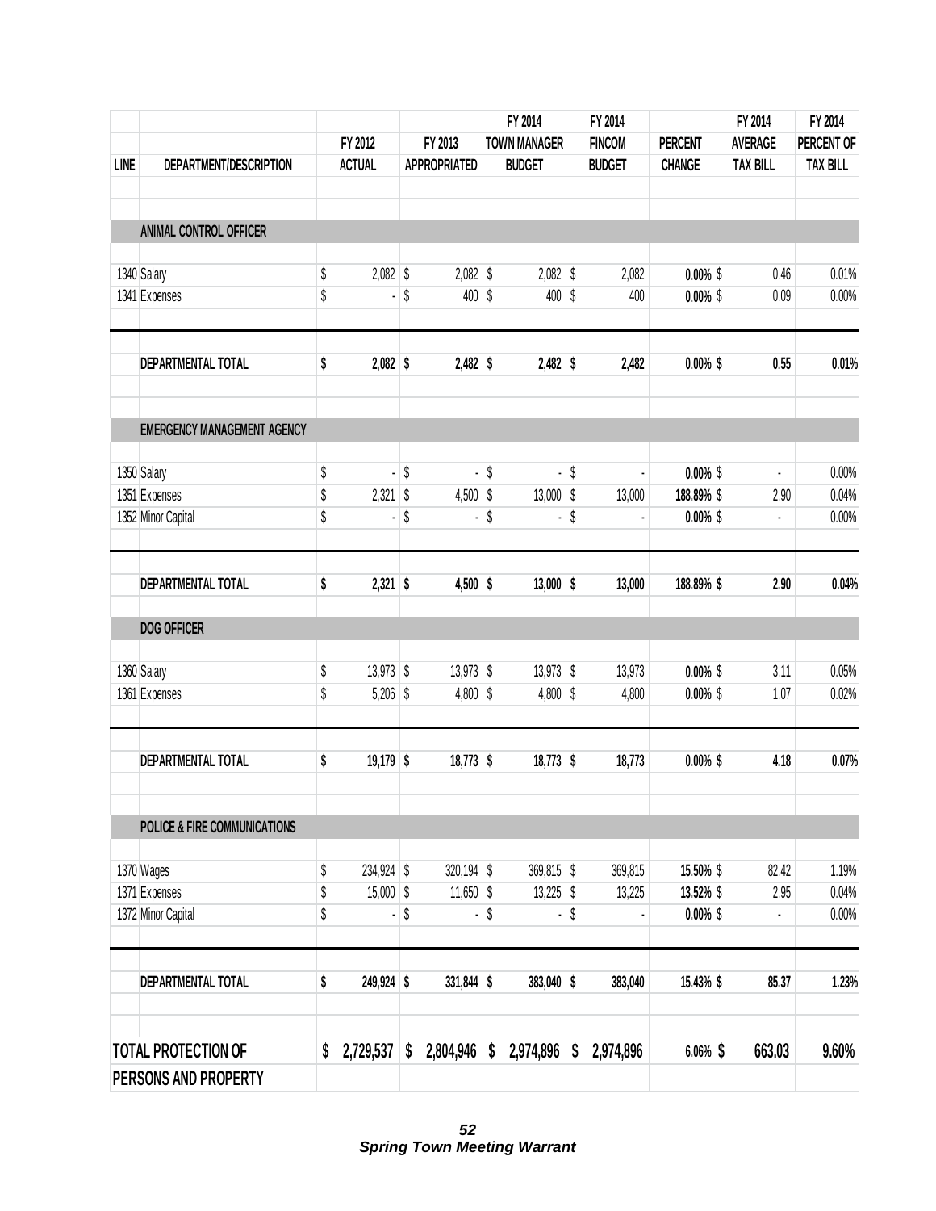| LINE | DEPARTMENT/DESCRIPTION | FY 2012 ACTUAL | FY 2013 APPROPRIATED | FY 2014 TOWN MANAGER BUDGET | FY 2014 FINCOM BUDGET | PERCENT CHANGE | FY 2014 AVERAGE TAX BILL | FY 2014 PERCENT OF TAX BILL |
|---|---|---|---|---|---|---|---|---|
| | **ANIMAL CONTROL OFFICER** | | | | | | | |
| 1340 | Salary | $ 2,082 | $ 2,082 | $ 2,082 | $ 2,082 | **0.00%** | $ 0.46 | 0.01% |
| 1341 | Expenses | $ - | $ 400 | $ 400 | $ 400 | **0.00%** | $ 0.09 | 0.00% |
| | **DEPARTMENTAL TOTAL** | **$ 2,082** | **$ 2,482** | **$ 2,482** | **$ 2,482** | **0.00%** | **$ 0.55** | **0.01%** |
| | **EMERGENCY MANAGEMENT AGENCY** | | | | | | | |
| 1350 | Salary | $ - | $ - | $ - | $ - | **0.00%** | $ - | 0.00% |
| 1351 | Expenses | $ 2,321 | $ 4,500 | $ 13,000 | $ 13,000 | **188.89%** | $ 2.90 | 0.04% |
| 1352 | Minor Capital | $ - | $ - | $ - | $ - | **0.00%** | $ - | 0.00% |
| | **DEPARTMENTAL TOTAL** | **$ 2,321** | **$ 4,500** | **$ 13,000** | **$ 13,000** | **188.89%** | **$ 2.90** | **0.04%** |
| | **DOG OFFICER** | | | | | | | |
| 1360 | Salary | $ 13,973 | $ 13,973 | $ 13,973 | $ 13,973 | **0.00%** | $ 3.11 | 0.05% |
| 1361 | Expenses | $ 5,206 | $ 4,800 | $ 4,800 | $ 4,800 | **0.00%** | $ 1.07 | 0.02% |
| | **DEPARTMENTAL TOTAL** | **$ 19,179** | **$ 18,773** | **$ 18,773** | **$ 18,773** | **0.00%** | **$ 4.18** | **0.07%** |
| | **POLICE & FIRE COMMUNICATIONS** | | | | | | | |
| 1370 | Wages | $ 234,924 | $ 320,194 | $ 369,815 | $ 369,815 | **15.50%** | $ 82.42 | 1.19% |
| 1371 | Expenses | $ 15,000 | $ 11,650 | $ 13,225 | $ 13,225 | **13.52%** | $ 2.95 | 0.04% |
| 1372 | Minor Capital | $ - | $ - | $ - | $ - | **0.00%** | $ - | 0.00% |
| | **DEPARTMENTAL TOTAL** | **$ 249,924** | **$ 331,844** | **$ 383,040** | **$ 383,040** | **15.43%** | **$ 85.37** | **1.23%** |
| | **TOTAL PROTECTION OF PERSONS AND PROPERTY** | **$ 2,729,537** | **$ 2,804,946** | **$ 2,974,896** | **$ 2,974,896** | **6.06%** | **$ 663.03** | **9.60%** |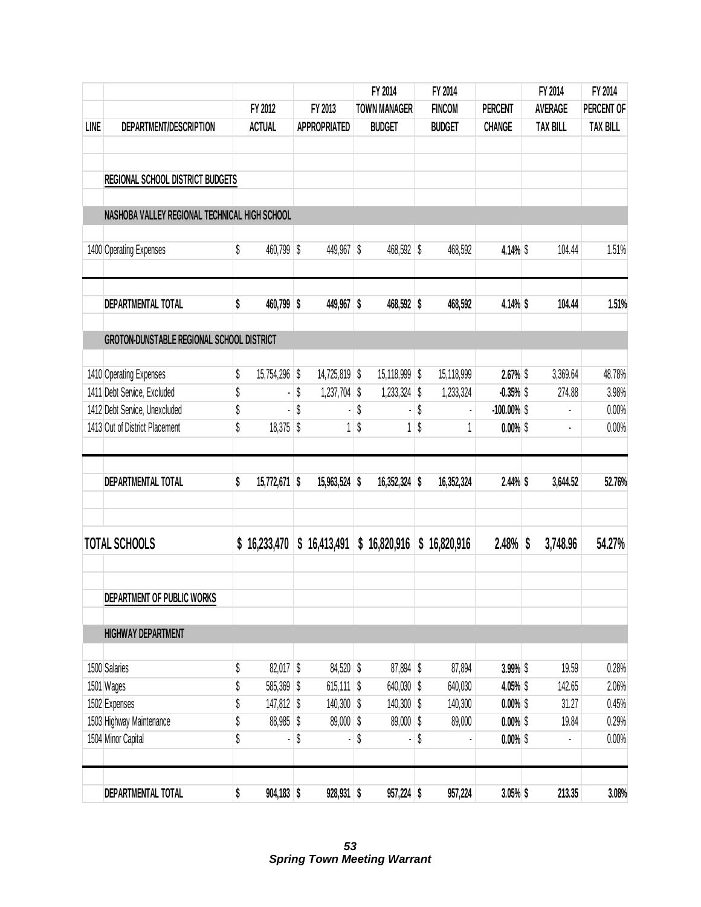| LINE | DEPARTMENT/DESCRIPTION | FY 2012 ACTUAL | FY 2013 APPROPRIATED | FY 2014 TOWN MANAGER BUDGET | FY 2014 FINCOM BUDGET | PERCENT CHANGE | FY 2014 AVERAGE TAX BILL | FY 2014 PERCENT OF TAX BILL |
|---|---|---|---|---|---|---|---|---|
| | **REGIONAL SCHOOL DISTRICT BUDGETS** | | | | | | | |
| | **NASHOBA VALLEY REGIONAL TECHNICAL HIGH SCHOOL** | | | | | | | |
| 1400 | Operating Expenses | $ 460,799 | $ 449,967 | $ 468,592 | $ 468,592 | **4.14%** | $ 104.44 | 1.51% |
| | **DEPARTMENTAL TOTAL** | **$ 460,799** | **$ 449,967** | **$ 468,592** | **$ 468,592** | 4.14% | **$ 104.44** | **1.51%** |
| | **GROTON-DUNSTABLE REGIONAL SCHOOL DISTRICT** | | | | | | | |
| 1410 | Operating Expenses | $ 15,754,296 | $ 14,725,819 | $ 15,118,999 | $ 15,118,999 | **2.67%** | $ 3,369.64 | 48.78% |
| 1411 | Debt Service, Excluded | $ - | $ 1,237,704 | $ 1,233,324 | $ 1,233,324 | **-0.35%** | $ 274.88 | 3.98% |
| 1412 | Debt Service, Unexcluded | $ - | $ - | $ - | $ - | **-100.00%** | $ - | 0.00% |
| 1413 | Out of District Placement | $ 18,375 | $ 1 | $ 1 | $ 1 | **0.00%** | $ - | 0.00% |
| | **DEPARTMENTAL TOTAL** | **$ 15,772,671** | **$ 15,963,524** | **$ 16,352,324** | **$ 16,352,324** | 2.44% | **$ 3,644.52** | **52.76%** |
| | **TOTAL SCHOOLS** | **$ 16,233,470** | **$ 16,413,491** | **$ 16,820,916** | **$ 16,820,916** | **2.48%** | **$ 3,748.96** | **54.27%** |
| | **DEPARTMENT OF PUBLIC WORKS** | | | | | | | |
| | **HIGHWAY DEPARTMENT** | | | | | | | |
| 1500 | Salaries | $ 82,017 | $ 84,520 | $ 87,894 | $ 87,894 | **3.99%** | $ 19.59 | 0.28% |
| 1501 | Wages | $ 585,369 | $ 615,111 | $ 640,030 | $ 640,030 | **4.05%** | $ 142.65 | 2.06% |
| 1502 | Expenses | $ 147,812 | $ 140,300 | $ 140,300 | $ 140,300 | **0.00%** | $ 31.27 | 0.45% |
| 1503 | Highway Maintenance | $ 88,985 | $ 89,000 | $ 89,000 | $ 89,000 | **0.00%** | $ 19.84 | 0.29% |
| 1504 | Minor Capital | $ - | $ - | $ - | $ - | **0.00%** | $ - | 0.00% |
| | **DEPARTMENTAL TOTAL** | **$ 904,183** | **$ 928,931** | **$ 957,224** | **$ 957,224** | 3.05% | **$ 213.35** | **3.08%** |

***Spring Town Meeting Warrant***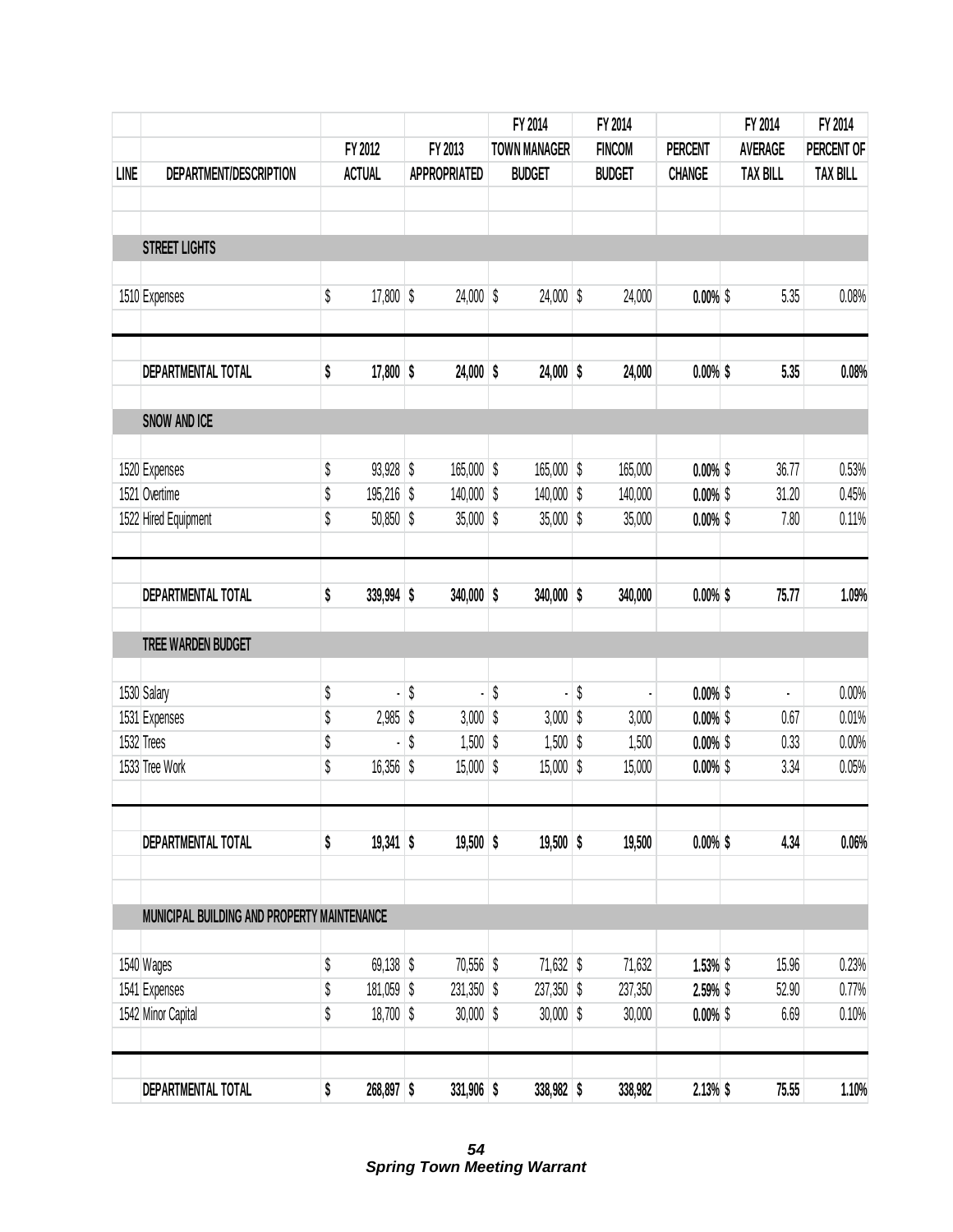| LINE | DEPARTMENT/DESCRIPTION | FY 2012 ACTUAL | FY 2013 APPROPRIATED | FY 2014 TOWN MANAGER BUDGET | FY 2014 FINCOM BUDGET | PERCENT CHANGE | FY 2014 AVERAGE TAX BILL | FY 2014 PERCENT OF TAX BILL |
|---|---|---|---|---|---|---|---|---|
| | **STREET LIGHTS** | | | | | | | |
| 1510 | Expenses | $ 17,800 | $ 24,000 | $ 24,000 | $ 24,000 | **0.00%** | $ 5.35 | 0.08% |
| | **DEPARTMENTAL TOTAL** | **$ 17,800** | **$ 24,000** | **$ 24,000** | **$ 24,000** | **0.00%** | **$ 5.35** | **0.08%** |
| | **SNOW AND ICE** | | | | | | | |
| 1520 | Expenses | $ 93,928 | $ 165,000 | $ 165,000 | $ 165,000 | **0.00%** | $ 36.77 | 0.53% |
| 1521 | Overtime | $ 195,216 | $ 140,000 | $ 140,000 | $ 140,000 | **0.00%** | $ 31.20 | 0.45% |
| 1522 | Hired Equipment | $ 50,850 | $ 35,000 | $ 35,000 | $ 35,000 | **0.00%** | $ 7.80 | 0.11% |
| | **DEPARTMENTAL TOTAL** | **$ 339,994** | **$ 340,000** | **$ 340,000** | **$ 340,000** | **0.00%** | **$ 75.77** | **1.09%** |
| | **TREE WARDEN BUDGET** | | | | | | | |
| 1530 | Salary | $ - | $ - | $ - | $ - | **0.00%** | $ - | 0.00% |
| 1531 | Expenses | $ 2,985 | $ 3,000 | $ 3,000 | $ 3,000 | **0.00%** | $ 0.67 | 0.01% |
| 1532 | Trees | $ - | $ 1,500 | $ 1,500 | $ 1,500 | **0.00%** | $ 0.33 | 0.00% |
| 1533 | Tree Work | $ 16,356 | $ 15,000 | $ 15,000 | $ 15,000 | **0.00%** | $ 3.34 | 0.05% |
| | **DEPARTMENTAL TOTAL** | **$ 19,341** | **$ 19,500** | **$ 19,500** | **$ 19,500** | **0.00%** | **$ 4.34** | **0.06%** |
| | **MUNICIPAL BUILDING AND PROPERTY MAINTENANCE** | | | | | | | |
| 1540 | Wages | $ 69,138 | $ 70,556 | $ 71,632 | $ 71,632 | **1.53%** | $ 15.96 | 0.23% |
| 1541 | Expenses | $ 181,059 | $ 231,350 | $ 237,350 | $ 237,350 | **2.59%** | $ 52.90 | 0.77% |
| 1542 | Minor Capital | $ 18,700 | $ 30,000 | $ 30,000 | $ 30,000 | **0.00%** | $ 6.69 | 0.10% |
| | **DEPARTMENTAL TOTAL** | **$ 268,897** | **$ 331,906** | **$ 338,982** | **$ 338,982** | **2.13%** | **$ 75.55** | **1.10%** |

***Spring Town Meeting Warrant***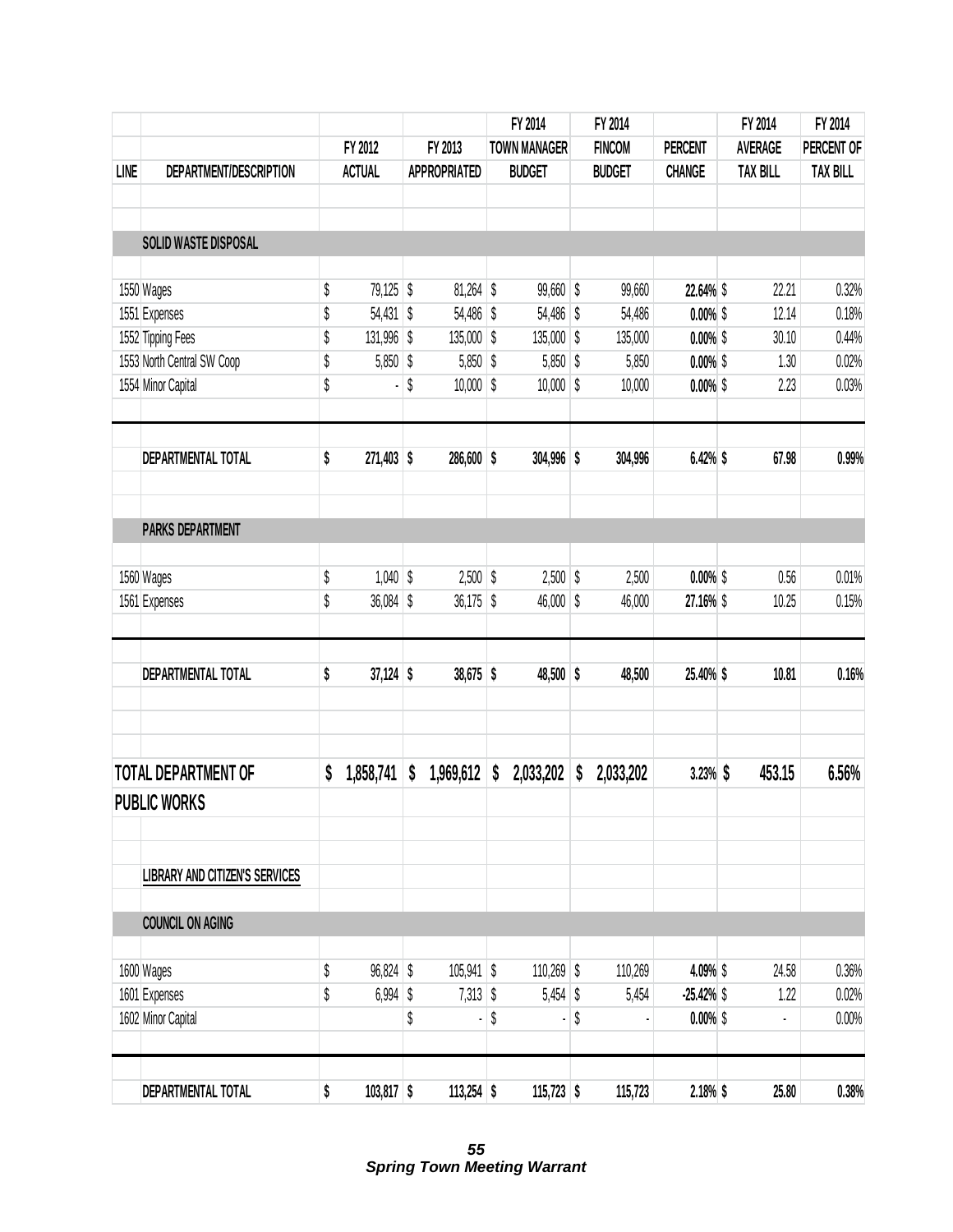| LINE | DEPARTMENT/DESCRIPTION | FY 2012 ACTUAL | FY 2013 APPROPRIATED | FY 2014 TOWN MANAGER BUDGET | FY 2014 FINCOM BUDGET | PERCENT CHANGE | FY 2014 AVERAGE TAX BILL | FY 2014 PERCENT OF TAX BILL |
|---|---|---|---|---|---|---|---|---|
| | **SOLID WASTE DISPOSAL** | | | | | | | |
| 1550 | Wages | $ 79,125 | $ 81,264 | $ 99,660 | $ 99,660 | **22.64%** | $ 22.21 | 0.32% |
| 1551 | Expenses | $ 54,431 | $ 54,486 | $ 54,486 | $ 54,486 | **0.00%** | $ 12.14 | 0.18% |
| 1552 | Tipping Fees | $ 131,996 | $ 135,000 | $ 135,000 | $ 135,000 | **0.00%** | $ 30.10 | 0.44% |
| 1553 | North Central SW Coop | $ 5,850 | $ 5,850 | $ 5,850 | $ 5,850 | **0.00%** | $ 1.30 | 0.02% |
| 1554 | Minor Capital | $ - | $ 10,000 | $ 10,000 | $ 10,000 | **0.00%** | $ 2.23 | 0.03% |
| | **DEPARTMENTAL TOTAL** | **$ 271,403** | **$ 286,600** | **$ 304,996** | **$ 304,996** | **6.42%** | **$ 67.98** | **0.99%** |
| | **PARKS DEPARTMENT** | | | | | | | |
| 1560 | Wages | $ 1,040 | $ 2,500 | $ 2,500 | $ 2,500 | **0.00%** | $ 0.56 | 0.01% |
| 1561 | Expenses | $ 36,084 | $ 36,175 | $ 46,000 | $ 46,000 | **27.16%** | $ 10.25 | 0.15% |
| | **DEPARTMENTAL TOTAL** | **$ 37,124** | **$ 38,675** | **$ 48,500** | **$ 48,500** | **25.40%** | **$ 10.81** | **0.16%** |
| | **TOTAL DEPARTMENT OF PUBLIC WORKS** | **$ 1,858,741** | **$ 1,969,612** | **$ 2,033,202** | **$ 2,033,202** | **3.23%** | **$ 453.15** | **6.56%** |
| | **LIBRARY AND CITIZEN'S SERVICES** | | | | | | | |
| | **COUNCIL ON AGING** | | | | | | | |
| 1600 | Wages | $ 96,824 | $ 105,941 | $ 110,269 | $ 110,269 | **4.09%** | $ 24.58 | 0.36% |
| 1601 | Expenses | $ 6,994 | $ 7,313 | $ 5,454 | $ 5,454 | **-25.42%** | $ 1.22 | 0.02% |
| 1602 | Minor Capital | | $ - | $ - | $ - | **0.00%** | $ - | 0.00% |
| | **DEPARTMENTAL TOTAL** | **$ 103,817** | **$ 113,254** | **$ 115,723** | **$ 115,723** | **2.18%** | **$ 25.80** | **0.38%** |

***Spring Town Meeting Warrant***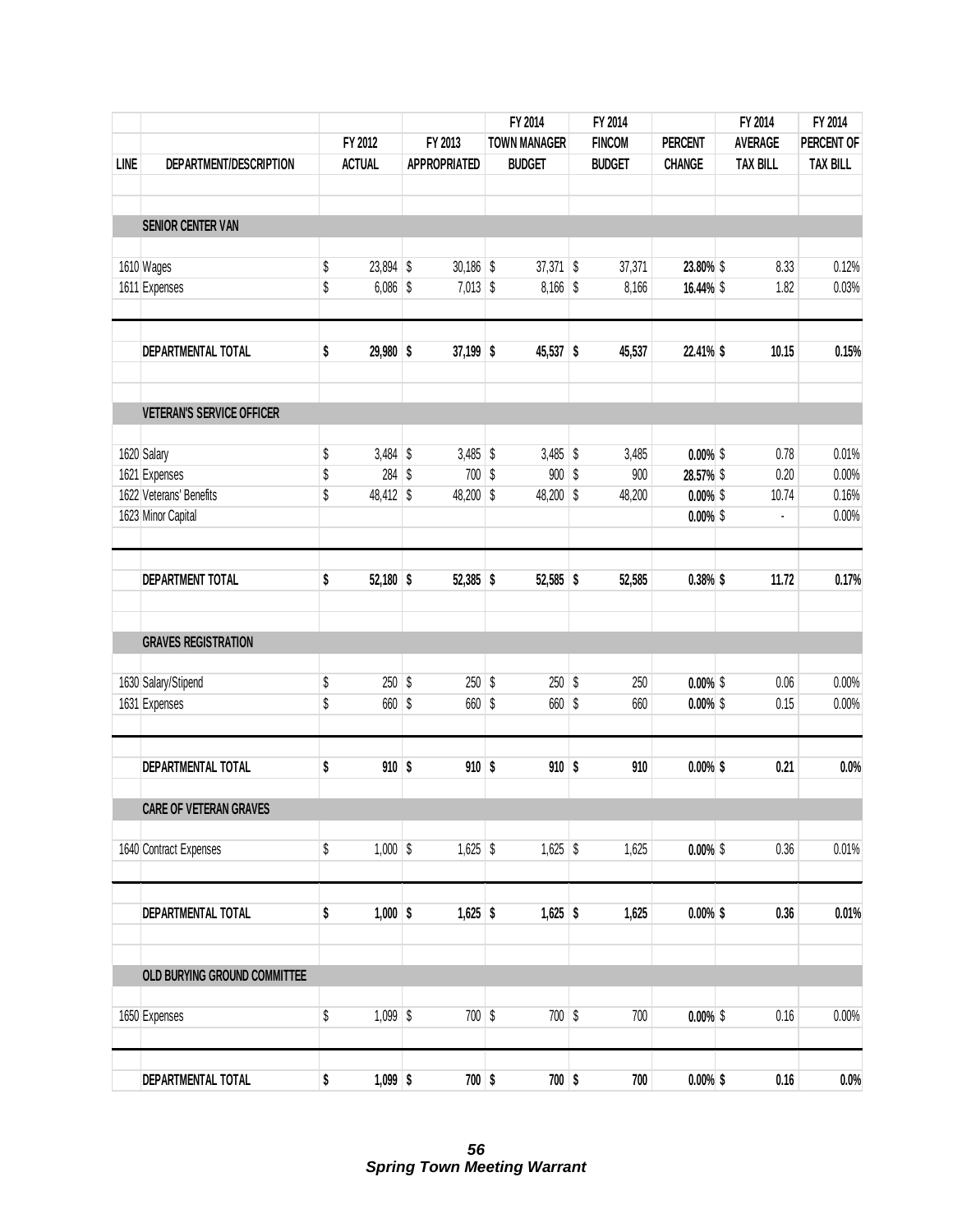| LINE | DEPARTMENT/DESCRIPTION | FY 2012 ACTUAL | FY 2013 APPROPRIATED | FY 2014 TOWN MANAGER BUDGET | FY 2014 FINCOM BUDGET | PERCENT CHANGE | FY 2014 AVERAGE TAX BILL | FY 2014 PERCENT OF TAX BILL |
|---|---|---|---|---|---|---|---|---|
| | **SENIOR CENTER VAN** | | | | | | | |
| 1610 | Wages | $ 23,894 | $ 30,186 | $ 37,371 | $ 37,371 | **23.80%** | $ 8.33 | 0.12% |
| 1611 | Expenses | $ 6,086 | $ 7,013 | $ 8,166 | $ 8,166 | **16.44%** | $ 1.82 | 0.03% |
| | **DEPARTMENTAL TOTAL** | **$ 29,980** | **$ 37,199** | **$ 45,537** | **$ 45,537** | **22.41%** | **$ 10.15** | **0.15%** |
| | **VETERAN'S SERVICE OFFICER** | | | | | | | |
| 1620 | Salary | $ 3,484 | $ 3,485 | $ 3,485 | $ 3,485 | **0.00%** | $ 0.78 | 0.01% |
| 1621 | Expenses | $ 284 | $ 700 | $ 900 | $ 900 | **28.57%** | $ 0.20 | 0.00% |
| 1622 | Veterans' Benefits | $ 48,412 | $ 48,200 | $ 48,200 | $ 48,200 | **0.00%** | $ 10.74 | 0.16% |
| 1623 | Minor Capital | | | | | **0.00%** | $ - | 0.00% |
| | **DEPARTMENT TOTAL** | **$ 52,180** | **$ 52,385** | **$ 52,585** | **$ 52,585** | **0.38%** | **$ 11.72** | **0.17%** |
| | **GRAVES REGISTRATION** | | | | | | | |
| 1630 | Salary/Stipend | $ 250 | $ 250 | $ 250 | $ 250 | **0.00%** | $ 0.06 | 0.00% |
| 1631 | Expenses | $ 660 | $ 660 | $ 660 | $ 660 | **0.00%** | $ 0.15 | 0.00% |
| | **DEPARTMENTAL TOTAL** | **$ 910** | **$ 910** | **$ 910** | **$ 910** | **0.00%** | **$ 0.21** | **0.0%** |
| | **CARE OF VETERAN GRAVES** | | | | | | | |
| 1640 | Contract Expenses | $ 1,000 | $ 1,625 | $ 1,625 | $ 1,625 | **0.00%** | $ 0.36 | 0.01% |
| | **DEPARTMENTAL TOTAL** | **$ 1,000** | **$ 1,625** | **$ 1,625** | **$ 1,625** | **0.00%** | **$ 0.36** | **0.01%** |
| | **OLD BURYING GROUND COMMITTEE** | | | | | | | |
| 1650 | Expenses | $ 1,099 | $ 700 | $ 700 | $ 700 | **0.00%** | $ 0.16 | 0.00% |
| | **DEPARTMENTAL TOTAL** | **$ 1,099** | **$ 700** | **$ 700** | **$ 700** | **0.00%** | **$ 0.16** | **0.0%** |

***Spring Town Meeting Warrant***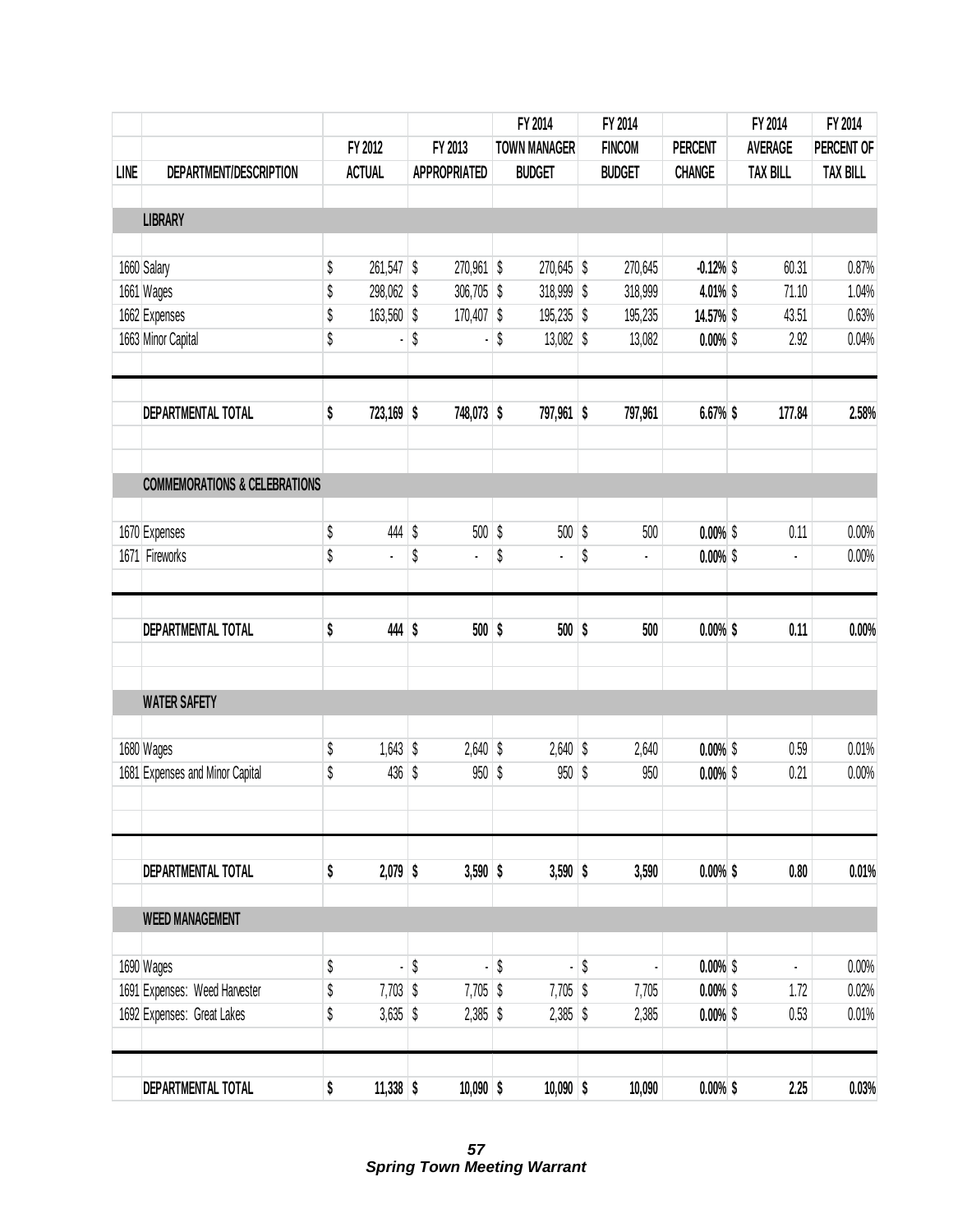| LINE | DEPARTMENT/DESCRIPTION | FY 2012 ACTUAL | FY 2013 APPROPRIATED | FY 2014 TOWN MANAGER BUDGET | FY 2014 FINCOM BUDGET | PERCENT CHANGE | FY 2014 AVERAGE TAX BILL | FY 2014 PERCENT OF TAX BILL |
|---|---|---|---|---|---|---|---|---|
| | **LIBRARY** | | | | | | | |
| 1660 | Salary | $ 261,547 | $ 270,961 | $ 270,645 | $ 270,645 | **-0.12%** | $ 60.31 | 0.87% |
| 1661 | Wages | $ 298,062 | $ 306,705 | $ 318,999 | $ 318,999 | **4.01%** | $ 71.10 | 1.04% |
| 1662 | Expenses | $ 163,560 | $ 170,407 | $ 195,235 | $ 195,235 | **14.57%** | $ 43.51 | 0.63% |
| 1663 | Minor Capital | $ - | $ - | $ 13,082 | $ 13,082 | **0.00%** | $ 2.92 | 0.04% |
| | **DEPARTMENTAL TOTAL** | **$ 723,169** | **$ 748,073** | **$ 797,961** | **$ 797,961** | **6.67%** | **$ 177.84** | **2.58%** |
| | **COMMEMORATIONS & CELEBRATIONS** | | | | | | | |
| 1670 | Expenses | $ 444 | $ 500 | $ 500 | $ 500 | **0.00%** | $ 0.11 | 0.00% |
| 1671 | Fireworks | $ - | $ - | $ - | $ - | **0.00%** | $ - | 0.00% |
| | **DEPARTMENTAL TOTAL** | **$ 444** | **$ 500** | **$ 500** | **$ 500** | **0.00%** | **$ 0.11** | **0.00%** |
| | **WATER SAFETY** | | | | | | | |
| 1680 | Wages | $ 1,643 | $ 2,640 | $ 2,640 | $ 2,640 | **0.00%** | $ 0.59 | 0.01% |
| 1681 | Expenses and Minor Capital | $ 436 | $ 950 | $ 950 | $ 950 | **0.00%** | $ 0.21 | 0.00% |
| | **DEPARTMENTAL TOTAL** | **$ 2,079** | **$ 3,590** | **$ 3,590** | **$ 3,590** | **0.00%** | **$ 0.80** | **0.01%** |
| | **WEED MANAGEMENT** | | | | | | | |
| 1690 | Wages | $ - | $ - | $ - | $ - | **0.00%** | $ - | 0.00% |
| 1691 | Expenses: Weed Harvester | $ 7,703 | $ 7,705 | $ 7,705 | $ 7,705 | **0.00%** | $ 1.72 | 0.02% |
| 1692 | Expenses: Great Lakes | $ 3,635 | $ 2,385 | $ 2,385 | $ 2,385 | **0.00%** | $ 0.53 | 0.01% |
| | **DEPARTMENTAL TOTAL** | **$ 11,338** | **$ 10,090** | **$ 10,090** | **$ 10,090** | **0.00%** | **$ 2.25** | **0.03%** |

***Spring Town Meeting Warrant***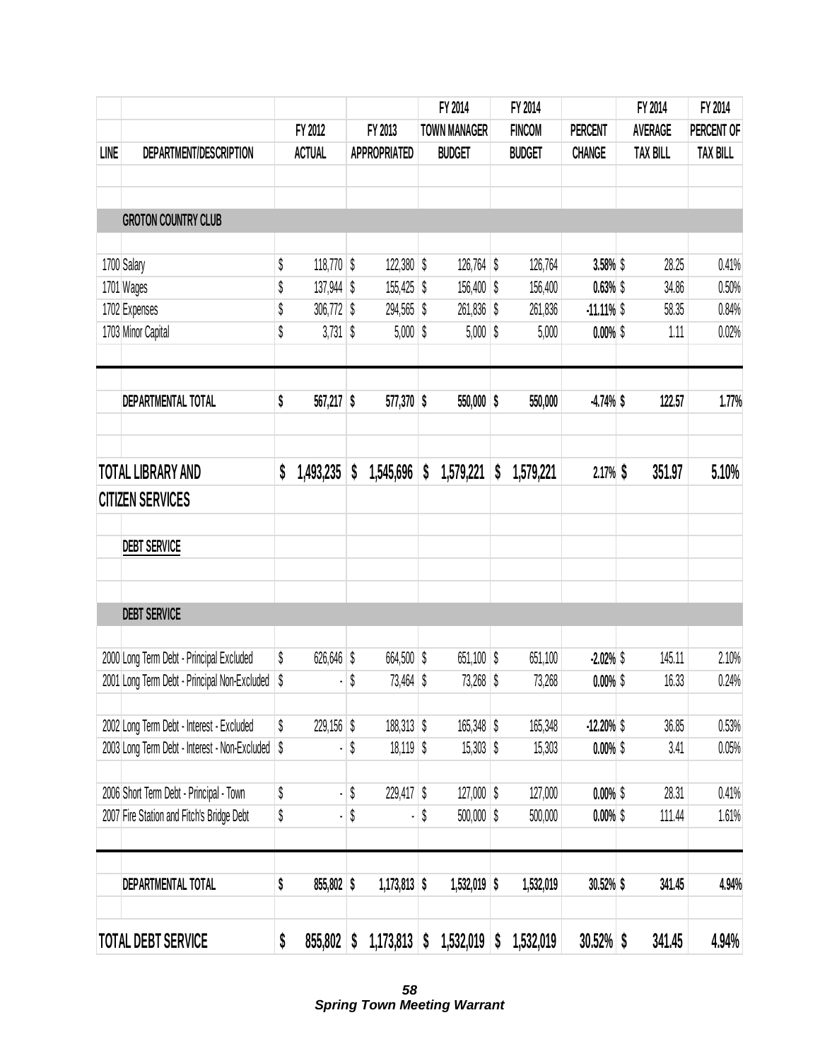| LINE | DEPARTMENT/DESCRIPTION | FY 2012 ACTUAL | FY 2013 APPROPRIATED | FY 2014 TOWN MANAGER BUDGET | FY 2014 FINCOM BUDGET | PERCENT CHANGE | FY 2014 AVERAGE TAX BILL | FY 2014 PERCENT OF TAX BILL |
|---|---|---|---|---|---|---|---|---|
| | **GROTON COUNTRY CLUB** | | | | | | | |
| 1700 | Salary | $ 118,770 | $ 122,380 | $ 126,764 | $ 126,764 | **3.58%** | $ 28.25 | 0.41% |
| 1701 | Wages | $ 137,944 | $ 155,425 | $ 156,400 | $ 156,400 | **0.63%** | $ 34.86 | 0.50% |
| 1702 | Expenses | $ 306,772 | $ 294,565 | $ 261,836 | $ 261,836 | **-11.11%** | $ 58.35 | 0.84% |
| 1703 | Minor Capital | $ 3,731 | $ 5,000 | $ 5,000 | $ 5,000 | **0.00%** | $ 1.11 | 0.02% |
| | **DEPARTMENTAL TOTAL** | **$ 567,217** | **$ 577,370** | **$ 550,000** | **$ 550,000** | **-4.74%** | **$ 122.57** | **1.77%** |
| | **TOTAL LIBRARY AND CITIZEN SERVICES** | **$ 1,493,235** | **$ 1,545,696** | **$ 1,579,221** | **$ 1,579,221** | **2.17%** | **$ 351.97** | **5.10%** |
| | **DEBT SERVICE** | | | | | | | |
| | **DEBT SERVICE** | | | | | | | |
| 2000 | Long Term Debt - Principal Excluded | $ 626,646 | $ 664,500 | $ 651,100 | $ 651,100 | **-2.02%** | $ 145.11 | 2.10% |
| 2001 | Long Term Debt - Principal Non-Excluded | $ - | $ 73,464 | $ 73,268 | $ 73,268 | **0.00%** | $ 16.33 | 0.24% |
| 2002 | Long Term Debt - Interest - Excluded | $ 229,156 | $ 188,313 | $ 165,348 | $ 165,348 | **-12.20%** | $ 36.85 | 0.53% |
| 2003 | Long Term Debt - Interest - Non-Excluded | $ - | $ 18,119 | $ 15,303 | $ 15,303 | **0.00%** | $ 3.41 | 0.05% |
| 2006 | Short Term Debt - Principal - Town | $ - | $ 229,417 | $ 127,000 | $ 127,000 | **0.00%** | $ 28.31 | 0.41% |
| 2007 | Fire Station and Fitch's Bridge Debt | $ - | $ - | $ 500,000 | $ 500,000 | **0.00%** | $ 111.44 | 1.61% |
| | **DEPARTMENTAL TOTAL** | **$ 855,802** | **$ 1,173,813** | **$ 1,532,019** | **$ 1,532,019** | **30.52%** | **$ 341.45** | **4.94%** |
| | **TOTAL DEBT SERVICE** | **$ 855,802** | **$ 1,173,813** | **$ 1,532,019** | **$ 1,532,019** | **30.52%** | **$ 341.45** | **4.94%** |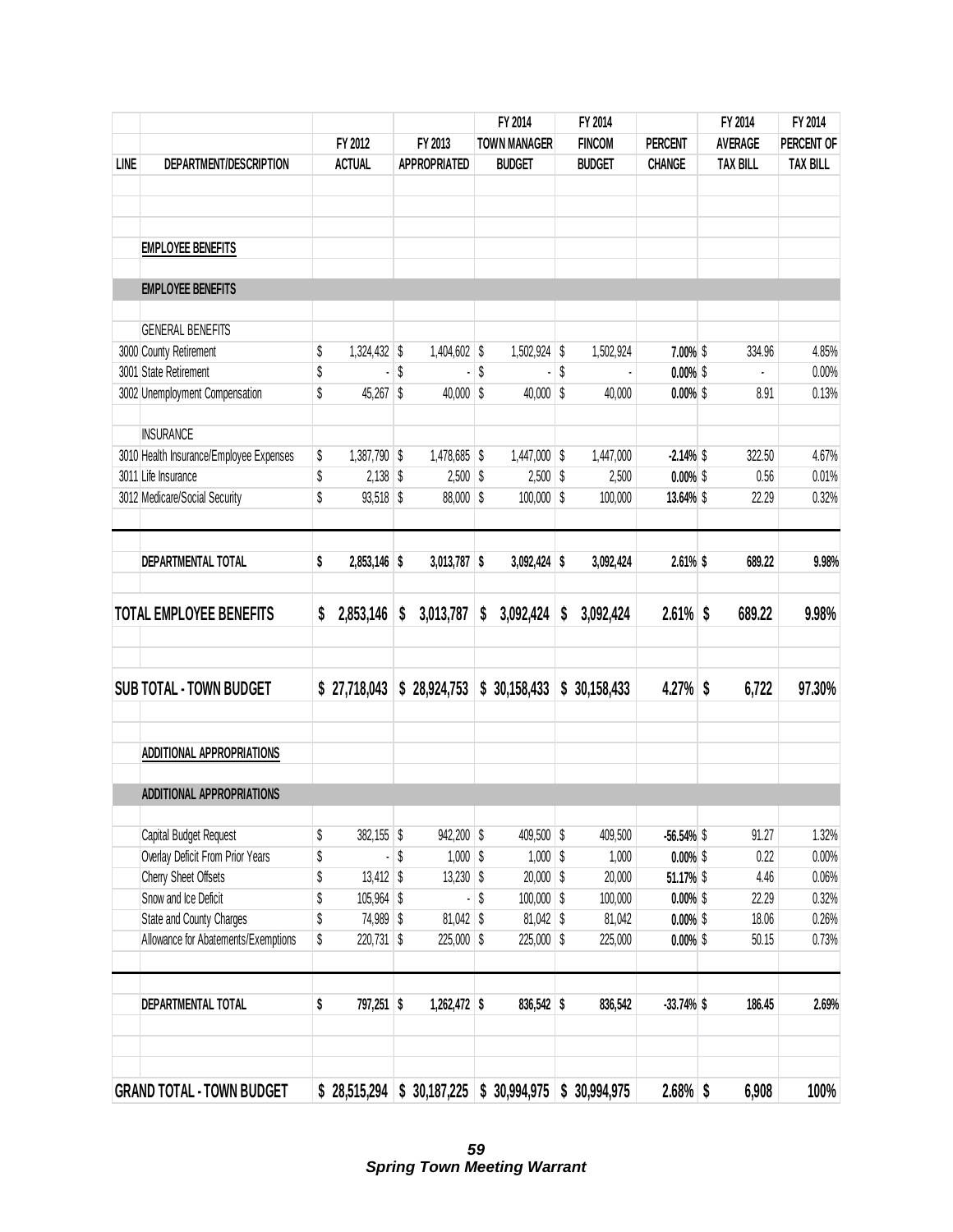| LINE | DEPARTMENT/DESCRIPTION | FY 2012 ACTUAL | FY 2013 APPROPRIATED | FY 2014 TOWN MANAGER BUDGET | FY 2014 FINCOM BUDGET | PERCENT CHANGE | FY 2014 AVERAGE TAX BILL | FY 2014 PERCENT OF TAX BILL |
|---|---|---|---|---|---|---|---|---|
| | **EMPLOYEE BENEFITS** | | | | | | | |
| | **EMPLOYEE BENEFITS** | | | | | | | |
| | GENERAL BENEFITS | | | | | | | |
| 3000 | County Retirement | $ 1,324,432 | $ 1,404,602 | $ 1,502,924 | $ 1,502,924 | 7.00% | $ 334.96 | 4.85% |
| 3001 | State Retirement | $ - | $ - | $ - | $ - | 0.00% | $ - | 0.00% |
| 3002 | Unemployment Compensation | $ 45,267 | $ 40,000 | $ 40,000 | $ 40,000 | 0.00% | $ 8.91 | 0.13% |
| | INSURANCE | | | | | | | |
| 3010 | Health Insurance/Employee Expenses | $ 1,387,790 | $ 1,478,685 | $ 1,447,000 | $ 1,447,000 | -2.14% | $ 322.50 | 4.67% |
| 3011 | Life Insurance | $ 2,138 | $ 2,500 | $ 2,500 | $ 2,500 | 0.00% | $ 0.56 | 0.01% |
| 3012 | Medicare/Social Security | $ 93,518 | $ 88,000 | $ 100,000 | $ 100,000 | 13.64% | $ 22.29 | 0.32% |
| | **DEPARTMENTAL TOTAL** | **$ 2,853,146** | **$ 3,013,787** | **$ 3,092,424** | **$ 3,092,424** | **2.61%** | **$ 689.22** | **9.98%** |
| | **TOTAL EMPLOYEE BENEFITS** | **$ 2,853,146** | **$ 3,013,787** | **$ 3,092,424** | **$ 3,092,424** | **2.61%** | **$ 689.22** | **9.98%** |
| | **SUB TOTAL - TOWN BUDGET** | **$ 27,718,043** | **$ 28,924,753** | **$ 30,158,433** | **$ 30,158,433** | **4.27%** | **$ 6,722** | **97.30%** |
| | **ADDITIONAL APPROPRIATIONS** | | | | | | | |
| | **ADDITIONAL APPROPRIATIONS** | | | | | | | |
| | Capital Budget Request | $ 382,155 | $ 942,200 | $ 409,500 | $ 409,500 | -56.54% | $ 91.27 | 1.32% |
| | Overlay Deficit From Prior Years | $ - | $ 1,000 | $ 1,000 | $ 1,000 | 0.00% | $ 0.22 | 0.00% |
| | Cherry Sheet Offsets | $ 13,412 | $ 13,230 | $ 20,000 | $ 20,000 | 51.17% | $ 4.46 | 0.06% |
| | Snow and Ice Deficit | $ 105,964 | $ - | $ 100,000 | $ 100,000 | 0.00% | $ 22.29 | 0.32% |
| | State and County Charges | $ 74,989 | $ 81,042 | $ 81,042 | $ 81,042 | 0.00% | $ 18.06 | 0.26% |
| | Allowance for Abatements/Exemptions | $ 220,731 | $ 225,000 | $ 225,000 | $ 225,000 | 0.00% | $ 50.15 | 0.73% |
| | **DEPARTMENTAL TOTAL** | **$ 797,251** | **$ 1,262,472** | **$ 836,542** | **$ 836,542** | **-33.74%** | **$ 186.45** | **2.69%** |
| | **GRAND TOTAL - TOWN BUDGET** | **$ 28,515,294** | **$ 30,187,225** | **$ 30,994,975** | **$ 30,994,975** | **2.68%** | **$ 6,908** | **100%** |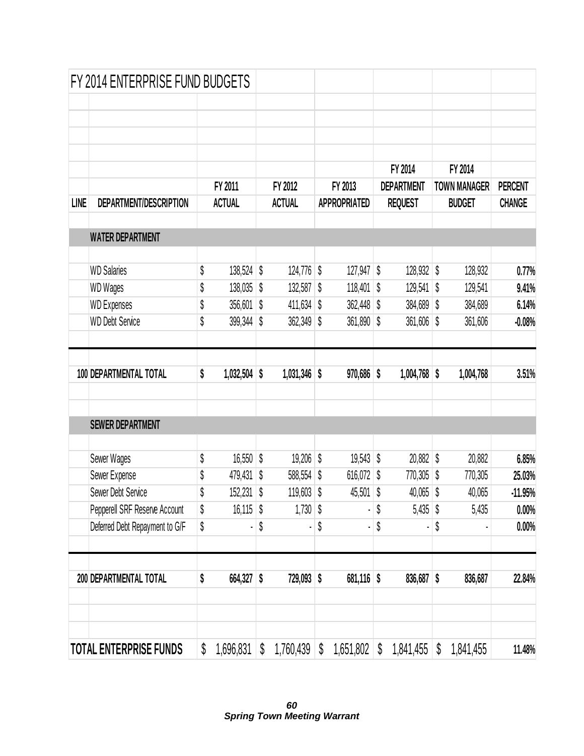# FY 2014 ENTERPRISE FUND BUDGETS

| LINE | DEPARTMENT/DESCRIPTION | FY 2011 ACTUAL | FY 2012 ACTUAL | FY 2013 APPROPRIATED | FY 2014 DEPARTMENT REQUEST | FY 2014 TOWN MANAGER BUDGET | PERCENT CHANGE |
|---|---|---|---|---|---|---|---|
| | **WATER DEPARTMENT** | | | | | | |
| | WD Salaries | $ 138,524 | $ 124,776 | $ 127,947 | $ 128,932 | $ 128,932 | **0.77%** |
| | WD Wages | $ 138,035 | $ 132,587 | $ 118,401 | $ 129,541 | $ 129,541 | **9.41%** |
| | WD Expenses | $ 356,601 | $ 411,634 | $ 362,448 | $ 384,689 | $ 384,689 | **6.14%** |
| | WD Debt Service | $ 399,344 | $ 362,349 | $ 361,890 | $ 361,606 | $ 361,606 | **-0.08%** |
| **100** | **DEPARTMENTAL TOTAL** | **$ 1,032,504** | **$ 1,031,346** | **$ 970,686** | **$ 1,004,768** | **$ 1,004,768** | **3.51%** |
| | **SEWER DEPARTMENT** | | | | | | |
| | Sewer Wages | $ 16,550 | $ 19,206 | $ 19,543 | $ 20,882 | $ 20,882 | **6.85%** |
| | Sewer Expense | $ 479,431 | $ 588,554 | $ 616,072 | $ 770,305 | $ 770,305 | **25.03%** |
| | Sewer Debt Service | $ 152,231 | $ 119,603 | $ 45,501 | $ 40,065 | $ 40,065 | **-11.95%** |
| | Pepperell SRF Reserve Account | $ 16,115 | $ 1,730 | $ - | $ 5,435 | $ 5,435 | **0.00%** |
| | Deferred Debt Repayment to G/F | $ - | $ - | $ - | $ - | $ - | **0.00%** |
| **200** | **DEPARTMENTAL TOTAL** | **$ 664,327** | **$ 729,093** | **$ 681,116** | **$ 836,687** | **$ 836,687** | **22.84%** |
| | **TOTAL ENTERPRISE FUNDS** | $ 1,696,831 | $ 1,760,439 | $ 1,651,802 | $ 1,841,455 | $ 1,841,455 | **11.48%** |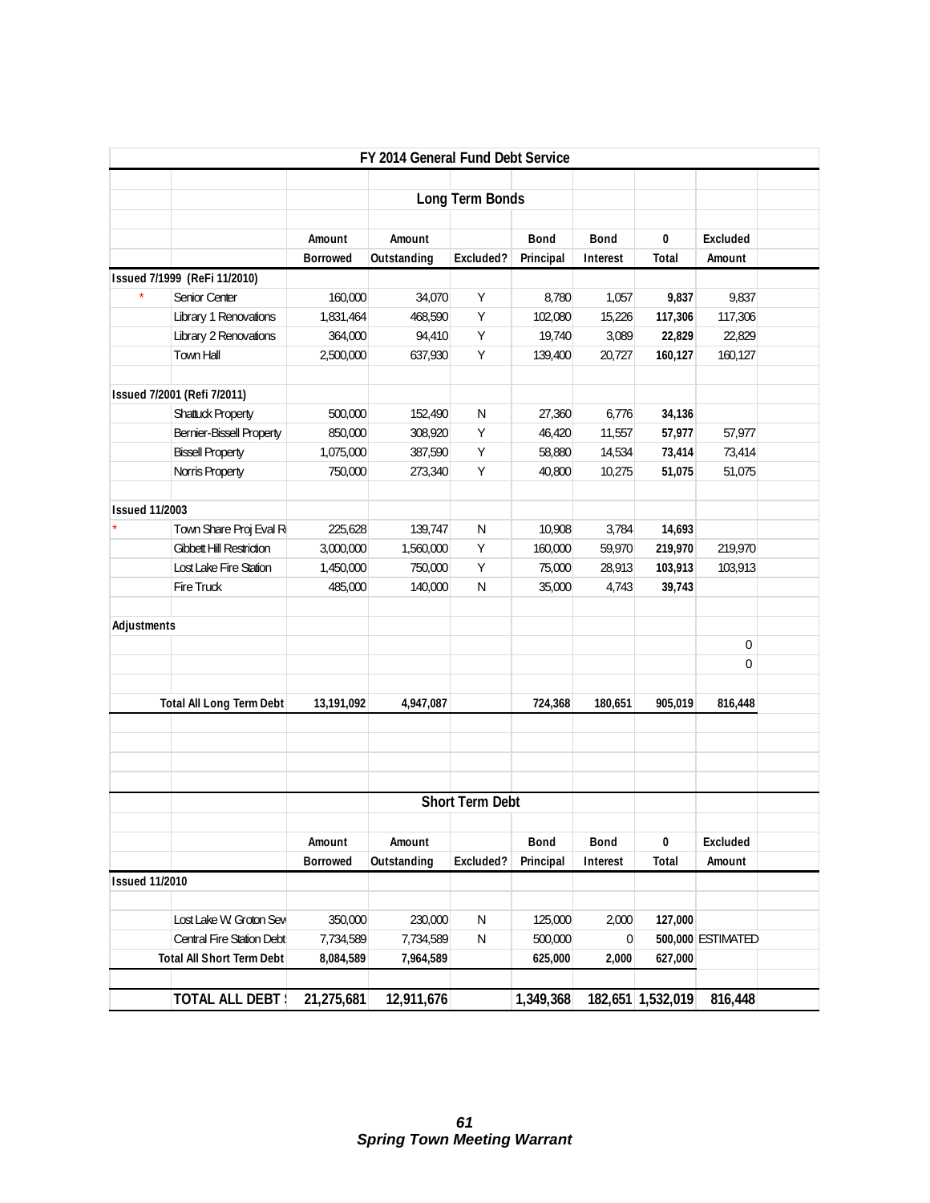# FY 2014 General Fund Debt Service

## Long Term Bonds

| | | Amount Borrowed | Amount Outstanding | Excluded? | Bond Principal | Bond Interest | 0 Total | Excluded Amount |
|---|---|---|---|---|---|---|---|---|
| **Issued 7/1999 (ReFi 11/2010)** | | | | | | | | |
| * | Senior Center | 160,000 | 34,070 | Y | 8,780 | 1,057 | **9,837** | 9,837 |
| | Library 1 Renovations | 1,831,464 | 468,590 | Y | 102,080 | 15,226 | **117,306** | 117,306 |
| | Library 2 Renovations | 364,000 | 94,410 | Y | 19,740 | 3,089 | **22,829** | 22,829 |
| | Town Hall | 2,500,000 | 637,930 | Y | 139,400 | 20,727 | **160,127** | 160,127 |
| **Issued 7/2001 (Refi 7/2011)** | | | | | | | | |
| | Shattuck Property | 500,000 | 152,490 | N | 27,360 | 6,776 | **34,136** | |
| | Bernier-Bissell Property | 850,000 | 308,920 | Y | 46,420 | 11,557 | **57,977** | 57,977 |
| | Bissell Property | 1,075,000 | 387,590 | Y | 58,880 | 14,534 | **73,414** | 73,414 |
| | Norris Property | 750,000 | 273,340 | Y | 40,800 | 10,275 | **51,075** | 51,075 |
| **Issued 11/2003** | | | | | | | | |
| * | Town Share Proj Eval R | 225,628 | 139,747 | N | 10,908 | 3,784 | **14,693** | |
| | Gibbett Hill Restriction | 3,000,000 | 1,560,000 | Y | 160,000 | 59,970 | **219,970** | 219,970 |
| | Lost Lake Fire Station | 1,450,000 | 750,000 | Y | 75,000 | 28,913 | **103,913** | 103,913 |
| | Fire Truck | 485,000 | 140,000 | N | 35,000 | 4,743 | **39,743** | |
| **Adjustments** | | | | | | | | |
| | | | | | | | | 0 |
| | | | | | | | | 0 |
| | **Total All Long Term Debt** | **13,191,092** | **4,947,087** | | **724,368** | **180,651** | **905,019** | **816,448** |

## Short Term Debt

| | | Amount Borrowed | Amount Outstanding | Excluded? | Bond Principal | Bond Interest | 0 Total | Excluded Amount |
|---|---|---|---|---|---|---|---|---|
| **Issued 11/2010** | | | | | | | | |
| | Lost Lake W. Groton Sew | 350,000 | 230,000 | N | 125,000 | 2,000 | **127,000** | |
| | Central Fire Station Debt | 7,734,589 | 7,734,589 | N | 500,000 | 0 | **500,000** | ESTIMATED |
| | **Total All Short Term Debt** | **8,084,589** | **7,964,589** | | **625,000** | **2,000** | **627,000** | |
| | **TOTAL ALL DEBT** | **21,275,681** | **12,911,676** | | **1,349,368** | **182,651** | **1,532,019** | **816,448** |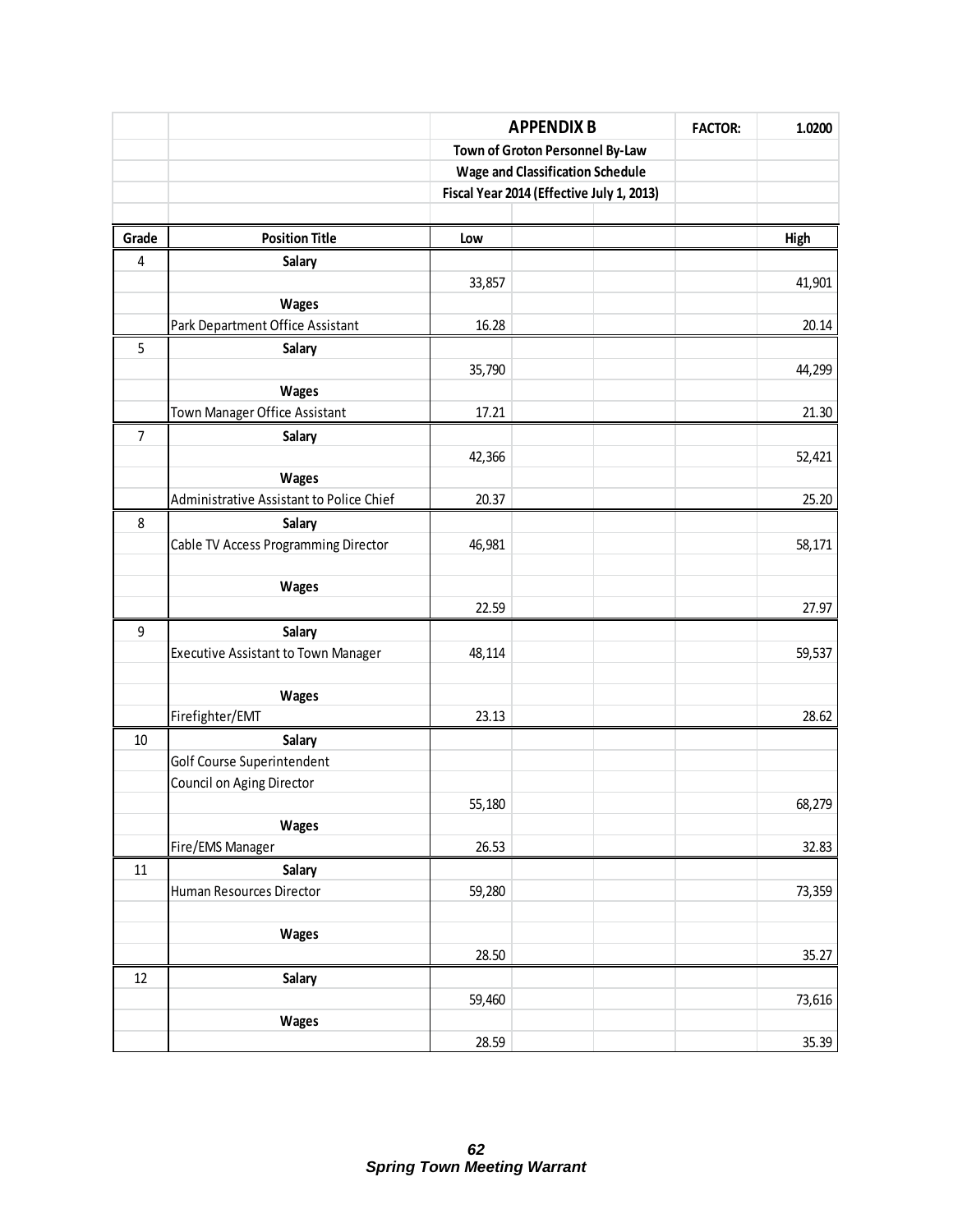| | | APPENDIX B | | | FACTOR: | 1.0200 |
|---|---|---|---|---|---|---|
| | | Town of Groton Personnel By-Law | | | | |
| | | Wage and Classification Schedule | | | | |
| | | Fiscal Year 2014 (Effective July 1, 2013) | | | | |
| **Grade** | **Position Title** | **Low** | | | | **High** |
| 4 | **Salary** | | | | | |
| | | 33,857 | | | | 41,901 |
| | **Wages** | | | | | |
| | Park Department Office Assistant | 16.28 | | | | 20.14 |
| 5 | **Salary** | | | | | |
| | | 35,790 | | | | 44,299 |
| | **Wages** | | | | | |
| | Town Manager Office Assistant | 17.21 | | | | 21.30 |
| 7 | **Salary** | | | | | |
| | | 42,366 | | | | 52,421 |
| | **Wages** | | | | | |
| | Administrative Assistant to Police Chief | 20.37 | | | | 25.20 |
| 8 | **Salary** | | | | | |
| | Cable TV Access Programming Director | 46,981 | | | | 58,171 |
| | **Wages** | | | | | |
| | | 22.59 | | | | 27.97 |
| 9 | **Salary** | | | | | |
| | Executive Assistant to Town Manager | 48,114 | | | | 59,537 |
| | **Wages** | | | | | |
| | Firefighter/EMT | 23.13 | | | | 28.62 |
| 10 | **Salary** | | | | | |
| | Golf Course Superintendent | | | | | |
| | Council on Aging Director | | | | | |
| | | 55,180 | | | | 68,279 |
| | **Wages** | | | | | |
| | Fire/EMS Manager | 26.53 | | | | 32.83 |
| 11 | **Salary** | | | | | |
| | Human Resources Director | 59,280 | | | | 73,359 |
| | **Wages** | | | | | |
| | | 28.50 | | | | 35.27 |
| 12 | **Salary** | | | | | |
| | | 59,460 | | | | 73,616 |
| | **Wages** | | | | | |
| | | 28.59 | | | | 35.39 |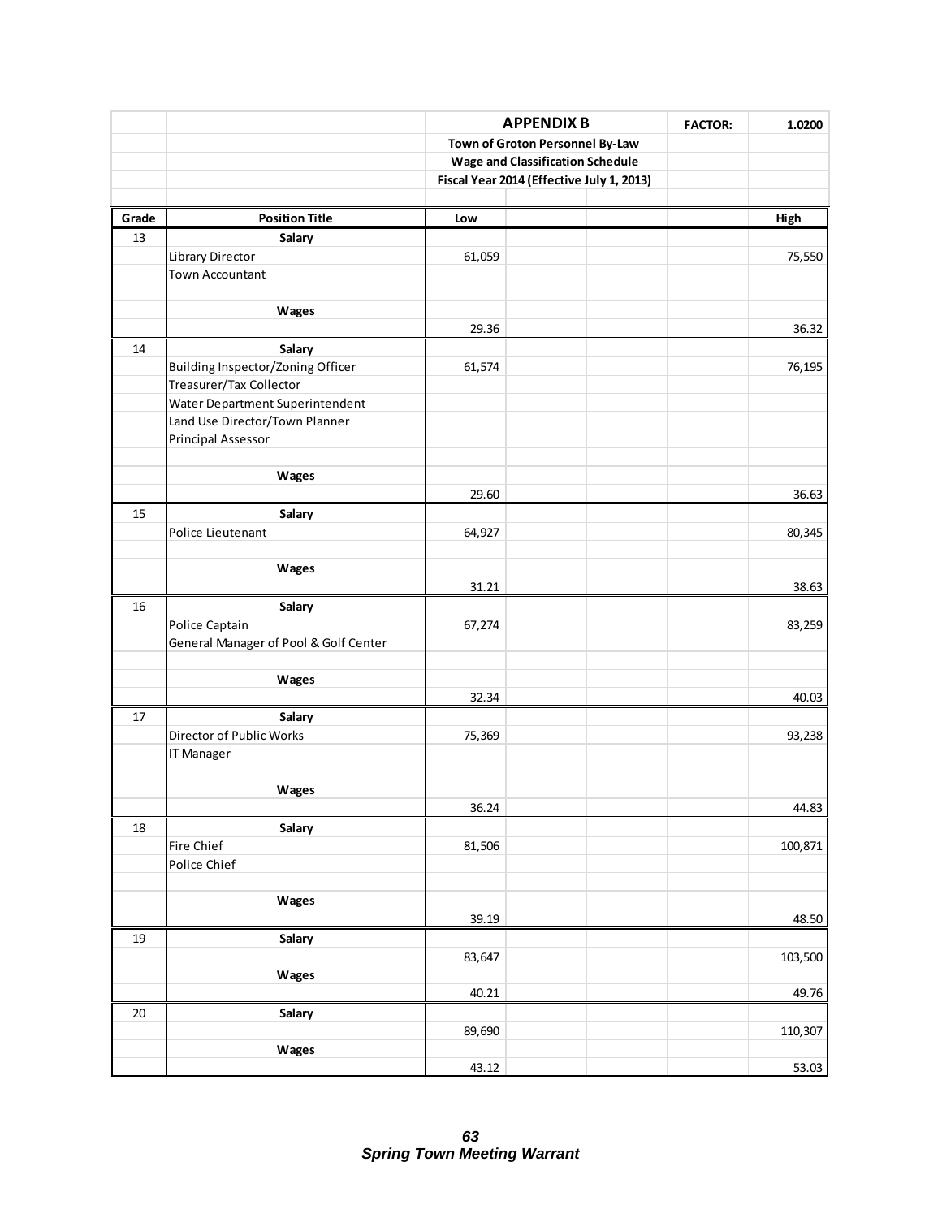| | | APPENDIX B | | | FACTOR: | 1.0200 |
|---|---|---|---|---|---|---|
| | | Town of Groton Personnel By-Law | | | | |
| | | Wage and Classification Schedule | | | | |
| | | Fiscal Year 2014 (Effective July 1, 2013) | | | | |
| **Grade** | **Position Title** | **Low** | | | | **High** |
| 13 | **Salary** | | | | | |
| | Library Director | 61,059 | | | | 75,550 |
| | Town Accountant | | | | | |
| | **Wages** | | | | | |
| | | 29.36 | | | | 36.32 |
| 14 | **Salary** | | | | | |
| | Building Inspector/Zoning Officer | 61,574 | | | | 76,195 |
| | Treasurer/Tax Collector | | | | | |
| | Water Department Superintendent | | | | | |
| | Land Use Director/Town Planner | | | | | |
| | Principal Assessor | | | | | |
| | **Wages** | | | | | |
| | | 29.60 | | | | 36.63 |
| 15 | **Salary** | | | | | |
| | Police Lieutenant | 64,927 | | | | 80,345 |
| | **Wages** | | | | | |
| | | 31.21 | | | | 38.63 |
| 16 | **Salary** | | | | | |
| | Police Captain | 67,274 | | | | 83,259 |
| | General Manager of Pool & Golf Center | | | | | |
| | **Wages** | | | | | |
| | | 32.34 | | | | 40.03 |
| 17 | **Salary** | | | | | |
| | Director of Public Works | 75,369 | | | | 93,238 |
| | IT Manager | | | | | |
| | **Wages** | | | | | |
| | | 36.24 | | | | 44.83 |
| 18 | **Salary** | | | | | |
| | Fire Chief | 81,506 | | | | 100,871 |
| | Police Chief | | | | | |
| | **Wages** | | | | | |
| | | 39.19 | | | | 48.50 |
| 19 | **Salary** | | | | | |
| | | 83,647 | | | | 103,500 |
| | **Wages** | | | | | |
| | | 40.21 | | | | 49.76 |
| 20 | **Salary** | | | | | |
| | | 89,690 | | | | 110,307 |
| | **Wages** | | | | | |
| | | 43.12 | | | | 53.03 |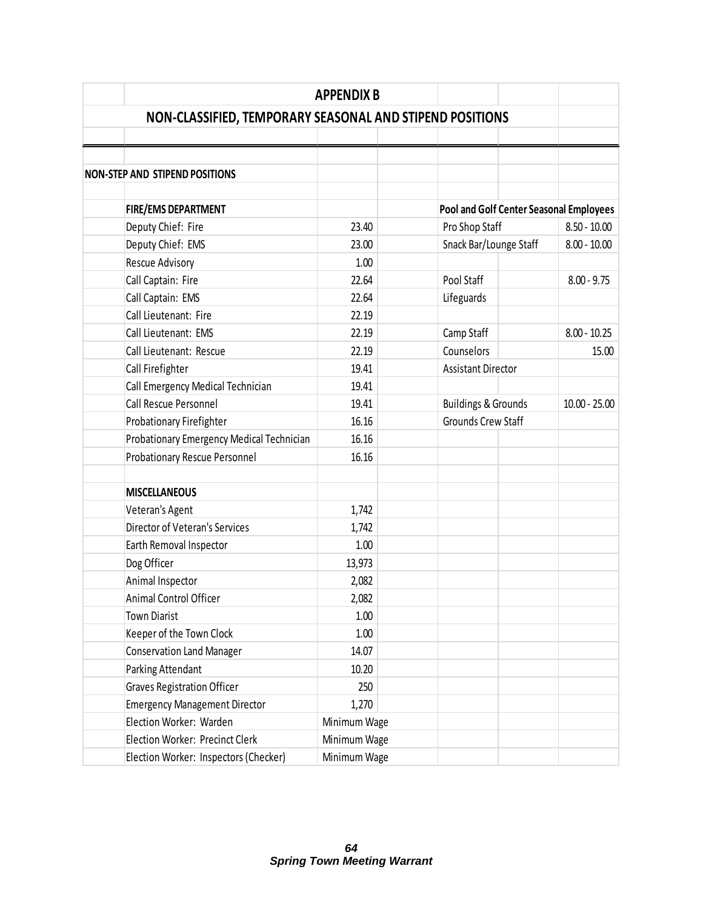# APPENDIX B

## NON-CLASSIFIED, TEMPORARY SEASONAL AND STIPEND POSITIONS

### NON-STEP AND STIPEND POSITIONS

| FIRE/EMS DEPARTMENT | | Pool and Golf Center Seasonal Employees | |
|---|---|---|---|
| Deputy Chief: Fire | 23.40 | Pro Shop Staff | 8.50 - 10.00 |
| Deputy Chief: EMS | 23.00 | Snack Bar/Lounge Staff | 8.00 - 10.00 |
| Rescue Advisory | 1.00 | | |
| Call Captain: Fire | 22.64 | Pool Staff | 8.00 - 9.75 |
| Call Captain: EMS | 22.64 | Lifeguards | |
| Call Lieutenant: Fire | 22.19 | | |
| Call Lieutenant: EMS | 22.19 | Camp Staff | 8.00 - 10.25 |
| Call Lieutenant: Rescue | 22.19 | Counselors | 15.00 |
| Call Firefighter | 19.41 | Assistant Director | |
| Call Emergency Medical Technician | 19.41 | | |
| Call Rescue Personnel | 19.41 | Buildings & Grounds | 10.00 - 25.00 |
| Probationary Firefighter | 16.16 | Grounds Crew Staff | |
| Probationary Emergency Medical Technician | 16.16 | | |
| Probationary Rescue Personnel | 16.16 | | |
| | | | |
| **MISCELLANEOUS** | | | |
| Veteran's Agent | 1,742 | | |
| Director of Veteran's Services | 1,742 | | |
| Earth Removal Inspector | 1.00 | | |
| Dog Officer | 13,973 | | |
| Animal Inspector | 2,082 | | |
| Animal Control Officer | 2,082 | | |
| Town Diarist | 1.00 | | |
| Keeper of the Town Clock | 1.00 | | |
| Conservation Land Manager | 14.07 | | |
| Parking Attendant | 10.20 | | |
| Graves Registration Officer | 250 | | |
| Emergency Management Director | 1,270 | | |
| Election Worker: Warden | Minimum Wage | | |
| Election Worker: Precinct Clerk | Minimum Wage | | |
| Election Worker: Inspectors (Checker) | Minimum Wage | | |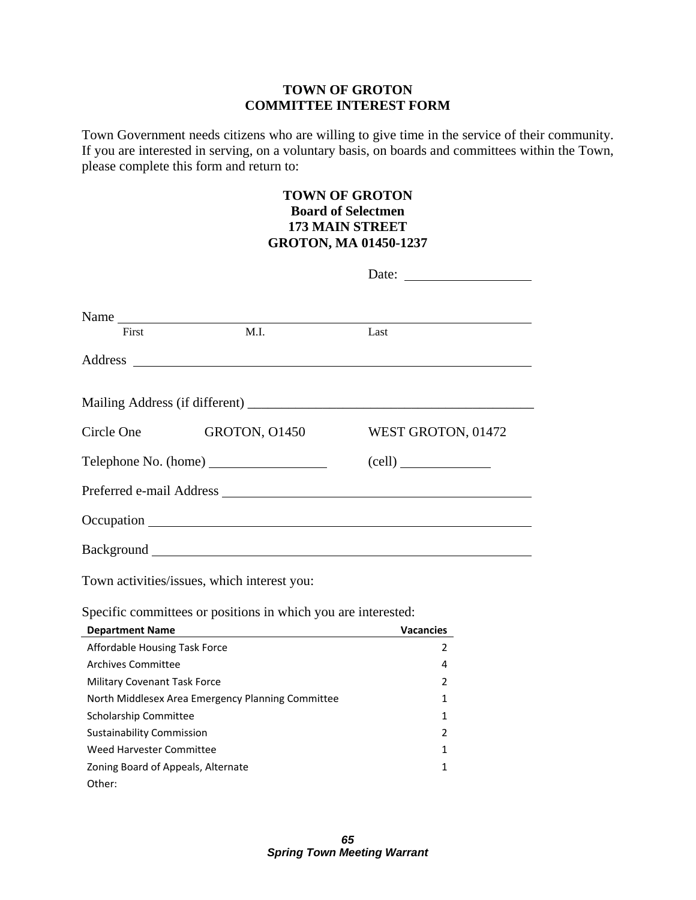**TOWN OF GROTON**
**COMMITTEE INTEREST FORM**

Town Government needs citizens who are willing to give time in the service of their community. If you are interested in serving, on a voluntary basis, on boards and committees within the Town, please complete this form and return to:

**TOWN OF GROTON**
**Board of Selectmen**
**173 MAIN STREET**
**GROTON, MA 01450-1237**

Date: ____________________

Name ______________________________________________________________
First M.I. Last

Address ____________________________________________________________

Mailing Address (if different) ___________________________________________

Circle One GROTON, O1450 WEST GROTON, 01472

Telephone No. (home) __________________ (cell) ______________

Preferred e-mail Address _______________________________________________

Occupation _________________________________________________________

Background _________________________________________________________

Town activities/issues, which interest you:

Specific committees or positions in which you are interested:

| Department Name | Vacancies |
|---|---|
| Affordable Housing Task Force | 2 |
| Archives Committee | 4 |
| Military Covenant Task Force | 2 |
| North Middlesex Area Emergency Planning Committee | 1 |
| Scholarship Committee | 1 |
| Sustainability Commission | 2 |
| Weed Harvester Committee | 1 |
| Zoning Board of Appeals, Alternate | 1 |
| Other: | |